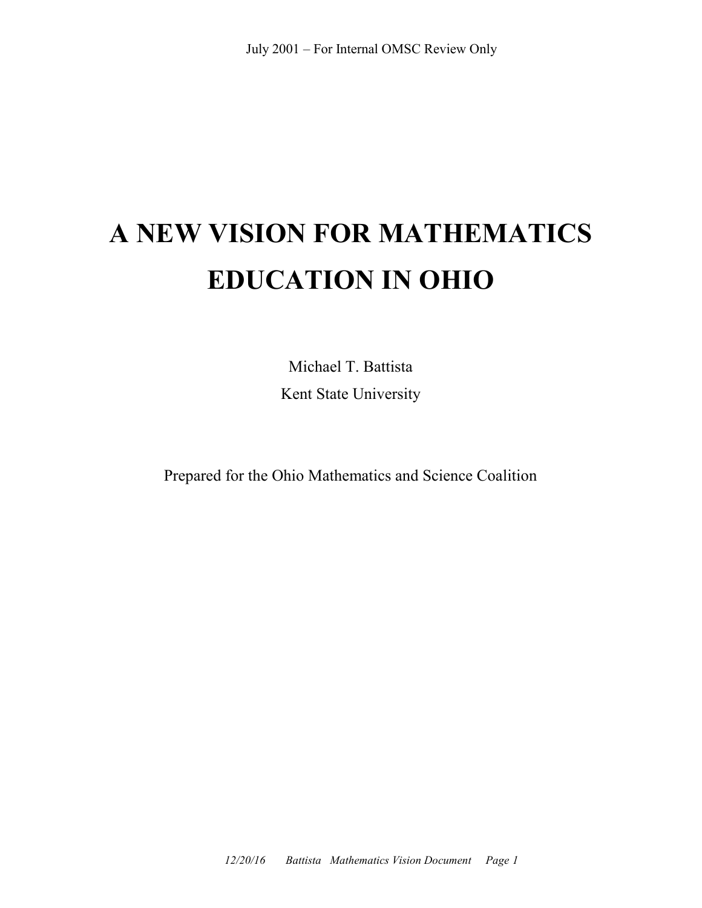July 2001 – For Internal OMSC Review Only

# A NEW VISION FOR MATHEMATICS EDUCATION IN OHIO

Michael T. Battista

Kent State University

Prepared for the Ohio Mathematics and Science Coalition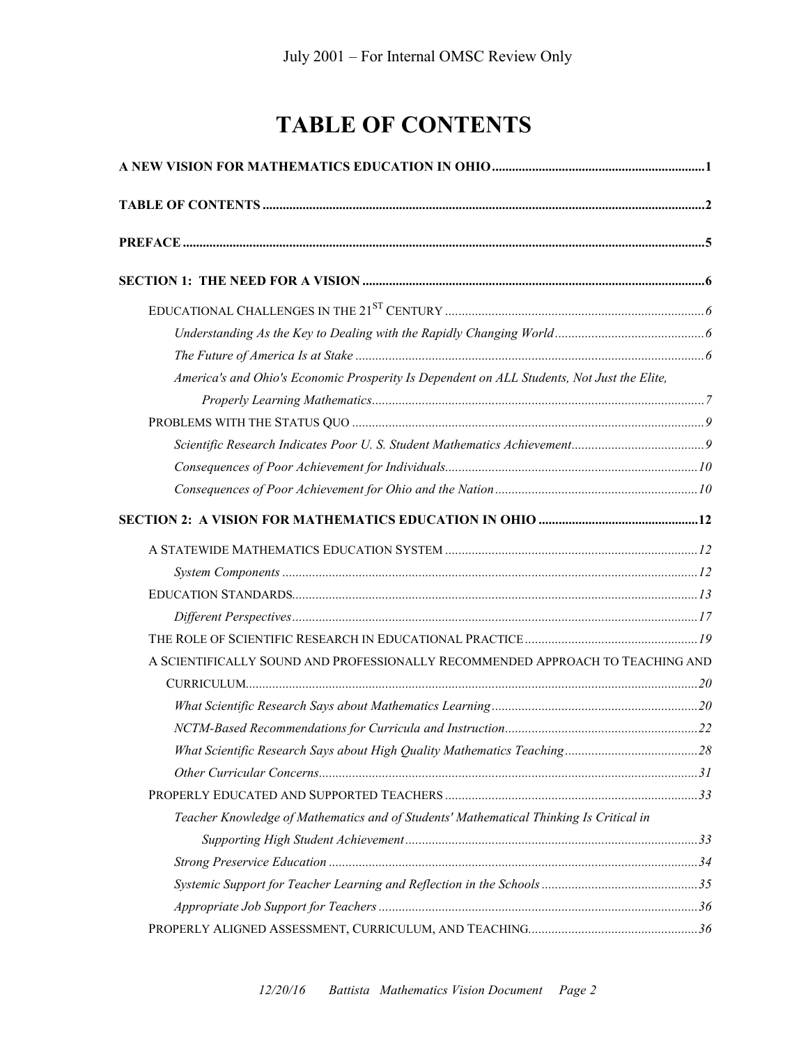# TABLE OF CONTENTS

**A NEW VISION FOR MATHEMATICS EDUCATION IN OHIO** ........ **1**

**TABLE OF CONTENTS** ........ **2**

**PREFACE** ........ **5**

**SECTION 1: THE NEED FOR A VISION** ........ **6**

- EDUCATIONAL CHALLENGES IN THE 21ST CENTURY ........ *6*
  - *Understanding As the Key to Dealing with the Rapidly Changing World* ........ *6*
  - *The Future of America Is at Stake* ........ *6*
  - *America's and Ohio's Economic Prosperity Is Dependent on ALL Students, Not Just the Elite, Properly Learning Mathematics* ........ *7*
- PROBLEMS WITH THE STATUS QUO ........ *9*
  - *Scientific Research Indicates Poor U. S. Student Mathematics Achievement* ........ *9*
  - *Consequences of Poor Achievement for Individuals* ........ *10*
  - *Consequences of Poor Achievement for Ohio and the Nation* ........ *10*

**SECTION 2: A VISION FOR MATHEMATICS EDUCATION IN OHIO** ........ **12**

- A STATEWIDE MATHEMATICS EDUCATION SYSTEM ........ *12*
  - *System Components* ........ *12*
- EDUCATION STANDARDS ........ *13*
  - *Different Perspectives* ........ *17*
- THE ROLE OF SCIENTIFIC RESEARCH IN EDUCATIONAL PRACTICE ........ *19*
- A SCIENTIFICALLY SOUND AND PROFESSIONALLY RECOMMENDED APPROACH TO TEACHING AND CURRICULUM ........ *20*
  - *What Scientific Research Says about Mathematics Learning* ........ *20*
  - *NCTM-Based Recommendations for Curricula and Instruction* ........ *22*
  - *What Scientific Research Says about High Quality Mathematics Teaching* ........ *28*
  - *Other Curricular Concerns* ........ *31*
- PROPERLY EDUCATED AND SUPPORTED TEACHERS ........ *33*
  - *Teacher Knowledge of Mathematics and of Students' Mathematical Thinking Is Critical in Supporting High Student Achievement* ........ *33*
  - *Strong Preservice Education* ........ *34*
  - *Systemic Support for Teacher Learning and Reflection in the Schools* ........ *35*
  - *Appropriate Job Support for Teachers* ........ *36*
- PROPERLY ALIGNED ASSESSMENT, CURRICULUM, AND TEACHING ........ *36*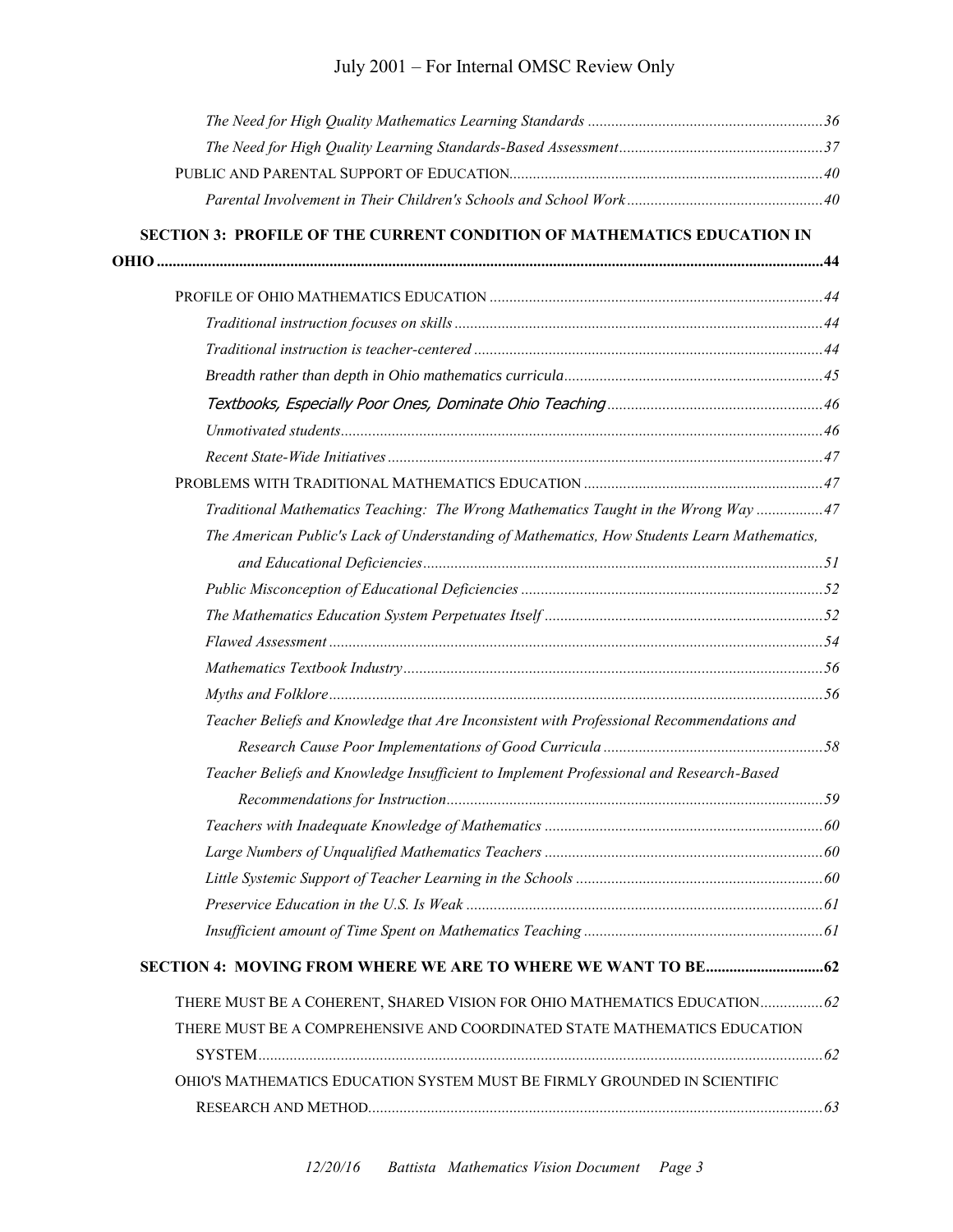*The Need for High Quality Mathematics Learning Standards* ............................................................ *36*

*The Need for High Quality Learning Standards-Based Assessment* ................................................... *37*

PUBLIC AND PARENTAL SUPPORT OF EDUCATION............................................................................... *40*

*Parental Involvement in Their Children's Schools and School Work* .................................................. *40*

**SECTION 3: PROFILE OF THE CURRENT CONDITION OF MATHEMATICS EDUCATION IN OHIO ............................................................................................................................................................44**

PROFILE OF OHIO MATHEMATICS EDUCATION .................................................................................... *44*

*Traditional instruction focuses on skills* ............................................................................................. *44*

*Traditional instruction is teacher-centered* ......................................................................................... *44*

*Breadth rather than depth in Ohio mathematics curricula*.................................................................. *45*

*Textbooks, Especially Poor Ones, Dominate Ohio Teaching* ...................................................... *46*

*Unmotivated students*........................................................................................................................... *46*

*Recent State-Wide Initiatives* .............................................................................................................. *47*

PROBLEMS WITH TRADITIONAL MATHEMATICS EDUCATION ............................................................. *47*

*Traditional Mathematics Teaching: The Wrong Mathematics Taught in the Wrong Way* ................. *47*

*The American Public's Lack of Understanding of Mathematics, How Students Learn Mathematics, and Educational Deficiencies*..................................................................................................... *51*

*Public Misconception of Educational Deficiencies* ............................................................................. *52*

*The Mathematics Education System Perpetuates Itself* ....................................................................... *52*

*Flawed Assessment* ............................................................................................................................. *54*

*Mathematics Textbook Industry*.......................................................................................................... *56*

*Myths and Folklore*............................................................................................................................. *56*

*Teacher Beliefs and Knowledge that Are Inconsistent with Professional Recommendations and Research Cause Poor Implementations of Good Curricula* ........................................................ *58*

*Teacher Beliefs and Knowledge Insufficient to Implement Professional and Research-Based Recommendations for Instruction*................................................................................................ *59*

*Teachers with Inadequate Knowledge of Mathematics* ...................................................................... *60*

*Large Numbers of Unqualified Mathematics Teachers* ...................................................................... *60*

*Little Systemic Support of Teacher Learning in the Schools* ............................................................... *60*

*Preservice Education in the U.S. Is Weak* ........................................................................................... *61*

*Insufficient amount of Time Spent on Mathematics Teaching* ............................................................. *61*

**SECTION 4: MOVING FROM WHERE WE ARE TO WHERE WE WANT TO BE..............................62**

THERE MUST BE A COHERENT, SHARED VISION FOR OHIO MATHEMATICS EDUCATION................ *62*

THERE MUST BE A COMPREHENSIVE AND COORDINATED STATE MATHEMATICS EDUCATION SYSTEM............................................................................................................................................... *62*

OHIO'S MATHEMATICS EDUCATION SYSTEM MUST BE FIRMLY GROUNDED IN SCIENTIFIC RESEARCH AND METHOD................................................................................................................... *63*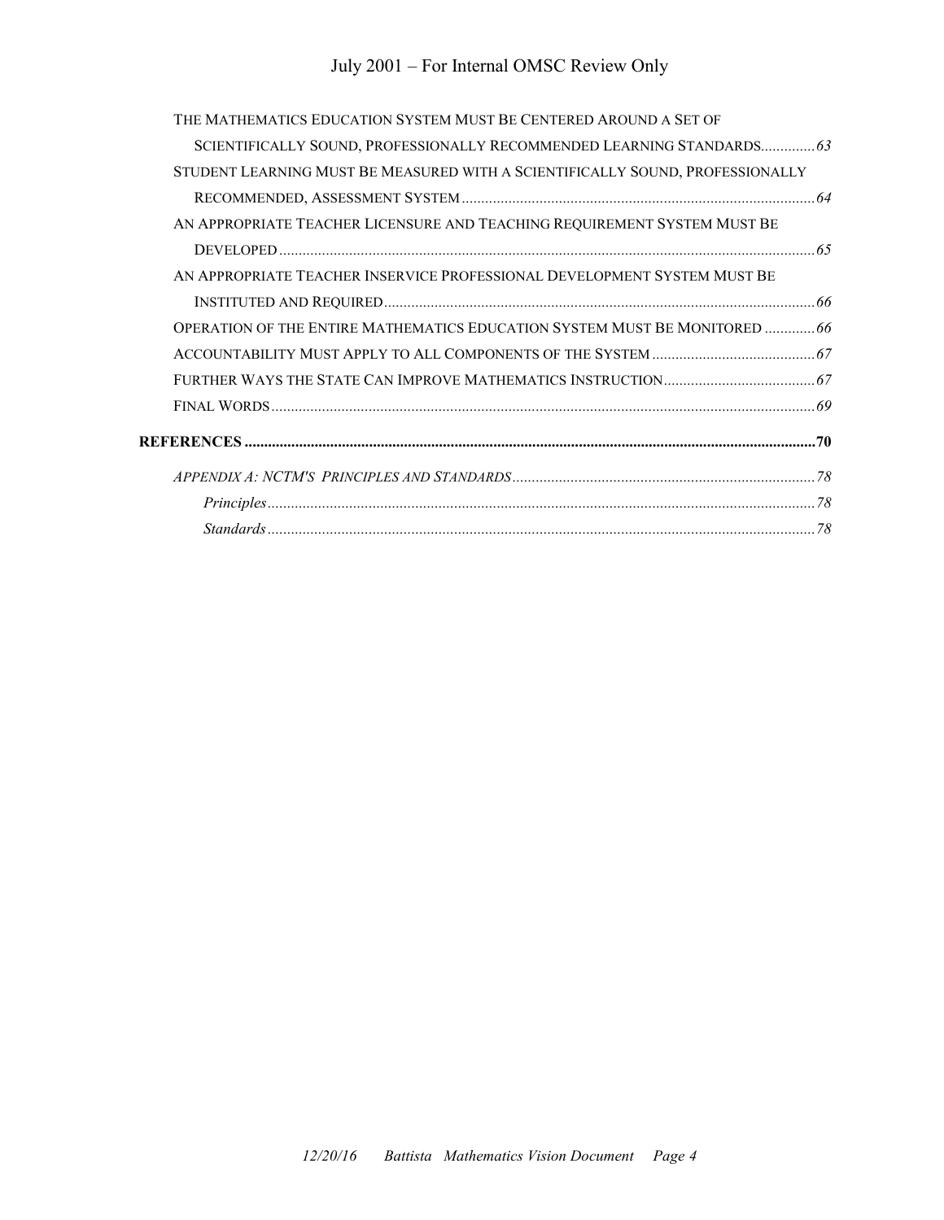THE MATHEMATICS EDUCATION SYSTEM MUST BE CENTERED AROUND A SET OF SCIENTIFICALLY SOUND, PROFESSIONALLY RECOMMENDED LEARNING STANDARDS .............. 63

STUDENT LEARNING MUST BE MEASURED WITH A SCIENTIFICALLY SOUND, PROFESSIONALLY RECOMMENDED, ASSESSMENT SYSTEM .............. 64

AN APPROPRIATE TEACHER LICENSURE AND TEACHING REQUIREMENT SYSTEM MUST BE DEVELOPED .............. 65

AN APPROPRIATE TEACHER INSERVICE PROFESSIONAL DEVELOPMENT SYSTEM MUST BE INSTITUTED AND REQUIRED .............. 66

OPERATION OF THE ENTIRE MATHEMATICS EDUCATION SYSTEM MUST BE MONITORED .............. 66

ACCOUNTABILITY MUST APPLY TO ALL COMPONENTS OF THE SYSTEM .............. 67

FURTHER WAYS THE STATE CAN IMPROVE MATHEMATICS INSTRUCTION .............. 67

FINAL WORDS .............. 69

**REFERENCES .............. 70**

*APPENDIX A: NCTM'S PRINCIPLES AND STANDARDS .............. 78*

*Principles .............. 78*

*Standards .............. 78*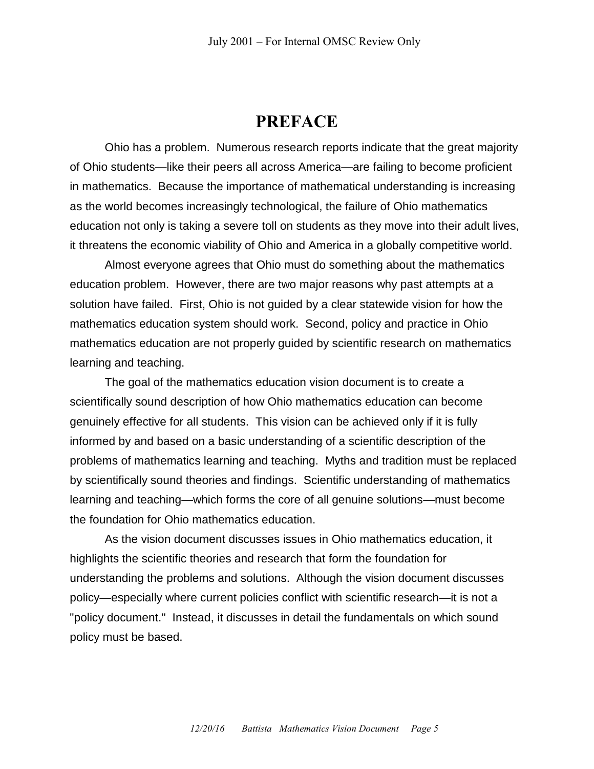# PREFACE

Ohio has a problem. Numerous research reports indicate that the great majority of Ohio students—like their peers all across America—are failing to become proficient in mathematics. Because the importance of mathematical understanding is increasing as the world becomes increasingly technological, the failure of Ohio mathematics education not only is taking a severe toll on students as they move into their adult lives, it threatens the economic viability of Ohio and America in a globally competitive world.

Almost everyone agrees that Ohio must do something about the mathematics education problem. However, there are two major reasons why past attempts at a solution have failed. First, Ohio is not guided by a clear statewide vision for how the mathematics education system should work. Second, policy and practice in Ohio mathematics education are not properly guided by scientific research on mathematics learning and teaching.

The goal of the mathematics education vision document is to create a scientifically sound description of how Ohio mathematics education can become genuinely effective for all students. This vision can be achieved only if it is fully informed by and based on a basic understanding of a scientific description of the problems of mathematics learning and teaching. Myths and tradition must be replaced by scientifically sound theories and findings. Scientific understanding of mathematics learning and teaching—which forms the core of all genuine solutions—must become the foundation for Ohio mathematics education.

As the vision document discusses issues in Ohio mathematics education, it highlights the scientific theories and research that form the foundation for understanding the problems and solutions. Although the vision document discusses policy—especially where current policies conflict with scientific research—it is not a "policy document." Instead, it discusses in detail the fundamentals on which sound policy must be based.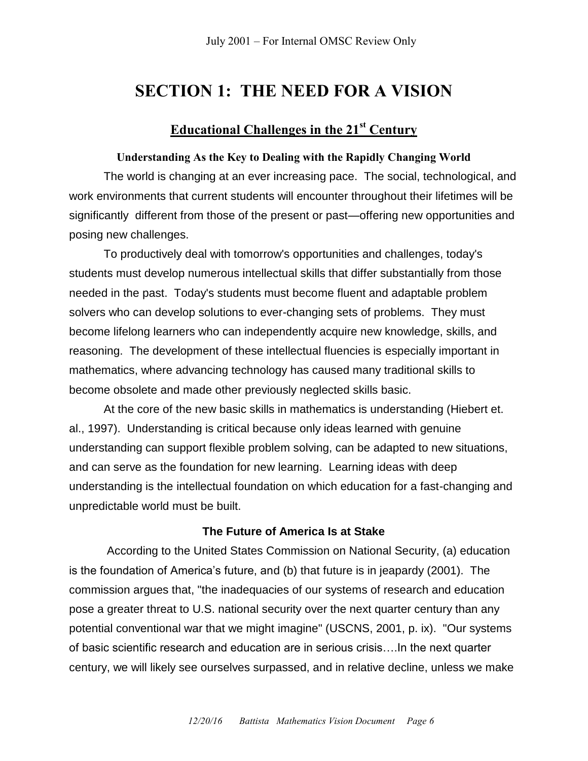# SECTION 1: THE NEED FOR A VISION

## Educational Challenges in the 21st Century

### Understanding As the Key to Dealing with the Rapidly Changing World

The world is changing at an ever increasing pace. The social, technological, and work environments that current students will encounter throughout their lifetimes will be significantly different from those of the present or past—offering new opportunities and posing new challenges.

To productively deal with tomorrow's opportunities and challenges, today's students must develop numerous intellectual skills that differ substantially from those needed in the past. Today's students must become fluent and adaptable problem solvers who can develop solutions to ever-changing sets of problems. They must become lifelong learners who can independently acquire new knowledge, skills, and reasoning. The development of these intellectual fluencies is especially important in mathematics, where advancing technology has caused many traditional skills to become obsolete and made other previously neglected skills basic.

At the core of the new basic skills in mathematics is understanding (Hiebert et. al., 1997). Understanding is critical because only ideas learned with genuine understanding can support flexible problem solving, can be adapted to new situations, and can serve as the foundation for new learning. Learning ideas with deep understanding is the intellectual foundation on which education for a fast-changing and unpredictable world must be built.

### The Future of America Is at Stake

According to the United States Commission on National Security, (a) education is the foundation of America's future, and (b) that future is in jeapardy (2001). The commission argues that, "the inadequacies of our systems of research and education pose a greater threat to U.S. national security over the next quarter century than any potential conventional war that we might imagine" (USCNS, 2001, p. ix). "Our systems of basic scientific research and education are in serious crisis….In the next quarter century, we will likely see ourselves surpassed, and in relative decline, unless we make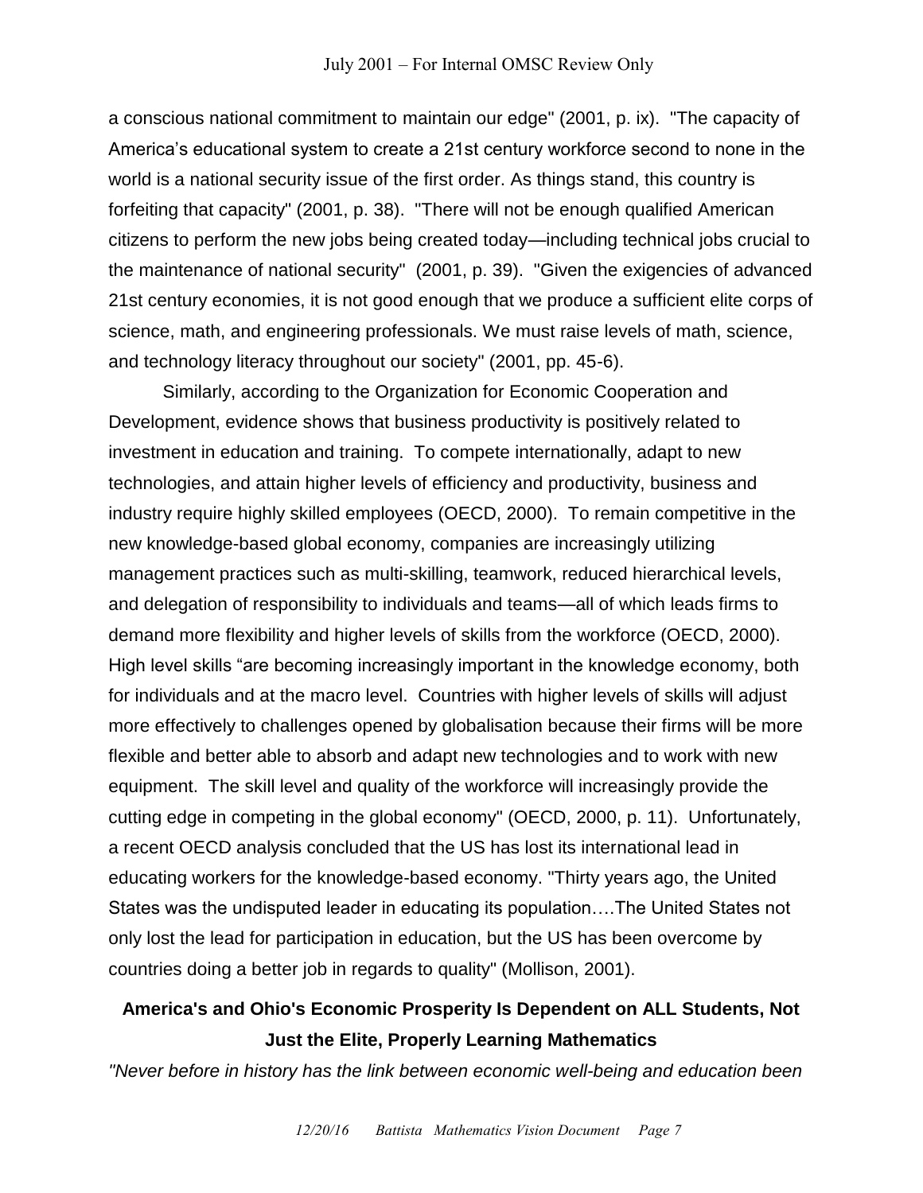a conscious national commitment to maintain our edge" (2001, p. ix). "The capacity of America's educational system to create a 21st century workforce second to none in the world is a national security issue of the first order. As things stand, this country is forfeiting that capacity" (2001, p. 38). "There will not be enough qualified American citizens to perform the new jobs being created today—including technical jobs crucial to the maintenance of national security" (2001, p. 39). "Given the exigencies of advanced 21st century economies, it is not good enough that we produce a sufficient elite corps of science, math, and engineering professionals. We must raise levels of math, science, and technology literacy throughout our society" (2001, pp. 45-6).

Similarly, according to the Organization for Economic Cooperation and Development, evidence shows that business productivity is positively related to investment in education and training. To compete internationally, adapt to new technologies, and attain higher levels of efficiency and productivity, business and industry require highly skilled employees (OECD, 2000). To remain competitive in the new knowledge-based global economy, companies are increasingly utilizing management practices such as multi-skilling, teamwork, reduced hierarchical levels, and delegation of responsibility to individuals and teams—all of which leads firms to demand more flexibility and higher levels of skills from the workforce (OECD, 2000). High level skills "are becoming increasingly important in the knowledge economy, both for individuals and at the macro level. Countries with higher levels of skills will adjust more effectively to challenges opened by globalisation because their firms will be more flexible and better able to absorb and adapt new technologies and to work with new equipment. The skill level and quality of the workforce will increasingly provide the cutting edge in competing in the global economy" (OECD, 2000, p. 11). Unfortunately, a recent OECD analysis concluded that the US has lost its international lead in educating workers for the knowledge-based economy. "Thirty years ago, the United States was the undisputed leader in educating its population….The United States not only lost the lead for participation in education, but the US has been overcome by countries doing a better job in regards to quality" (Mollison, 2001).

## America's and Ohio's Economic Prosperity Is Dependent on ALL Students, Not Just the Elite, Properly Learning Mathematics

*"Never before in history has the link between economic well-being and education been*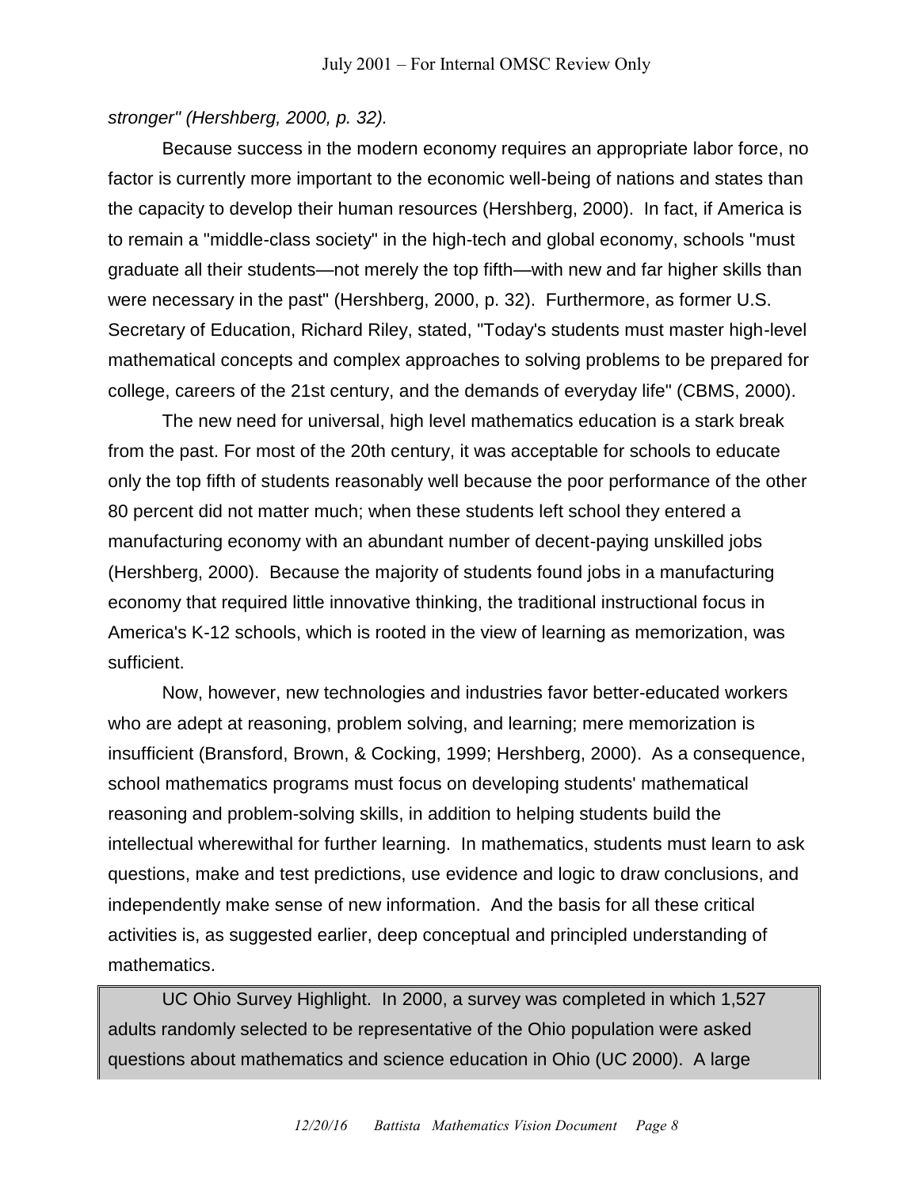*stronger" (Hershberg, 2000, p. 32).*

Because success in the modern economy requires an appropriate labor force, no factor is currently more important to the economic well-being of nations and states than the capacity to develop their human resources (Hershberg, 2000). In fact, if America is to remain a "middle-class society" in the high-tech and global economy, schools "must graduate all their students—not merely the top fifth—with new and far higher skills than were necessary in the past" (Hershberg, 2000, p. 32). Furthermore, as former U.S. Secretary of Education, Richard Riley, stated, "Today's students must master high-level mathematical concepts and complex approaches to solving problems to be prepared for college, careers of the 21st century, and the demands of everyday life" (CBMS, 2000).

The new need for universal, high level mathematics education is a stark break from the past. For most of the 20th century, it was acceptable for schools to educate only the top fifth of students reasonably well because the poor performance of the other 80 percent did not matter much; when these students left school they entered a manufacturing economy with an abundant number of decent-paying unskilled jobs (Hershberg, 2000). Because the majority of students found jobs in a manufacturing economy that required little innovative thinking, the traditional instructional focus in America's K-12 schools, which is rooted in the view of learning as memorization, was sufficient.

Now, however, new technologies and industries favor better-educated workers who are adept at reasoning, problem solving, and learning; mere memorization is insufficient (Bransford, Brown, & Cocking, 1999; Hershberg, 2000). As a consequence, school mathematics programs must focus on developing students' mathematical reasoning and problem-solving skills, in addition to helping students build the intellectual wherewithal for further learning. In mathematics, students must learn to ask questions, make and test predictions, use evidence and logic to draw conclusions, and independently make sense of new information. And the basis for all these critical activities is, as suggested earlier, deep conceptual and principled understanding of mathematics.

> UC Ohio Survey Highlight. In 2000, a survey was completed in which 1,527 adults randomly selected to be representative of the Ohio population were asked questions about mathematics and science education in Ohio (UC 2000). A large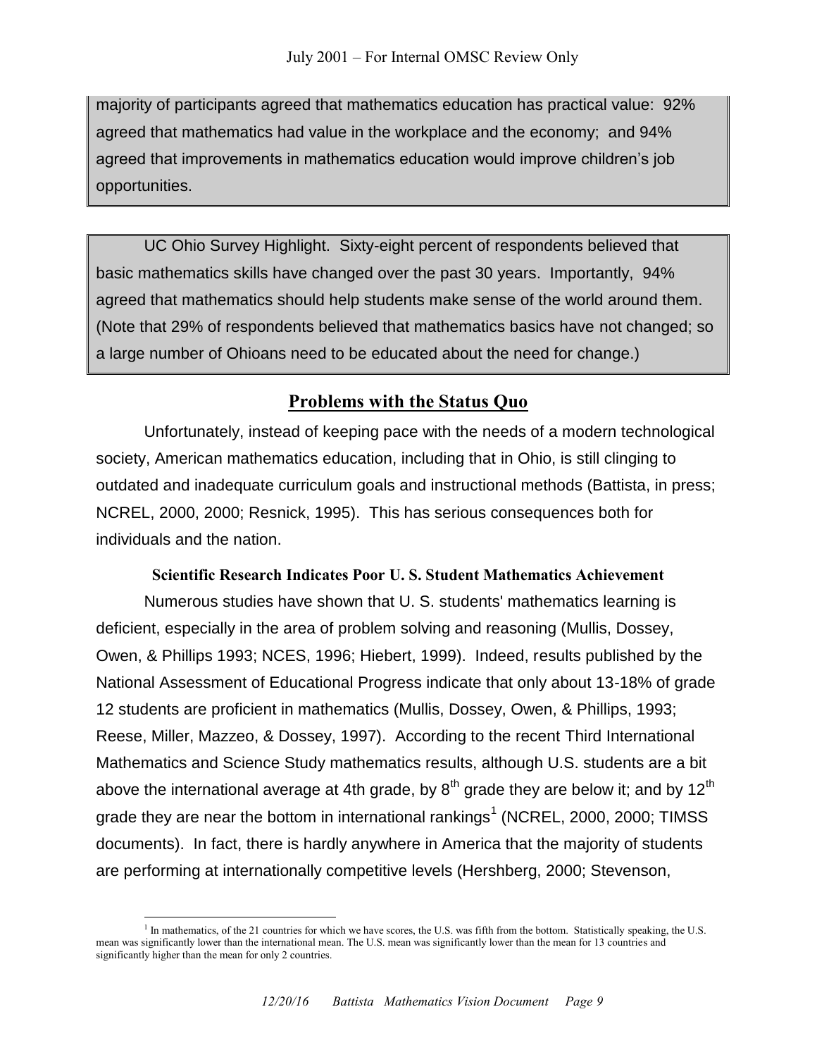majority of participants agreed that mathematics education has practical value: 92% agreed that mathematics had value in the workplace and the economy; and 94% agreed that improvements in mathematics education would improve children's job opportunities.

> UC Ohio Survey Highlight. Sixty-eight percent of respondents believed that basic mathematics skills have changed over the past 30 years. Importantly, 94% agreed that mathematics should help students make sense of the world around them. (Note that 29% of respondents believed that mathematics basics have not changed; so a large number of Ohioans need to be educated about the need for change.)

## Problems with the Status Quo

Unfortunately, instead of keeping pace with the needs of a modern technological society, American mathematics education, including that in Ohio, is still clinging to outdated and inadequate curriculum goals and instructional methods (Battista, in press; NCREL, 2000, 2000; Resnick, 1995). This has serious consequences both for individuals and the nation.

### Scientific Research Indicates Poor U. S. Student Mathematics Achievement

Numerous studies have shown that U. S. students' mathematics learning is deficient, especially in the area of problem solving and reasoning (Mullis, Dossey, Owen, & Phillips 1993; NCES, 1996; Hiebert, 1999). Indeed, results published by the National Assessment of Educational Progress indicate that only about 13-18% of grade 12 students are proficient in mathematics (Mullis, Dossey, Owen, & Phillips, 1993; Reese, Miller, Mazzeo, & Dossey, 1997). According to the recent Third International Mathematics and Science Study mathematics results, although U.S. students are a bit above the international average at 4th grade, by 8th grade they are below it; and by 12th grade they are near the bottom in international rankings[1] (NCREL, 2000, 2000; TIMSS documents). In fact, there is hardly anywhere in America that the majority of students are performing at internationally competitive levels (Hershberg, 2000; Stevenson,

[1] In mathematics, of the 21 countries for which we have scores, the U.S. was fifth from the bottom. Statistically speaking, the U.S. mean was significantly lower than the international mean. The U.S. mean was significantly lower than the mean for 13 countries and significantly higher than the mean for only 2 countries.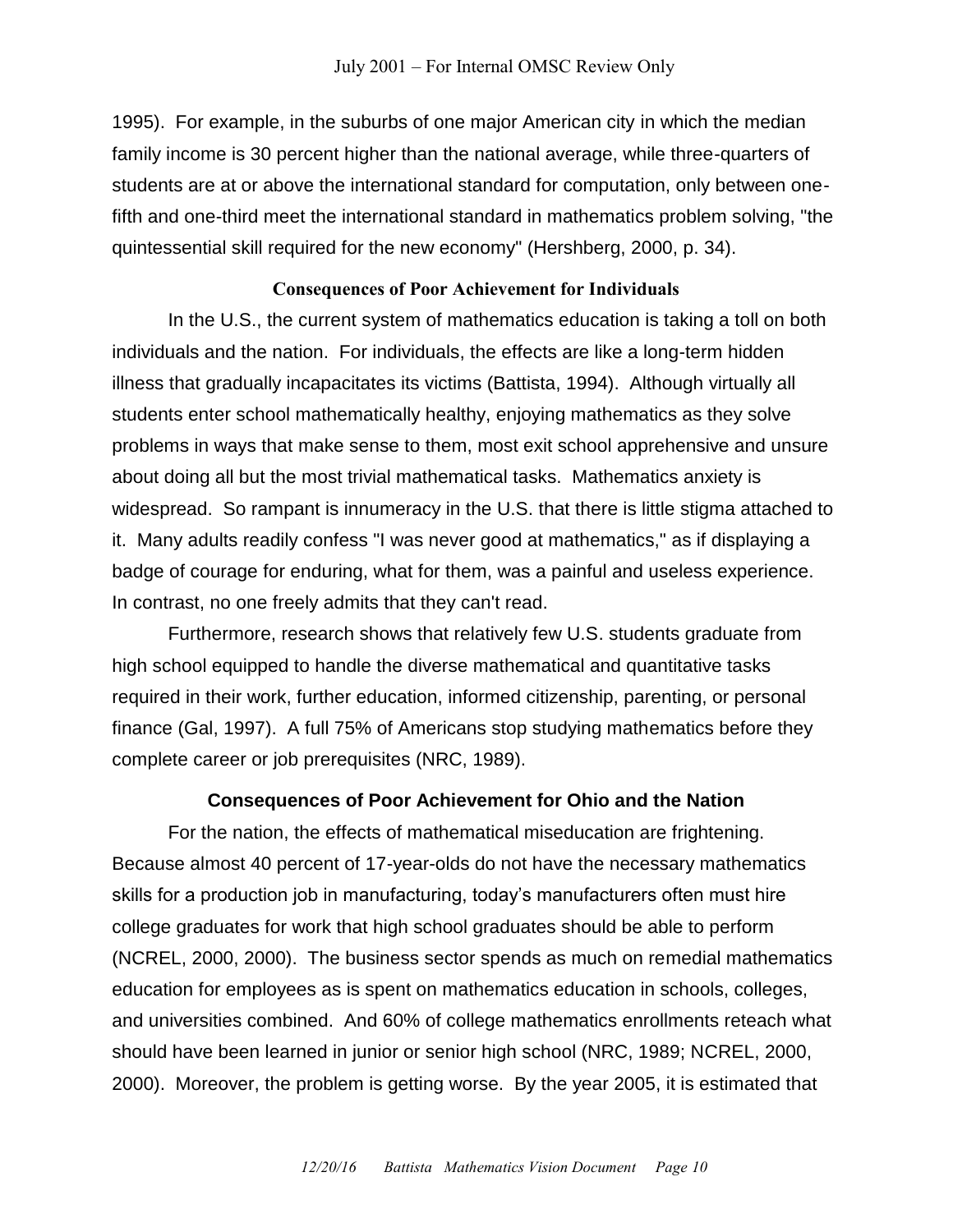1995). For example, in the suburbs of one major American city in which the median family income is 30 percent higher than the national average, while three-quarters of students are at or above the international standard for computation, only between one-fifth and one-third meet the international standard in mathematics problem solving, "the quintessential skill required for the new economy" (Hershberg, 2000, p. 34).

### Consequences of Poor Achievement for Individuals

In the U.S., the current system of mathematics education is taking a toll on both individuals and the nation. For individuals, the effects are like a long-term hidden illness that gradually incapacitates its victims (Battista, 1994). Although virtually all students enter school mathematically healthy, enjoying mathematics as they solve problems in ways that make sense to them, most exit school apprehensive and unsure about doing all but the most trivial mathematical tasks. Mathematics anxiety is widespread. So rampant is innumeracy in the U.S. that there is little stigma attached to it. Many adults readily confess "I was never good at mathematics," as if displaying a badge of courage for enduring, what for them, was a painful and useless experience. In contrast, no one freely admits that they can't read.

Furthermore, research shows that relatively few U.S. students graduate from high school equipped to handle the diverse mathematical and quantitative tasks required in their work, further education, informed citizenship, parenting, or personal finance (Gal, 1997). A full 75% of Americans stop studying mathematics before they complete career or job prerequisites (NRC, 1989).

### Consequences of Poor Achievement for Ohio and the Nation

For the nation, the effects of mathematical miseducation are frightening. Because almost 40 percent of 17-year-olds do not have the necessary mathematics skills for a production job in manufacturing, today's manufacturers often must hire college graduates for work that high school graduates should be able to perform (NCREL, 2000, 2000). The business sector spends as much on remedial mathematics education for employees as is spent on mathematics education in schools, colleges, and universities combined. And 60% of college mathematics enrollments reteach what should have been learned in junior or senior high school (NRC, 1989; NCREL, 2000, 2000). Moreover, the problem is getting worse. By the year 2005, it is estimated that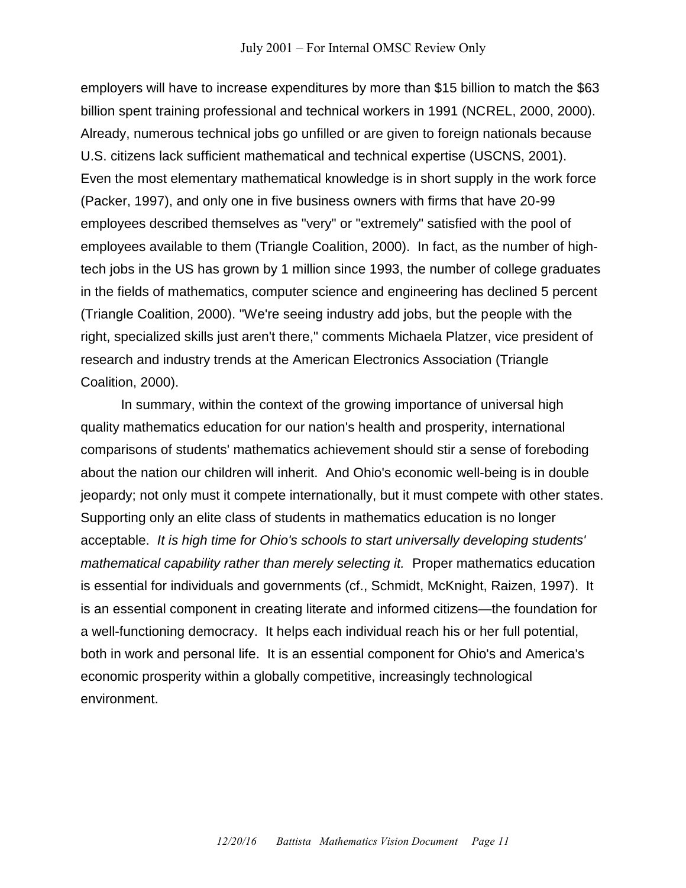employers will have to increase expenditures by more than $15 billion to match the $63 billion spent training professional and technical workers in 1991 (NCREL, 2000, 2000). Already, numerous technical jobs go unfilled or are given to foreign nationals because U.S. citizens lack sufficient mathematical and technical expertise (USCNS, 2001). Even the most elementary mathematical knowledge is in short supply in the work force (Packer, 1997), and only one in five business owners with firms that have 20-99 employees described themselves as "very" or "extremely" satisfied with the pool of employees available to them (Triangle Coalition, 2000). In fact, as the number of high-tech jobs in the US has grown by 1 million since 1993, the number of college graduates in the fields of mathematics, computer science and engineering has declined 5 percent (Triangle Coalition, 2000). "We're seeing industry add jobs, but the people with the right, specialized skills just aren't there," comments Michaela Platzer, vice president of research and industry trends at the American Electronics Association (Triangle Coalition, 2000).

In summary, within the context of the growing importance of universal high quality mathematics education for our nation's health and prosperity, international comparisons of students' mathematics achievement should stir a sense of foreboding about the nation our children will inherit. And Ohio's economic well-being is in double jeopardy; not only must it compete internationally, but it must compete with other states. Supporting only an elite class of students in mathematics education is no longer acceptable. *It is high time for Ohio's schools to start universally developing students' mathematical capability rather than merely selecting it.* Proper mathematics education is essential for individuals and governments (cf., Schmidt, McKnight, Raizen, 1997). It is an essential component in creating literate and informed citizens—the foundation for a well-functioning democracy. It helps each individual reach his or her full potential, both in work and personal life. It is an essential component for Ohio's and America's economic prosperity within a globally competitive, increasingly technological environment.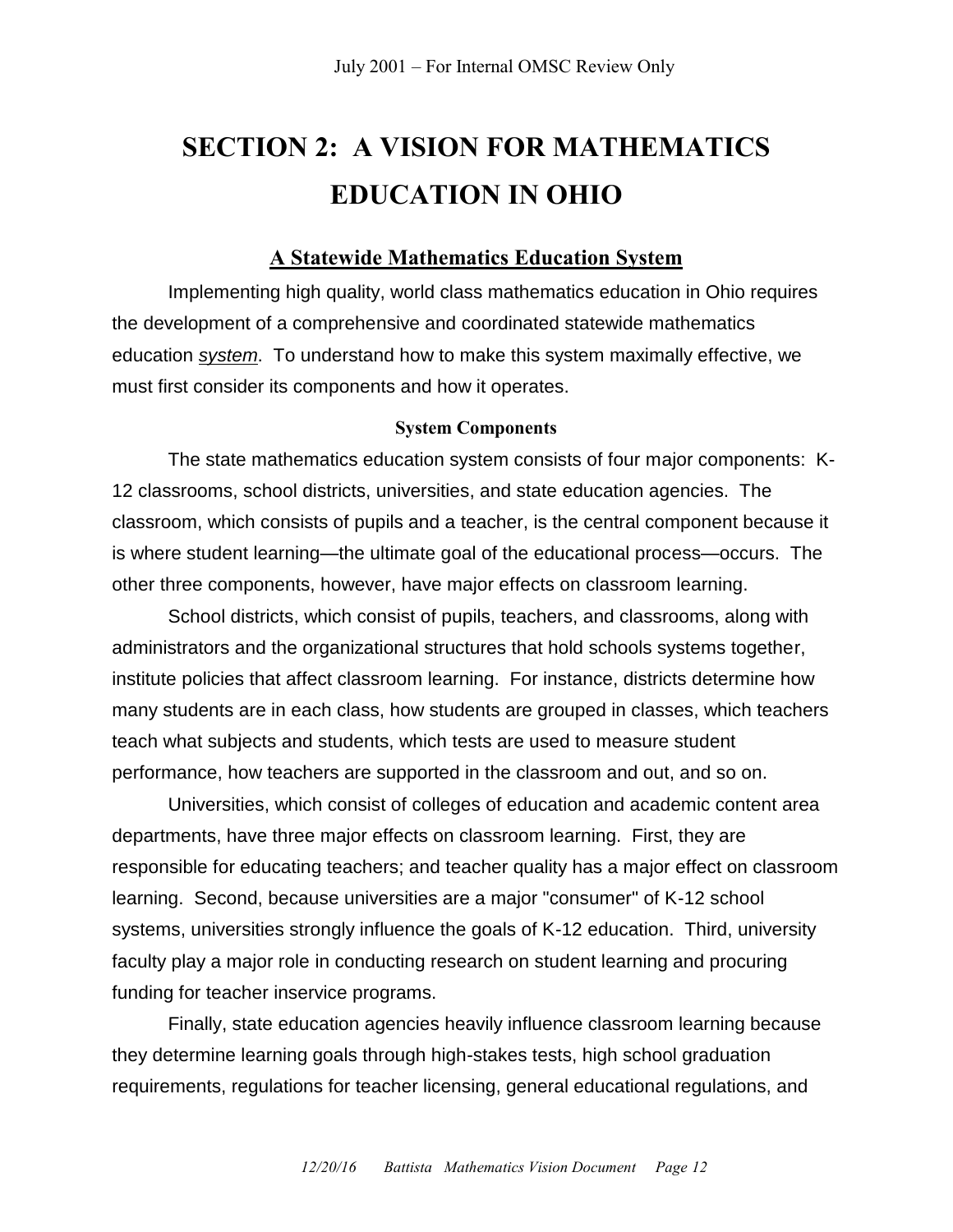# SECTION 2: A VISION FOR MATHEMATICS EDUCATION IN OHIO

## A Statewide Mathematics Education System

Implementing high quality, world class mathematics education in Ohio requires the development of a comprehensive and coordinated statewide mathematics education ***system***. To understand how to make this system maximally effective, we must first consider its components and how it operates.

### System Components

The state mathematics education system consists of four major components: K-12 classrooms, school districts, universities, and state education agencies. The classroom, which consists of pupils and a teacher, is the central component because it is where student learning—the ultimate goal of the educational process—occurs. The other three components, however, have major effects on classroom learning.

School districts, which consist of pupils, teachers, and classrooms, along with administrators and the organizational structures that hold schools systems together, institute policies that affect classroom learning. For instance, districts determine how many students are in each class, how students are grouped in classes, which teachers teach what subjects and students, which tests are used to measure student performance, how teachers are supported in the classroom and out, and so on.

Universities, which consist of colleges of education and academic content area departments, have three major effects on classroom learning. First, they are responsible for educating teachers; and teacher quality has a major effect on classroom learning. Second, because universities are a major "consumer" of K-12 school systems, universities strongly influence the goals of K-12 education. Third, university faculty play a major role in conducting research on student learning and procuring funding for teacher inservice programs.

Finally, state education agencies heavily influence classroom learning because they determine learning goals through high-stakes tests, high school graduation requirements, regulations for teacher licensing, general educational regulations, and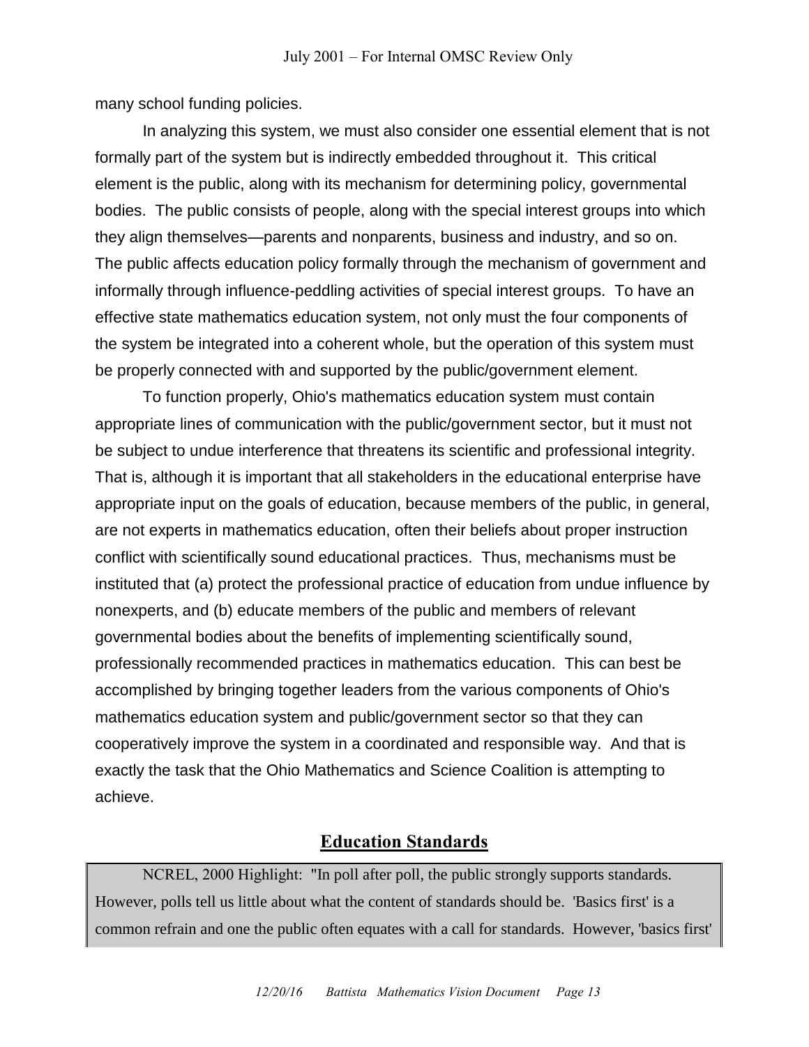many school funding policies.

In analyzing this system, we must also consider one essential element that is not formally part of the system but is indirectly embedded throughout it. This critical element is the public, along with its mechanism for determining policy, governmental bodies. The public consists of people, along with the special interest groups into which they align themselves—parents and nonparents, business and industry, and so on. The public affects education policy formally through the mechanism of government and informally through influence-peddling activities of special interest groups. To have an effective state mathematics education system, not only must the four components of the system be integrated into a coherent whole, but the operation of this system must be properly connected with and supported by the public/government element.

To function properly, Ohio's mathematics education system must contain appropriate lines of communication with the public/government sector, but it must not be subject to undue interference that threatens its scientific and professional integrity. That is, although it is important that all stakeholders in the educational enterprise have appropriate input on the goals of education, because members of the public, in general, are not experts in mathematics education, often their beliefs about proper instruction conflict with scientifically sound educational practices. Thus, mechanisms must be instituted that (a) protect the professional practice of education from undue influence by nonexperts, and (b) educate members of the public and members of relevant governmental bodies about the benefits of implementing scientifically sound, professionally recommended practices in mathematics education. This can best be accomplished by bringing together leaders from the various components of Ohio's mathematics education system and public/government sector so that they can cooperatively improve the system in a coordinated and responsible way. And that is exactly the task that the Ohio Mathematics and Science Coalition is attempting to achieve.

## Education Standards

> NCREL, 2000 Highlight: "In poll after poll, the public strongly supports standards. However, polls tell us little about what the content of standards should be. 'Basics first' is a common refrain and one the public often equates with a call for standards. However, 'basics first'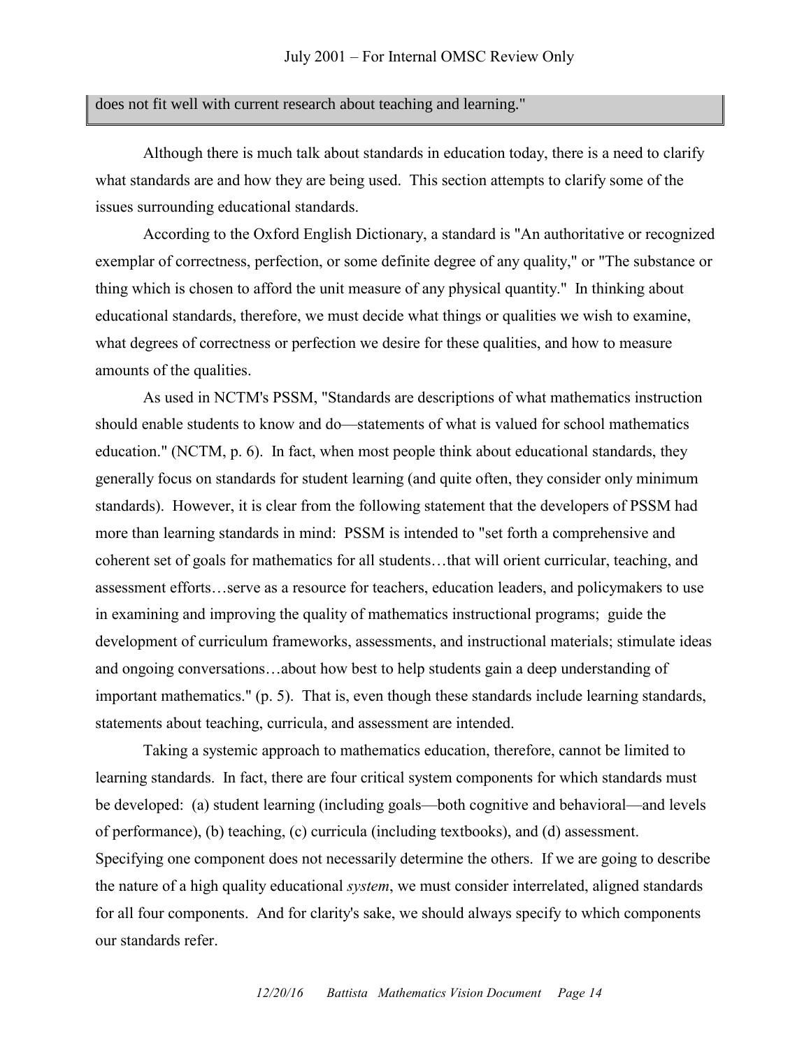does not fit well with current research about teaching and learning."

Although there is much talk about standards in education today, there is a need to clarify what standards are and how they are being used. This section attempts to clarify some of the issues surrounding educational standards.

According to the Oxford English Dictionary, a standard is "An authoritative or recognized exemplar of correctness, perfection, or some definite degree of any quality," or "The substance or thing which is chosen to afford the unit measure of any physical quantity." In thinking about educational standards, therefore, we must decide what things or qualities we wish to examine, what degrees of correctness or perfection we desire for these qualities, and how to measure amounts of the qualities.

As used in NCTM's PSSM, "Standards are descriptions of what mathematics instruction should enable students to know and do—statements of what is valued for school mathematics education." (NCTM, p. 6). In fact, when most people think about educational standards, they generally focus on standards for student learning (and quite often, they consider only minimum standards). However, it is clear from the following statement that the developers of PSSM had more than learning standards in mind: PSSM is intended to "set forth a comprehensive and coherent set of goals for mathematics for all students…that will orient curricular, teaching, and assessment efforts…serve as a resource for teachers, education leaders, and policymakers to use in examining and improving the quality of mathematics instructional programs; guide the development of curriculum frameworks, assessments, and instructional materials; stimulate ideas and ongoing conversations…about how best to help students gain a deep understanding of important mathematics." (p. 5). That is, even though these standards include learning standards, statements about teaching, curricula, and assessment are intended.

Taking a systemic approach to mathematics education, therefore, cannot be limited to learning standards. In fact, there are four critical system components for which standards must be developed: (a) student learning (including goals—both cognitive and behavioral—and levels of performance), (b) teaching, (c) curricula (including textbooks), and (d) assessment. Specifying one component does not necessarily determine the others. If we are going to describe the nature of a high quality educational *system*, we must consider interrelated, aligned standards for all four components. And for clarity's sake, we should always specify to which components our standards refer.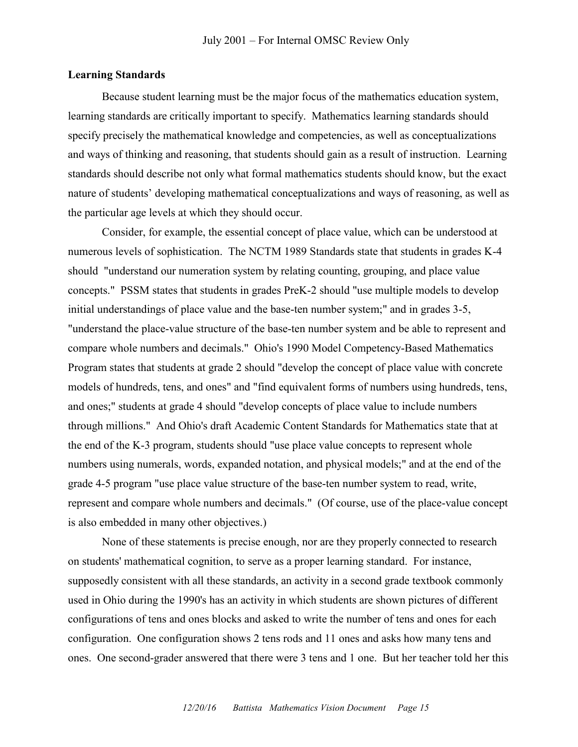## Learning Standards

Because student learning must be the major focus of the mathematics education system, learning standards are critically important to specify. Mathematics learning standards should specify precisely the mathematical knowledge and competencies, as well as conceptualizations and ways of thinking and reasoning, that students should gain as a result of instruction. Learning standards should describe not only what formal mathematics students should know, but the exact nature of students' developing mathematical conceptualizations and ways of reasoning, as well as the particular age levels at which they should occur.

Consider, for example, the essential concept of place value, which can be understood at numerous levels of sophistication. The NCTM 1989 Standards state that students in grades K-4 should "understand our numeration system by relating counting, grouping, and place value concepts." PSSM states that students in grades PreK-2 should "use multiple models to develop initial understandings of place value and the base-ten number system;" and in grades 3-5, "understand the place-value structure of the base-ten number system and be able to represent and compare whole numbers and decimals." Ohio's 1990 Model Competency-Based Mathematics Program states that students at grade 2 should "develop the concept of place value with concrete models of hundreds, tens, and ones" and "find equivalent forms of numbers using hundreds, tens, and ones;" students at grade 4 should "develop concepts of place value to include numbers through millions." And Ohio's draft Academic Content Standards for Mathematics state that at the end of the K-3 program, students should "use place value concepts to represent whole numbers using numerals, words, expanded notation, and physical models;" and at the end of the grade 4-5 program "use place value structure of the base-ten number system to read, write, represent and compare whole numbers and decimals." (Of course, use of the place-value concept is also embedded in many other objectives.)

None of these statements is precise enough, nor are they properly connected to research on students' mathematical cognition, to serve as a proper learning standard. For instance, supposedly consistent with all these standards, an activity in a second grade textbook commonly used in Ohio during the 1990's has an activity in which students are shown pictures of different configurations of tens and ones blocks and asked to write the number of tens and ones for each configuration. One configuration shows 2 tens rods and 11 ones and asks how many tens and ones. One second-grader answered that there were 3 tens and 1 one. But her teacher told her this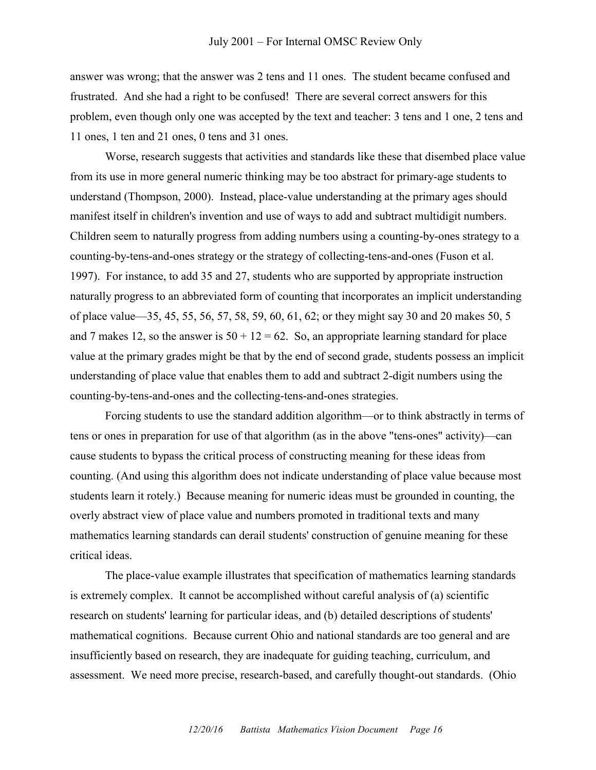answer was wrong; that the answer was 2 tens and 11 ones. The student became confused and frustrated. And she had a right to be confused! There are several correct answers for this problem, even though only one was accepted by the text and teacher: 3 tens and 1 one, 2 tens and 11 ones, 1 ten and 21 ones, 0 tens and 31 ones.

Worse, research suggests that activities and standards like these that disembed place value from its use in more general numeric thinking may be too abstract for primary-age students to understand (Thompson, 2000). Instead, place-value understanding at the primary ages should manifest itself in children's invention and use of ways to add and subtract multidigit numbers. Children seem to naturally progress from adding numbers using a counting-by-ones strategy to a counting-by-tens-and-ones strategy or the strategy of collecting-tens-and-ones (Fuson et al. 1997). For instance, to add 35 and 27, students who are supported by appropriate instruction naturally progress to an abbreviated form of counting that incorporates an implicit understanding of place value—35, 45, 55, 56, 57, 58, 59, 60, 61, 62; or they might say 30 and 20 makes 50, 5 and 7 makes 12, so the answer is $50 + 12 = 62$. So, an appropriate learning standard for place value at the primary grades might be that by the end of second grade, students possess an implicit understanding of place value that enables them to add and subtract 2-digit numbers using the counting-by-tens-and-ones and the collecting-tens-and-ones strategies.

Forcing students to use the standard addition algorithm—or to think abstractly in terms of tens or ones in preparation for use of that algorithm (as in the above "tens-ones" activity)—can cause students to bypass the critical process of constructing meaning for these ideas from counting. (And using this algorithm does not indicate understanding of place value because most students learn it rotely.) Because meaning for numeric ideas must be grounded in counting, the overly abstract view of place value and numbers promoted in traditional texts and many mathematics learning standards can derail students' construction of genuine meaning for these critical ideas.

The place-value example illustrates that specification of mathematics learning standards is extremely complex. It cannot be accomplished without careful analysis of (a) scientific research on students' learning for particular ideas, and (b) detailed descriptions of students' mathematical cognitions. Because current Ohio and national standards are too general and are insufficiently based on research, they are inadequate for guiding teaching, curriculum, and assessment. We need more precise, research-based, and carefully thought-out standards. (Ohio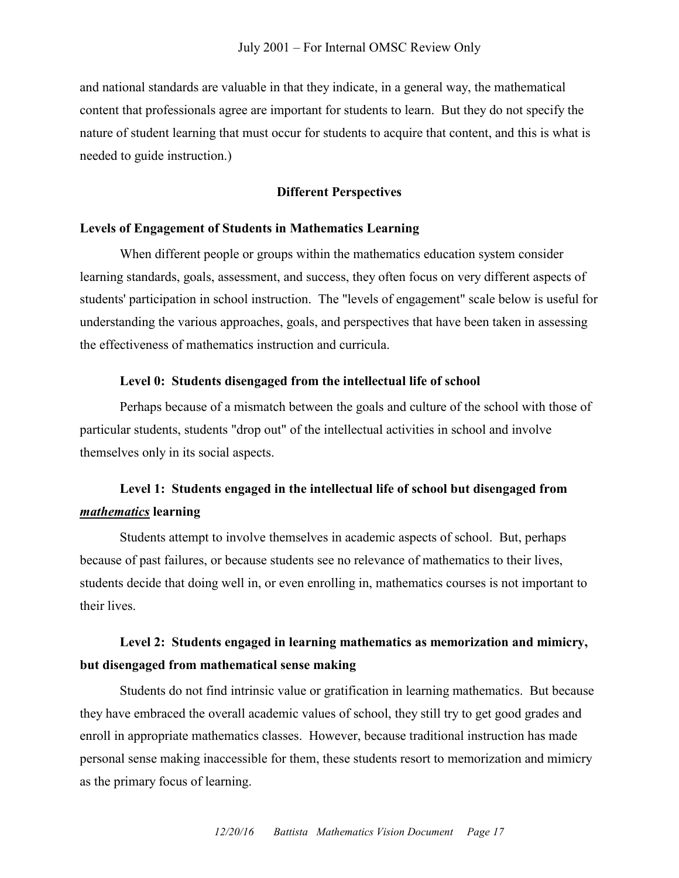and national standards are valuable in that they indicate, in a general way, the mathematical content that professionals agree are important for students to learn. But they do not specify the nature of student learning that must occur for students to acquire that content, and this is what is needed to guide instruction.)

## Different Perspectives

### Levels of Engagement of Students in Mathematics Learning

When different people or groups within the mathematics education system consider learning standards, goals, assessment, and success, they often focus on very different aspects of students' participation in school instruction. The "levels of engagement" scale below is useful for understanding the various approaches, goals, and perspectives that have been taken in assessing the effectiveness of mathematics instruction and curricula.

#### Level 0: Students disengaged from the intellectual life of school

Perhaps because of a mismatch between the goals and culture of the school with those of particular students, students "drop out" of the intellectual activities in school and involve themselves only in its social aspects.

#### Level 1: Students engaged in the intellectual life of school but disengaged from ***mathematics*** learning

Students attempt to involve themselves in academic aspects of school. But, perhaps because of past failures, or because students see no relevance of mathematics to their lives, students decide that doing well in, or even enrolling in, mathematics courses is not important to their lives.

#### Level 2: Students engaged in learning mathematics as memorization and mimicry, but disengaged from mathematical sense making

Students do not find intrinsic value or gratification in learning mathematics. But because they have embraced the overall academic values of school, they still try to get good grades and enroll in appropriate mathematics classes. However, because traditional instruction has made personal sense making inaccessible for them, these students resort to memorization and mimicry as the primary focus of learning.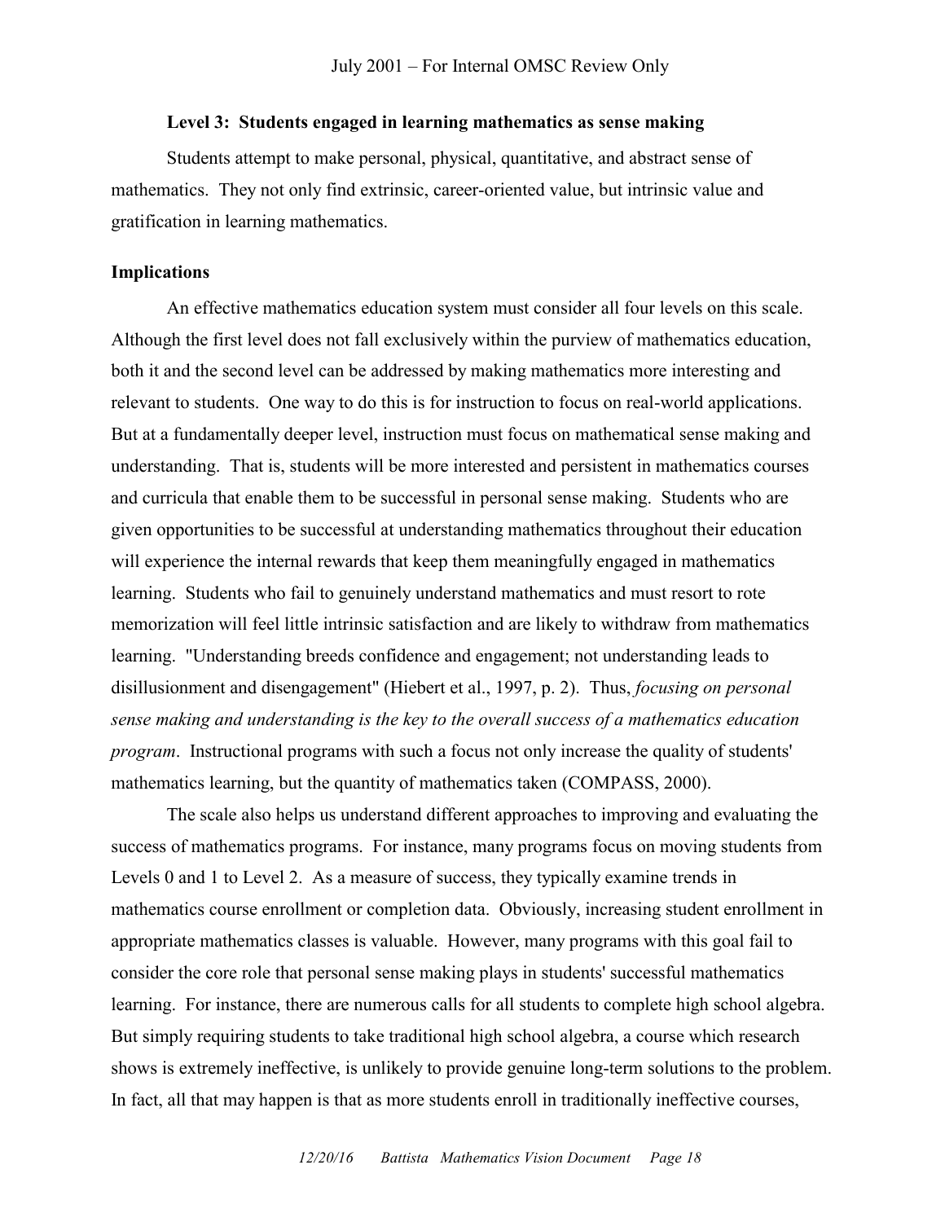**Level 3: Students engaged in learning mathematics as sense making**

Students attempt to make personal, physical, quantitative, and abstract sense of mathematics. They not only find extrinsic, career-oriented value, but intrinsic value and gratification in learning mathematics.

## Implications

An effective mathematics education system must consider all four levels on this scale. Although the first level does not fall exclusively within the purview of mathematics education, both it and the second level can be addressed by making mathematics more interesting and relevant to students. One way to do this is for instruction to focus on real-world applications. But at a fundamentally deeper level, instruction must focus on mathematical sense making and understanding. That is, students will be more interested and persistent in mathematics courses and curricula that enable them to be successful in personal sense making. Students who are given opportunities to be successful at understanding mathematics throughout their education will experience the internal rewards that keep them meaningfully engaged in mathematics learning. Students who fail to genuinely understand mathematics and must resort to rote memorization will feel little intrinsic satisfaction and are likely to withdraw from mathematics learning. "Understanding breeds confidence and engagement; not understanding leads to disillusionment and disengagement" (Hiebert et al., 1997, p. 2). Thus, *focusing on personal sense making and understanding is the key to the overall success of a mathematics education program*. Instructional programs with such a focus not only increase the quality of students' mathematics learning, but the quantity of mathematics taken (COMPASS, 2000).

The scale also helps us understand different approaches to improving and evaluating the success of mathematics programs. For instance, many programs focus on moving students from Levels 0 and 1 to Level 2. As a measure of success, they typically examine trends in mathematics course enrollment or completion data. Obviously, increasing student enrollment in appropriate mathematics classes is valuable. However, many programs with this goal fail to consider the core role that personal sense making plays in students' successful mathematics learning. For instance, there are numerous calls for all students to complete high school algebra. But simply requiring students to take traditional high school algebra, a course which research shows is extremely ineffective, is unlikely to provide genuine long-term solutions to the problem. In fact, all that may happen is that as more students enroll in traditionally ineffective courses,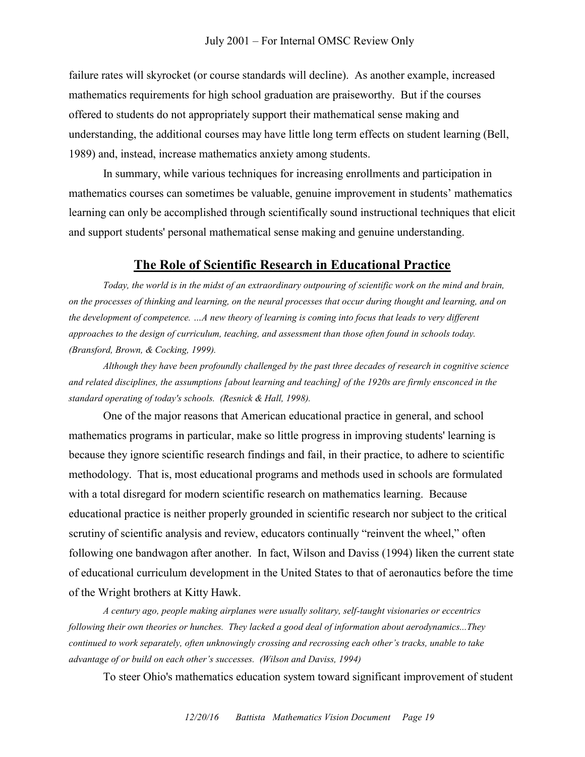failure rates will skyrocket (or course standards will decline). As another example, increased mathematics requirements for high school graduation are praiseworthy. But if the courses offered to students do not appropriately support their mathematical sense making and understanding, the additional courses may have little long term effects on student learning (Bell, 1989) and, instead, increase mathematics anxiety among students.

In summary, while various techniques for increasing enrollments and participation in mathematics courses can sometimes be valuable, genuine improvement in students' mathematics learning can only be accomplished through scientifically sound instructional techniques that elicit and support students' personal mathematical sense making and genuine understanding.

## The Role of Scientific Research in Educational Practice

*Today, the world is in the midst of an extraordinary outpouring of scientific work on the mind and brain, on the processes of thinking and learning, on the neural processes that occur during thought and learning, and on the development of competence. …A new theory of learning is coming into focus that leads to very different approaches to the design of curriculum, teaching, and assessment than those often found in schools today. (Bransford, Brown, & Cocking, 1999).*

*Although they have been profoundly challenged by the past three decades of research in cognitive science and related disciplines, the assumptions [about learning and teaching] of the 1920s are firmly ensconced in the standard operating of today's schools. (Resnick & Hall, 1998).*

One of the major reasons that American educational practice in general, and school mathematics programs in particular, make so little progress in improving students' learning is because they ignore scientific research findings and fail, in their practice, to adhere to scientific methodology. That is, most educational programs and methods used in schools are formulated with a total disregard for modern scientific research on mathematics learning. Because educational practice is neither properly grounded in scientific research nor subject to the critical scrutiny of scientific analysis and review, educators continually "reinvent the wheel," often following one bandwagon after another. In fact, Wilson and Daviss (1994) liken the current state of educational curriculum development in the United States to that of aeronautics before the time of the Wright brothers at Kitty Hawk.

*A century ago, people making airplanes were usually solitary, self-taught visionaries or eccentrics following their own theories or hunches. They lacked a good deal of information about aerodynamics...They continued to work separately, often unknowingly crossing and recrossing each other's tracks, unable to take advantage of or build on each other's successes. (Wilson and Daviss, 1994)*

To steer Ohio's mathematics education system toward significant improvement of student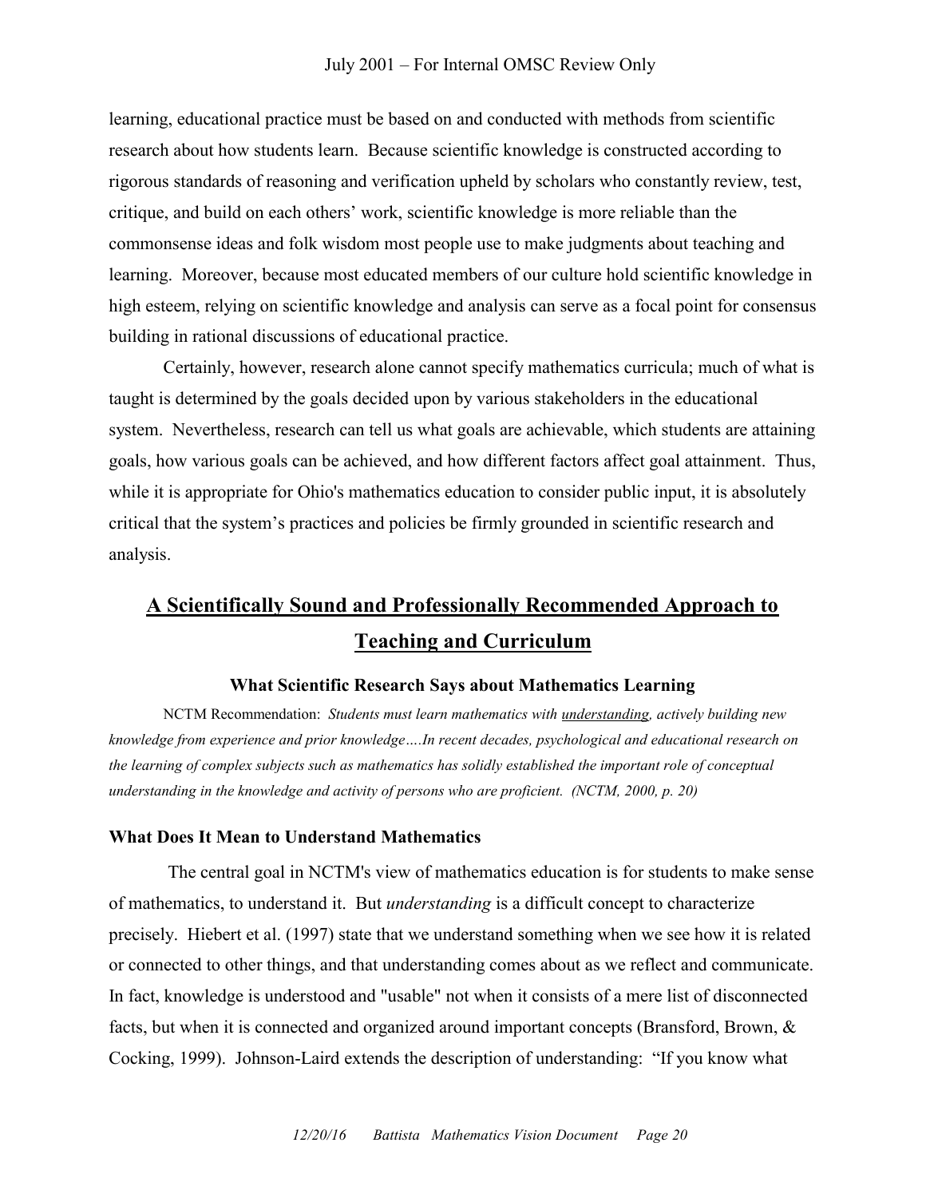learning, educational practice must be based on and conducted with methods from scientific research about how students learn. Because scientific knowledge is constructed according to rigorous standards of reasoning and verification upheld by scholars who constantly review, test, critique, and build on each others' work, scientific knowledge is more reliable than the commonsense ideas and folk wisdom most people use to make judgments about teaching and learning. Moreover, because most educated members of our culture hold scientific knowledge in high esteem, relying on scientific knowledge and analysis can serve as a focal point for consensus building in rational discussions of educational practice.

Certainly, however, research alone cannot specify mathematics curricula; much of what is taught is determined by the goals decided upon by various stakeholders in the educational system. Nevertheless, research can tell us what goals are achievable, which students are attaining goals, how various goals can be achieved, and how different factors affect goal attainment. Thus, while it is appropriate for Ohio's mathematics education to consider public input, it is absolutely critical that the system's practices and policies be firmly grounded in scientific research and analysis.

## A Scientifically Sound and Professionally Recommended Approach to Teaching and Curriculum

### What Scientific Research Says about Mathematics Learning

NCTM Recommendation: *Students must learn mathematics with understanding, actively building new knowledge from experience and prior knowledge….In recent decades, psychological and educational research on the learning of complex subjects such as mathematics has solidly established the important role of conceptual understanding in the knowledge and activity of persons who are proficient. (NCTM, 2000, p. 20)*

### What Does It Mean to Understand Mathematics

The central goal in NCTM's view of mathematics education is for students to make sense of mathematics, to understand it. But *understanding* is a difficult concept to characterize precisely. Hiebert et al. (1997) state that we understand something when we see how it is related or connected to other things, and that understanding comes about as we reflect and communicate. In fact, knowledge is understood and "usable" not when it consists of a mere list of disconnected facts, but when it is connected and organized around important concepts (Bransford, Brown, & Cocking, 1999). Johnson-Laird extends the description of understanding: "If you know what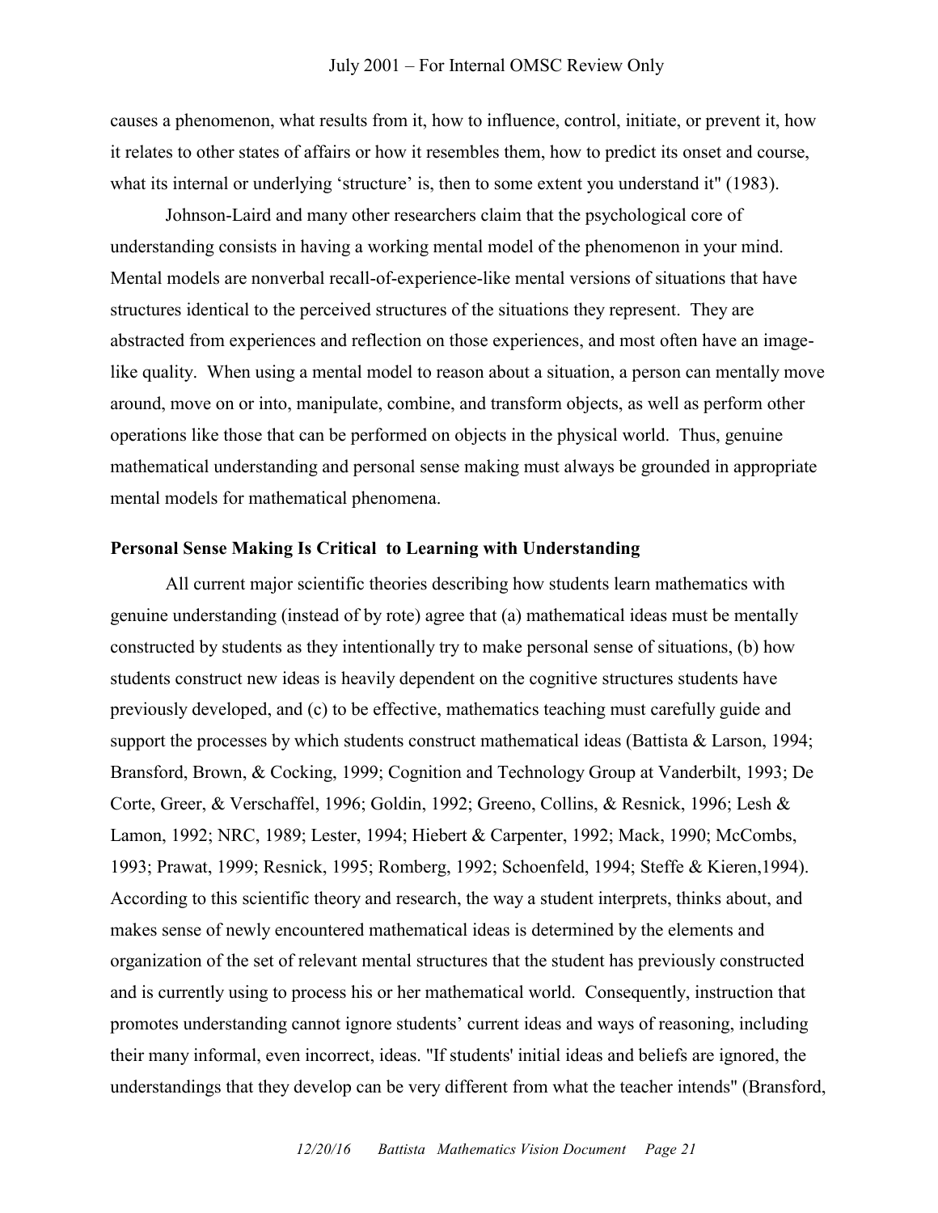causes a phenomenon, what results from it, how to influence, control, initiate, or prevent it, how it relates to other states of affairs or how it resembles them, how to predict its onset and course, what its internal or underlying 'structure' is, then to some extent you understand it" (1983).

Johnson-Laird and many other researchers claim that the psychological core of understanding consists in having a working mental model of the phenomenon in your mind. Mental models are nonverbal recall-of-experience-like mental versions of situations that have structures identical to the perceived structures of the situations they represent. They are abstracted from experiences and reflection on those experiences, and most often have an image-like quality. When using a mental model to reason about a situation, a person can mentally move around, move on or into, manipulate, combine, and transform objects, as well as perform other operations like those that can be performed on objects in the physical world. Thus, genuine mathematical understanding and personal sense making must always be grounded in appropriate mental models for mathematical phenomena.

**Personal Sense Making Is Critical to Learning with Understanding**

All current major scientific theories describing how students learn mathematics with genuine understanding (instead of by rote) agree that (a) mathematical ideas must be mentally constructed by students as they intentionally try to make personal sense of situations, (b) how students construct new ideas is heavily dependent on the cognitive structures students have previously developed, and (c) to be effective, mathematics teaching must carefully guide and support the processes by which students construct mathematical ideas (Battista & Larson, 1994; Bransford, Brown, & Cocking, 1999; Cognition and Technology Group at Vanderbilt, 1993; De Corte, Greer, & Verschaffel, 1996; Goldin, 1992; Greeno, Collins, & Resnick, 1996; Lesh & Lamon, 1992; NRC, 1989; Lester, 1994; Hiebert & Carpenter, 1992; Mack, 1990; McCombs, 1993; Prawat, 1999; Resnick, 1995; Romberg, 1992; Schoenfeld, 1994; Steffe & Kieren,1994). According to this scientific theory and research, the way a student interprets, thinks about, and makes sense of newly encountered mathematical ideas is determined by the elements and organization of the set of relevant mental structures that the student has previously constructed and is currently using to process his or her mathematical world. Consequently, instruction that promotes understanding cannot ignore students' current ideas and ways of reasoning, including their many informal, even incorrect, ideas. "If students' initial ideas and beliefs are ignored, the understandings that they develop can be very different from what the teacher intends" (Bransford,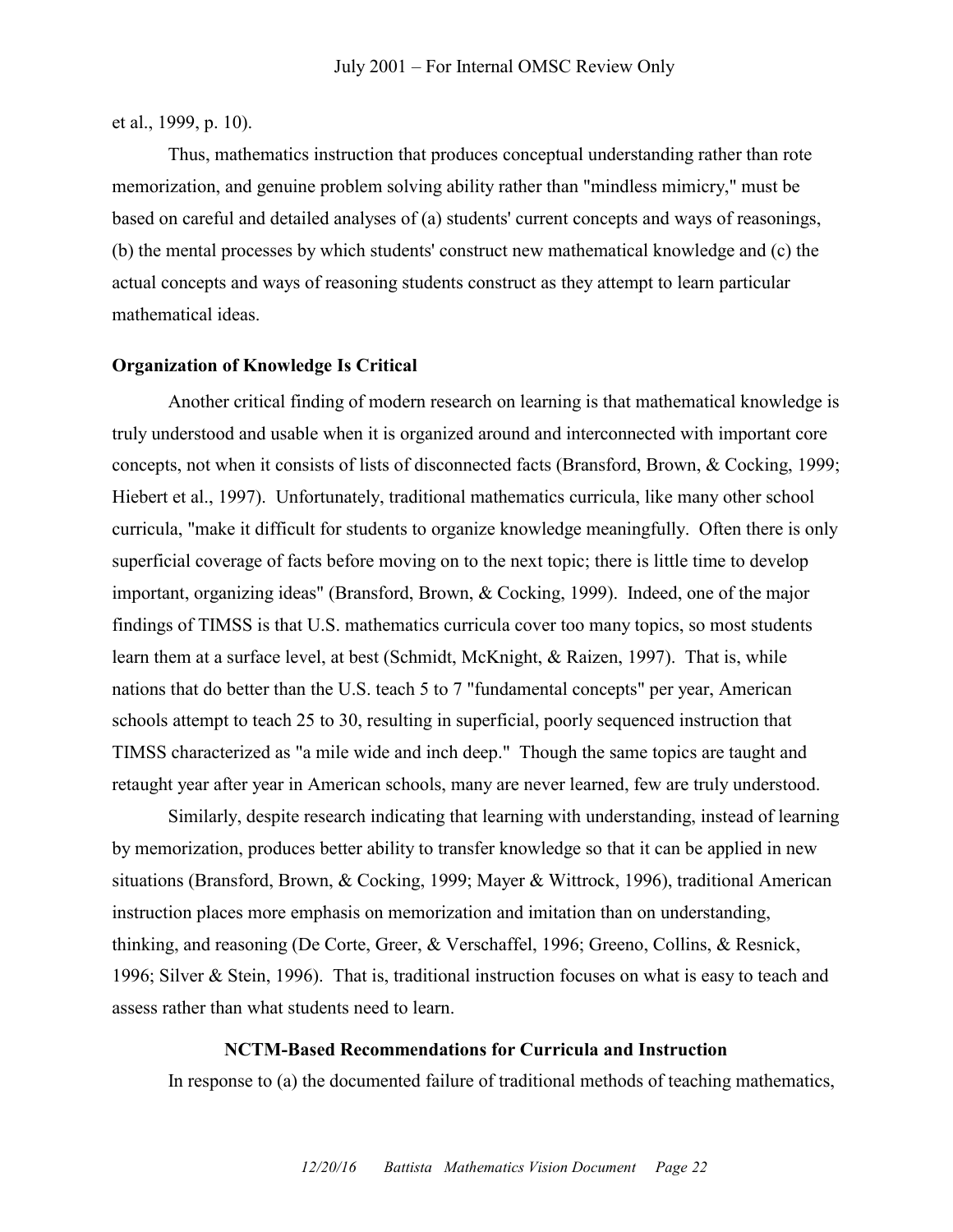et al., 1999, p. 10).

Thus, mathematics instruction that produces conceptual understanding rather than rote memorization, and genuine problem solving ability rather than "mindless mimicry," must be based on careful and detailed analyses of (a) students' current concepts and ways of reasonings, (b) the mental processes by which students' construct new mathematical knowledge and (c) the actual concepts and ways of reasoning students construct as they attempt to learn particular mathematical ideas.

**Organization of Knowledge Is Critical**

Another critical finding of modern research on learning is that mathematical knowledge is truly understood and usable when it is organized around and interconnected with important core concepts, not when it consists of lists of disconnected facts (Bransford, Brown, & Cocking, 1999; Hiebert et al., 1997). Unfortunately, traditional mathematics curricula, like many other school curricula, "make it difficult for students to organize knowledge meaningfully. Often there is only superficial coverage of facts before moving on to the next topic; there is little time to develop important, organizing ideas" (Bransford, Brown, & Cocking, 1999). Indeed, one of the major findings of TIMSS is that U.S. mathematics curricula cover too many topics, so most students learn them at a surface level, at best (Schmidt, McKnight, & Raizen, 1997). That is, while nations that do better than the U.S. teach 5 to 7 "fundamental concepts" per year, American schools attempt to teach 25 to 30, resulting in superficial, poorly sequenced instruction that TIMSS characterized as "a mile wide and inch deep." Though the same topics are taught and retaught year after year in American schools, many are never learned, few are truly understood.

Similarly, despite research indicating that learning with understanding, instead of learning by memorization, produces better ability to transfer knowledge so that it can be applied in new situations (Bransford, Brown, & Cocking, 1999; Mayer & Wittrock, 1996), traditional American instruction places more emphasis on memorization and imitation than on understanding, thinking, and reasoning (De Corte, Greer, & Verschaffel, 1996; Greeno, Collins, & Resnick, 1996; Silver & Stein, 1996). That is, traditional instruction focuses on what is easy to teach and assess rather than what students need to learn.

## NCTM-Based Recommendations for Curricula and Instruction

In response to (a) the documented failure of traditional methods of teaching mathematics,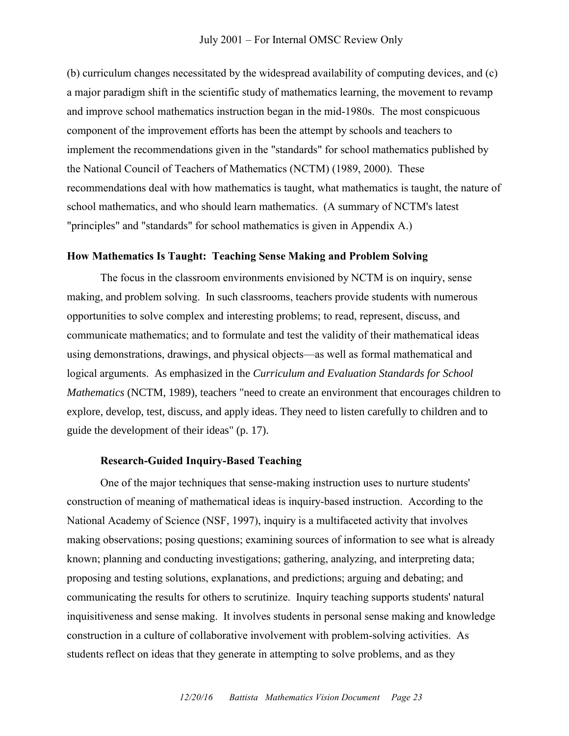(b) curriculum changes necessitated by the widespread availability of computing devices, and (c) a major paradigm shift in the scientific study of mathematics learning, the movement to revamp and improve school mathematics instruction began in the mid-1980s. The most conspicuous component of the improvement efforts has been the attempt by schools and teachers to implement the recommendations given in the "standards" for school mathematics published by the National Council of Teachers of Mathematics (NCTM) (1989, 2000). These recommendations deal with how mathematics is taught, what mathematics is taught, the nature of school mathematics, and who should learn mathematics. (A summary of NCTM's latest "principles" and "standards" for school mathematics is given in Appendix A.)

## How Mathematics Is Taught: Teaching Sense Making and Problem Solving

The focus in the classroom environments envisioned by NCTM is on inquiry, sense making, and problem solving. In such classrooms, teachers provide students with numerous opportunities to solve complex and interesting problems; to read, represent, discuss, and communicate mathematics; and to formulate and test the validity of their mathematical ideas using demonstrations, drawings, and physical objects—as well as formal mathematical and logical arguments. As emphasized in the *Curriculum and Evaluation Standards for School Mathematics* (NCTM, 1989), teachers "need to create an environment that encourages children to explore, develop, test, discuss, and apply ideas. They need to listen carefully to children and to guide the development of their ideas" (p. 17).

### Research-Guided Inquiry-Based Teaching

One of the major techniques that sense-making instruction uses to nurture students' construction of meaning of mathematical ideas is inquiry-based instruction. According to the National Academy of Science (NSF, 1997), inquiry is a multifaceted activity that involves making observations; posing questions; examining sources of information to see what is already known; planning and conducting investigations; gathering, analyzing, and interpreting data; proposing and testing solutions, explanations, and predictions; arguing and debating; and communicating the results for others to scrutinize. Inquiry teaching supports students' natural inquisitiveness and sense making. It involves students in personal sense making and knowledge construction in a culture of collaborative involvement with problem-solving activities. As students reflect on ideas that they generate in attempting to solve problems, and as they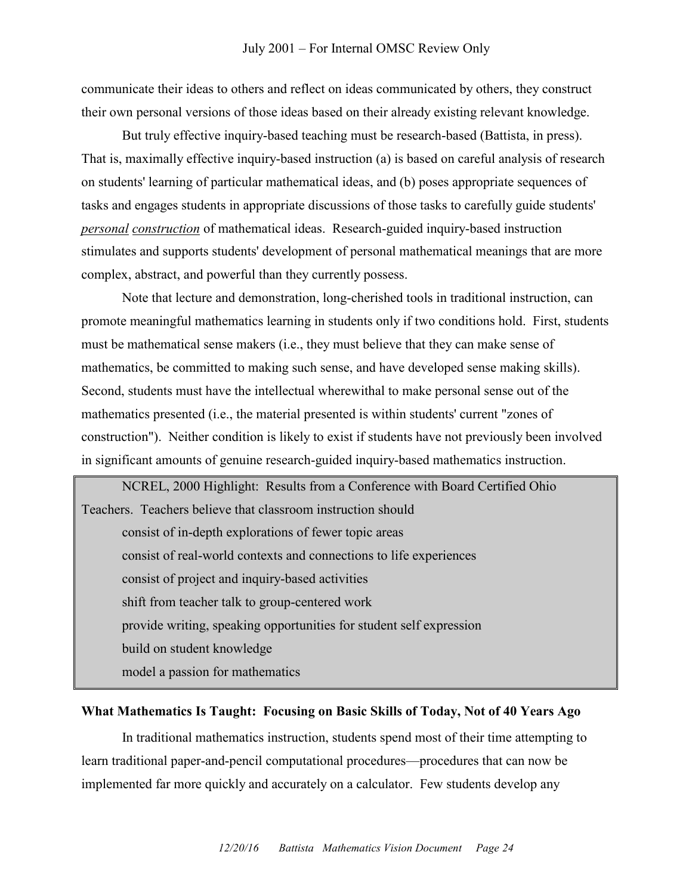communicate their ideas to others and reflect on ideas communicated by others, they construct their own personal versions of those ideas based on their already existing relevant knowledge.

But truly effective inquiry-based teaching must be research-based (Battista, in press). That is, maximally effective inquiry-based instruction (a) is based on careful analysis of research on students' learning of particular mathematical ideas, and (b) poses appropriate sequences of tasks and engages students in appropriate discussions of those tasks to carefully guide students' ***personal*** ***construction*** of mathematical ideas. Research-guided inquiry-based instruction stimulates and supports students' development of personal mathematical meanings that are more complex, abstract, and powerful than they currently possess.

Note that lecture and demonstration, long-cherished tools in traditional instruction, can promote meaningful mathematics learning in students only if two conditions hold. First, students must be mathematical sense makers (i.e., they must believe that they can make sense of mathematics, be committed to making such sense, and have developed sense making skills). Second, students must have the intellectual wherewithal to make personal sense out of the mathematics presented (i.e., the material presented is within students' current "zones of construction"). Neither condition is likely to exist if students have not previously been involved in significant amounts of genuine research-guided inquiry-based mathematics instruction.

> NCREL, 2000 Highlight: Results from a Conference with Board Certified Ohio Teachers. Teachers believe that classroom instruction should
>
> consist of in-depth explorations of fewer topic areas
> consist of real-world contexts and connections to life experiences
> consist of project and inquiry-based activities
> shift from teacher talk to group-centered work
> provide writing, speaking opportunities for student self expression
> build on student knowledge
> model a passion for mathematics

**What Mathematics Is Taught: Focusing on Basic Skills of Today, Not of 40 Years Ago**

In traditional mathematics instruction, students spend most of their time attempting to learn traditional paper-and-pencil computational procedures—procedures that can now be implemented far more quickly and accurately on a calculator. Few students develop any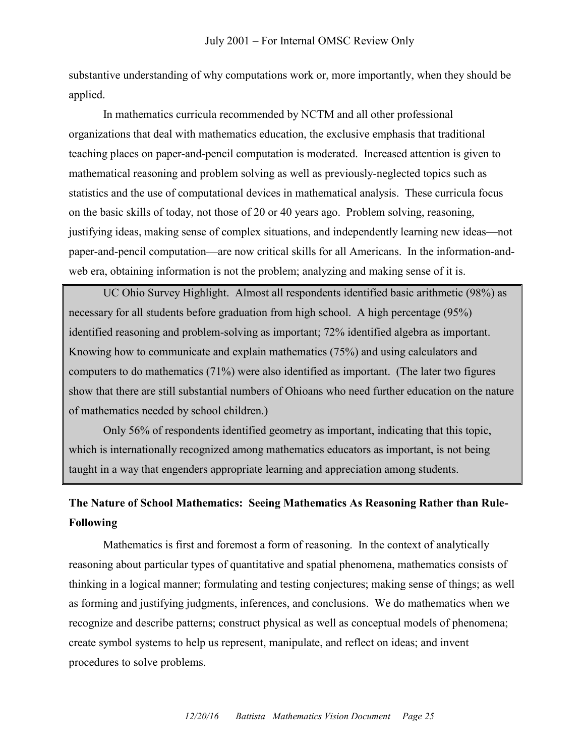substantive understanding of why computations work or, more importantly, when they should be applied.

In mathematics curricula recommended by NCTM and all other professional organizations that deal with mathematics education, the exclusive emphasis that traditional teaching places on paper-and-pencil computation is moderated. Increased attention is given to mathematical reasoning and problem solving as well as previously-neglected topics such as statistics and the use of computational devices in mathematical analysis. These curricula focus on the basic skills of today, not those of 20 or 40 years ago. Problem solving, reasoning, justifying ideas, making sense of complex situations, and independently learning new ideas—not paper-and-pencil computation—are now critical skills for all Americans. In the information-and-web era, obtaining information is not the problem; analyzing and making sense of it is.

> UC Ohio Survey Highlight. Almost all respondents identified basic arithmetic (98%) as necessary for all students before graduation from high school. A high percentage (95%) identified reasoning and problem-solving as important; 72% identified algebra as important. Knowing how to communicate and explain mathematics (75%) and using calculators and computers to do mathematics (71%) were also identified as important. (The later two figures show that there are still substantial numbers of Ohioans who need further education on the nature of mathematics needed by school children.)
>
> Only 56% of respondents identified geometry as important, indicating that this topic, which is internationally recognized among mathematics educators as important, is not being taught in a way that engenders appropriate learning and appreciation among students.

**The Nature of School Mathematics: Seeing Mathematics As Reasoning Rather than Rule-Following**

Mathematics is first and foremost a form of reasoning. In the context of analytically reasoning about particular types of quantitative and spatial phenomena, mathematics consists of thinking in a logical manner; formulating and testing conjectures; making sense of things; as well as forming and justifying judgments, inferences, and conclusions. We do mathematics when we recognize and describe patterns; construct physical as well as conceptual models of phenomena; create symbol systems to help us represent, manipulate, and reflect on ideas; and invent procedures to solve problems.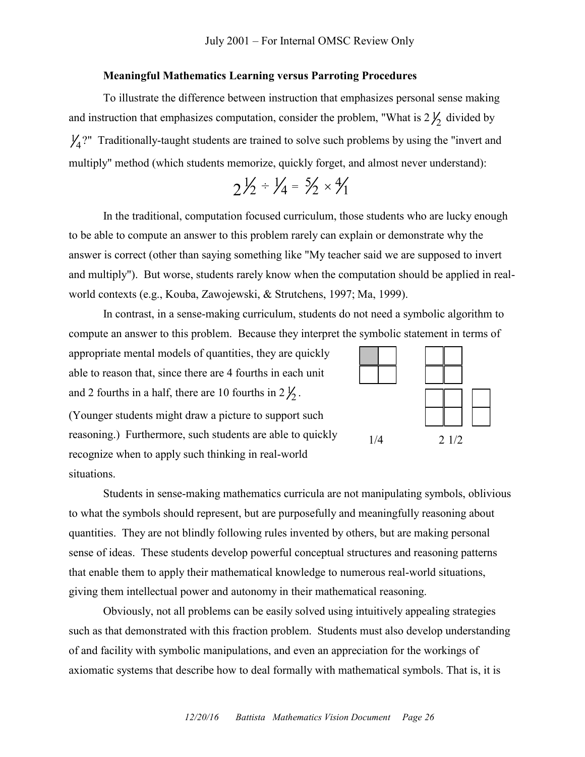**Meaningful Mathematics Learning versus Parroting Procedures**

To illustrate the difference between instruction that emphasizes personal sense making and instruction that emphasizes computation, consider the problem, "What is $2\frac{1}{2}$ divided by $\frac{1}{4}$?" Traditionally-taught students are trained to solve such problems by using the "invert and multiply" method (which students memorize, quickly forget, and almost never understand):

$$2\tfrac{1}{2} \div \tfrac{1}{4} = \tfrac{5}{2} \times \tfrac{4}{1}$$

In the traditional, computation focused curriculum, those students who are lucky enough to be able to compute an answer to this problem rarely can explain or demonstrate why the answer is correct (other than saying something like "My teacher said we are supposed to invert and multiply"). But worse, students rarely know when the computation should be applied in real-world contexts (e.g., Kouba, Zawojewski, & Strutchens, 1997; Ma, 1999).

In contrast, in a sense-making curriculum, students do not need a symbolic algorithm to compute an answer to this problem. Because they interpret the symbolic statement in terms of appropriate mental models of quantities, they are quickly able to reason that, since there are 4 fourths in each unit and 2 fourths in a half, there are 10 fourths in $2\frac{1}{2}$. (Younger students might draw a picture to support such reasoning.) Furthermore, such students are able to quickly recognize when to apply such thinking in real-world situations.

1/4 2 1/2

Students in sense-making mathematics curricula are not manipulating symbols, oblivious to what the symbols should represent, but are purposefully and meaningfully reasoning about quantities. They are not blindly following rules invented by others, but are making personal sense of ideas. These students develop powerful conceptual structures and reasoning patterns that enable them to apply their mathematical knowledge to numerous real-world situations, giving them intellectual power and autonomy in their mathematical reasoning.

Obviously, not all problems can be easily solved using intuitively appealing strategies such as that demonstrated with this fraction problem. Students must also develop understanding of and facility with symbolic manipulations, and even an appreciation for the workings of axiomatic systems that describe how to deal formally with mathematical symbols. That is, it is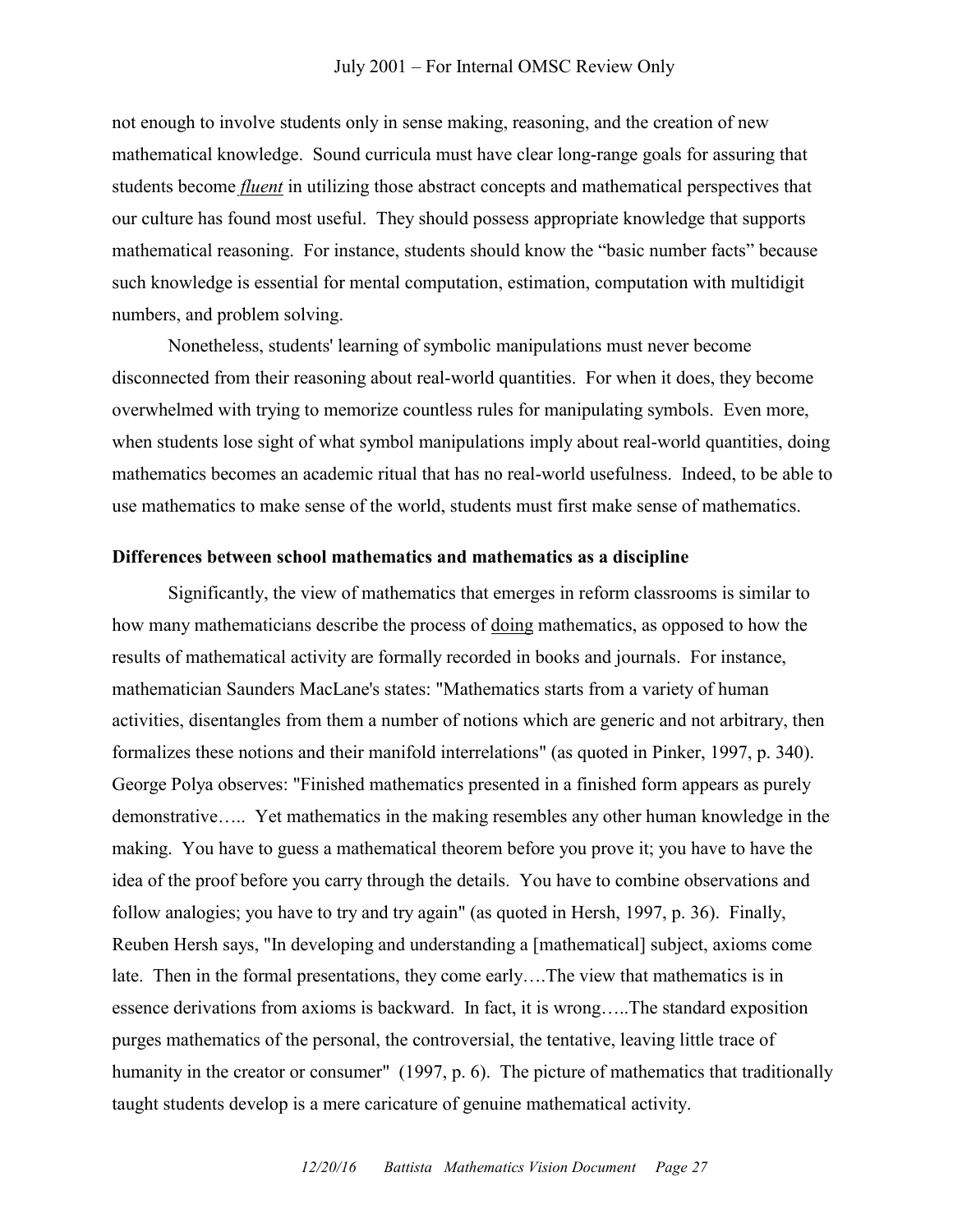not enough to involve students only in sense making, reasoning, and the creation of new mathematical knowledge. Sound curricula must have clear long-range goals for assuring that students become ***fluent*** in utilizing those abstract concepts and mathematical perspectives that our culture has found most useful. They should possess appropriate knowledge that supports mathematical reasoning. For instance, students should know the "basic number facts" because such knowledge is essential for mental computation, estimation, computation with multidigit numbers, and problem solving.

Nonetheless, students' learning of symbolic manipulations must never become disconnected from their reasoning about real-world quantities. For when it does, they become overwhelmed with trying to memorize countless rules for manipulating symbols. Even more, when students lose sight of what symbol manipulations imply about real-world quantities, doing mathematics becomes an academic ritual that has no real-world usefulness. Indeed, to be able to use mathematics to make sense of the world, students must first make sense of mathematics.

**Differences between school mathematics and mathematics as a discipline**

Significantly, the view of mathematics that emerges in reform classrooms is similar to how many mathematicians describe the process of doing mathematics, as opposed to how the results of mathematical activity are formally recorded in books and journals. For instance, mathematician Saunders MacLane's states: "Mathematics starts from a variety of human activities, disentangles from them a number of notions which are generic and not arbitrary, then formalizes these notions and their manifold interrelations" (as quoted in Pinker, 1997, p. 340). George Polya observes: "Finished mathematics presented in a finished form appears as purely demonstrative….. Yet mathematics in the making resembles any other human knowledge in the making. You have to guess a mathematical theorem before you prove it; you have to have the idea of the proof before you carry through the details. You have to combine observations and follow analogies; you have to try and try again" (as quoted in Hersh, 1997, p. 36). Finally, Reuben Hersh says, "In developing and understanding a [mathematical] subject, axioms come late. Then in the formal presentations, they come early….The view that mathematics is in essence derivations from axioms is backward. In fact, it is wrong…..The standard exposition purges mathematics of the personal, the controversial, the tentative, leaving little trace of humanity in the creator or consumer" (1997, p. 6). The picture of mathematics that traditionally taught students develop is a mere caricature of genuine mathematical activity.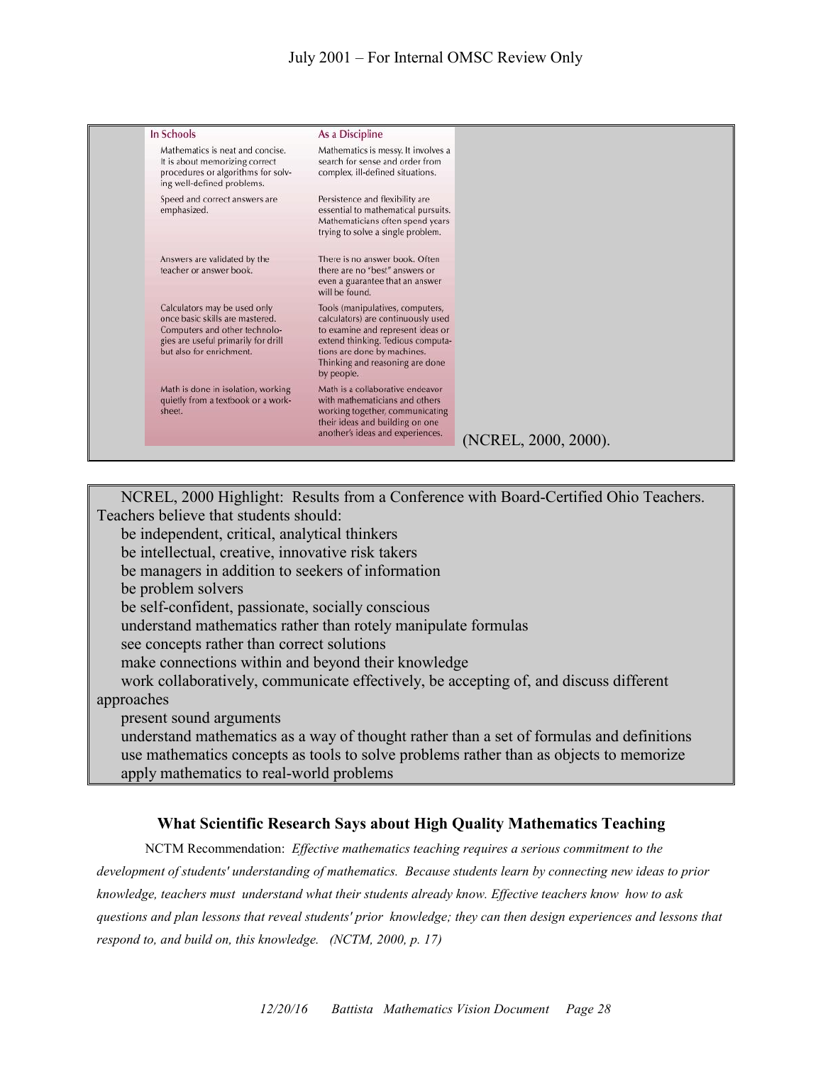| In Schools | As a Discipline |
| --- | --- |
| Mathematics is neat and concise. It is about memorizing correct procedures or algorithms for solving well-defined problems. | Mathematics is messy. It involves a search for sense and order from complex, ill-defined situations. |
| Speed and correct answers are emphasized. | Persistence and flexibility are essential to mathematical pursuits. Mathematicians often spend years trying to solve a single problem. |
| Answers are validated by the teacher or answer book. | There is no answer book. Often there are no "best" answers or even a guarantee that an answer will be found. |
| Calculators may be used only once basic skills are mastered. Computers and other technologies are useful primarily for drill but also for enrichment. | Tools (manipulatives, computers, calculators) are continuously used to examine and represent ideas or extend thinking. Tedious computations are done by machines. Thinking and reasoning are done by people. |
| Math is done in isolation, working quietly from a textbook or a worksheet. | Math is a collaborative endeavor with mathematicians and others working together, communicating their ideas and building on one another's ideas and experiences. |

(NCREL, 2000, 2000).

NCREL, 2000 Highlight: Results from a Conference with Board-Certified Ohio Teachers. Teachers believe that students should:

- be independent, critical, analytical thinkers
- be intellectual, creative, innovative risk takers
- be managers in addition to seekers of information
- be problem solvers
- be self-confident, passionate, socially conscious
- understand mathematics rather than rotely manipulate formulas
- see concepts rather than correct solutions
- make connections within and beyond their knowledge
- work collaboratively, communicate effectively, be accepting of, and discuss different approaches
- present sound arguments
- understand mathematics as a way of thought rather than a set of formulas and definitions
- use mathematics concepts as tools to solve problems rather than as objects to memorize
- apply mathematics to real-world problems

### What Scientific Research Says about High Quality Mathematics Teaching

NCTM Recommendation: *Effective mathematics teaching requires a serious commitment to the development of students' understanding of mathematics. Because students learn by connecting new ideas to prior knowledge, teachers must understand what their students already know. Effective teachers know how to ask questions and plan lessons that reveal students' prior knowledge; they can then design experiences and lessons that respond to, and build on, this knowledge. (NCTM, 2000, p. 17)*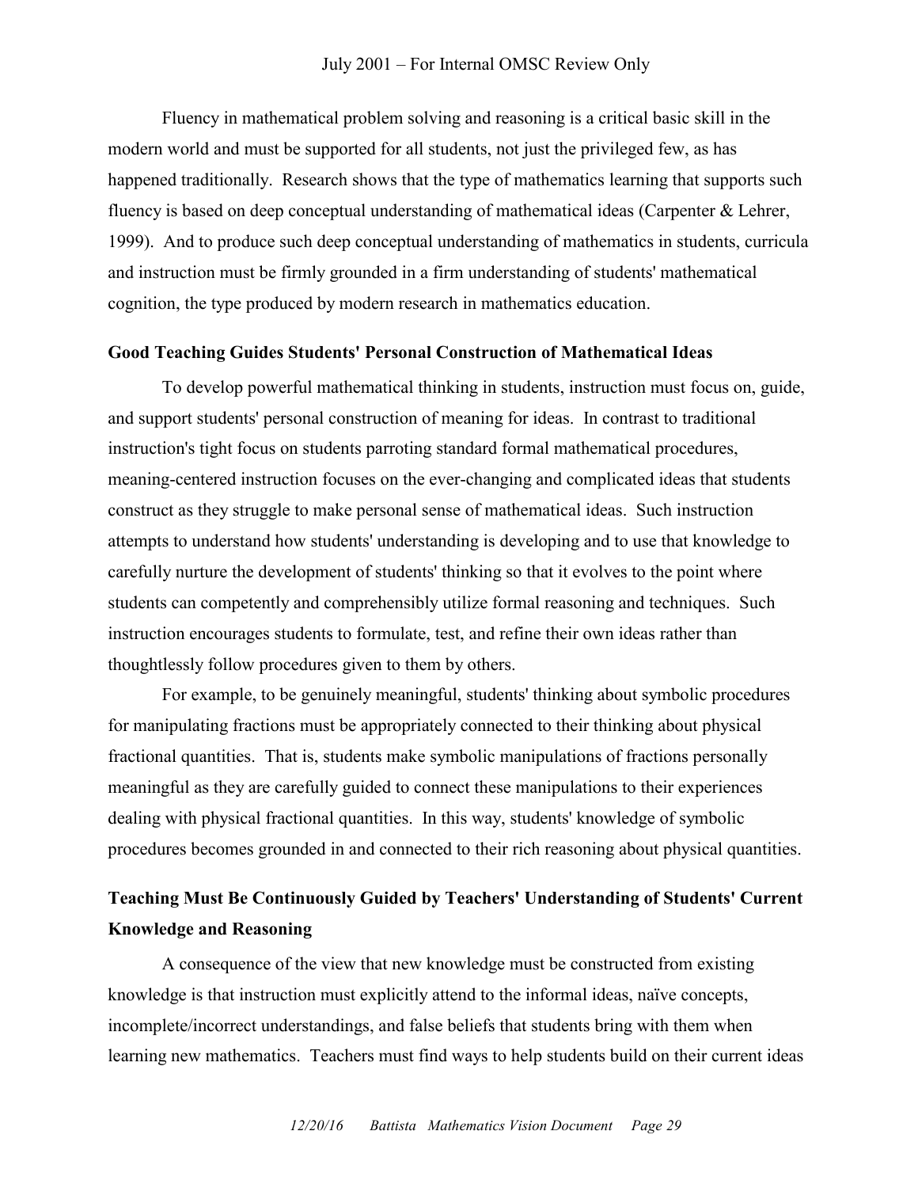Fluency in mathematical problem solving and reasoning is a critical basic skill in the modern world and must be supported for all students, not just the privileged few, as has happened traditionally. Research shows that the type of mathematics learning that supports such fluency is based on deep conceptual understanding of mathematical ideas (Carpenter & Lehrer, 1999). And to produce such deep conceptual understanding of mathematics in students, curricula and instruction must be firmly grounded in a firm understanding of students' mathematical cognition, the type produced by modern research in mathematics education.

### Good Teaching Guides Students' Personal Construction of Mathematical Ideas

To develop powerful mathematical thinking in students, instruction must focus on, guide, and support students' personal construction of meaning for ideas. In contrast to traditional instruction's tight focus on students parroting standard formal mathematical procedures, meaning-centered instruction focuses on the ever-changing and complicated ideas that students construct as they struggle to make personal sense of mathematical ideas. Such instruction attempts to understand how students' understanding is developing and to use that knowledge to carefully nurture the development of students' thinking so that it evolves to the point where students can competently and comprehensibly utilize formal reasoning and techniques. Such instruction encourages students to formulate, test, and refine their own ideas rather than thoughtlessly follow procedures given to them by others.

For example, to be genuinely meaningful, students' thinking about symbolic procedures for manipulating fractions must be appropriately connected to their thinking about physical fractional quantities. That is, students make symbolic manipulations of fractions personally meaningful as they are carefully guided to connect these manipulations to their experiences dealing with physical fractional quantities. In this way, students' knowledge of symbolic procedures becomes grounded in and connected to their rich reasoning about physical quantities.

### Teaching Must Be Continuously Guided by Teachers' Understanding of Students' Current Knowledge and Reasoning

A consequence of the view that new knowledge must be constructed from existing knowledge is that instruction must explicitly attend to the informal ideas, naïve concepts, incomplete/incorrect understandings, and false beliefs that students bring with them when learning new mathematics. Teachers must find ways to help students build on their current ideas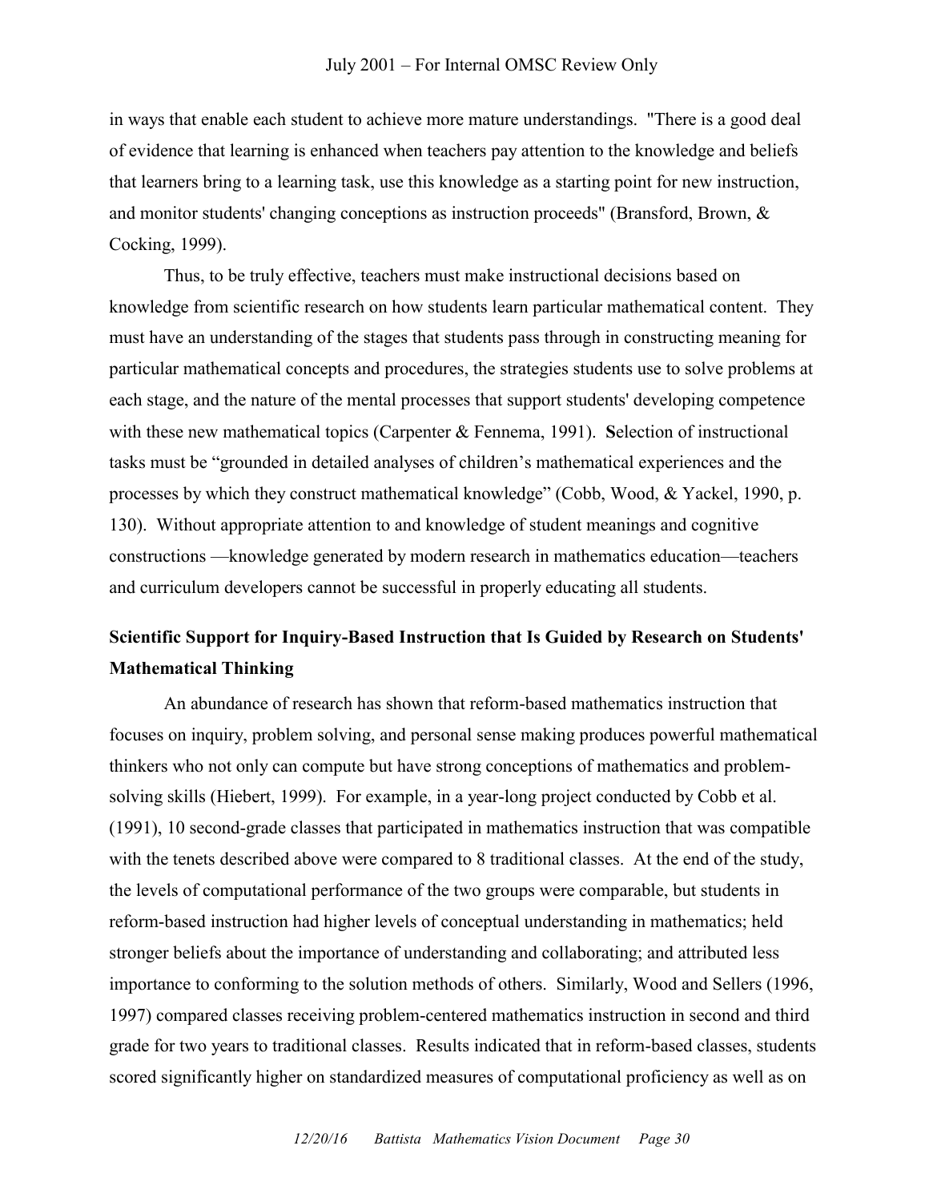in ways that enable each student to achieve more mature understandings. "There is a good deal of evidence that learning is enhanced when teachers pay attention to the knowledge and beliefs that learners bring to a learning task, use this knowledge as a starting point for new instruction, and monitor students' changing conceptions as instruction proceeds" (Bransford, Brown, & Cocking, 1999).

Thus, to be truly effective, teachers must make instructional decisions based on knowledge from scientific research on how students learn particular mathematical content. They must have an understanding of the stages that students pass through in constructing meaning for particular mathematical concepts and procedures, the strategies students use to solve problems at each stage, and the nature of the mental processes that support students' developing competence with these new mathematical topics (Carpenter & Fennema, 1991). **S**election of instructional tasks must be "grounded in detailed analyses of children's mathematical experiences and the processes by which they construct mathematical knowledge" (Cobb, Wood, & Yackel, 1990, p. 130). Without appropriate attention to and knowledge of student meanings and cognitive constructions —knowledge generated by modern research in mathematics education—teachers and curriculum developers cannot be successful in properly educating all students.

**Scientific Support for Inquiry-Based Instruction that Is Guided by Research on Students' Mathematical Thinking**

An abundance of research has shown that reform-based mathematics instruction that focuses on inquiry, problem solving, and personal sense making produces powerful mathematical thinkers who not only can compute but have strong conceptions of mathematics and problem-solving skills (Hiebert, 1999). For example, in a year-long project conducted by Cobb et al. (1991), 10 second-grade classes that participated in mathematics instruction that was compatible with the tenets described above were compared to 8 traditional classes. At the end of the study, the levels of computational performance of the two groups were comparable, but students in reform-based instruction had higher levels of conceptual understanding in mathematics; held stronger beliefs about the importance of understanding and collaborating; and attributed less importance to conforming to the solution methods of others. Similarly, Wood and Sellers (1996, 1997) compared classes receiving problem-centered mathematics instruction in second and third grade for two years to traditional classes. Results indicated that in reform-based classes, students scored significantly higher on standardized measures of computational proficiency as well as on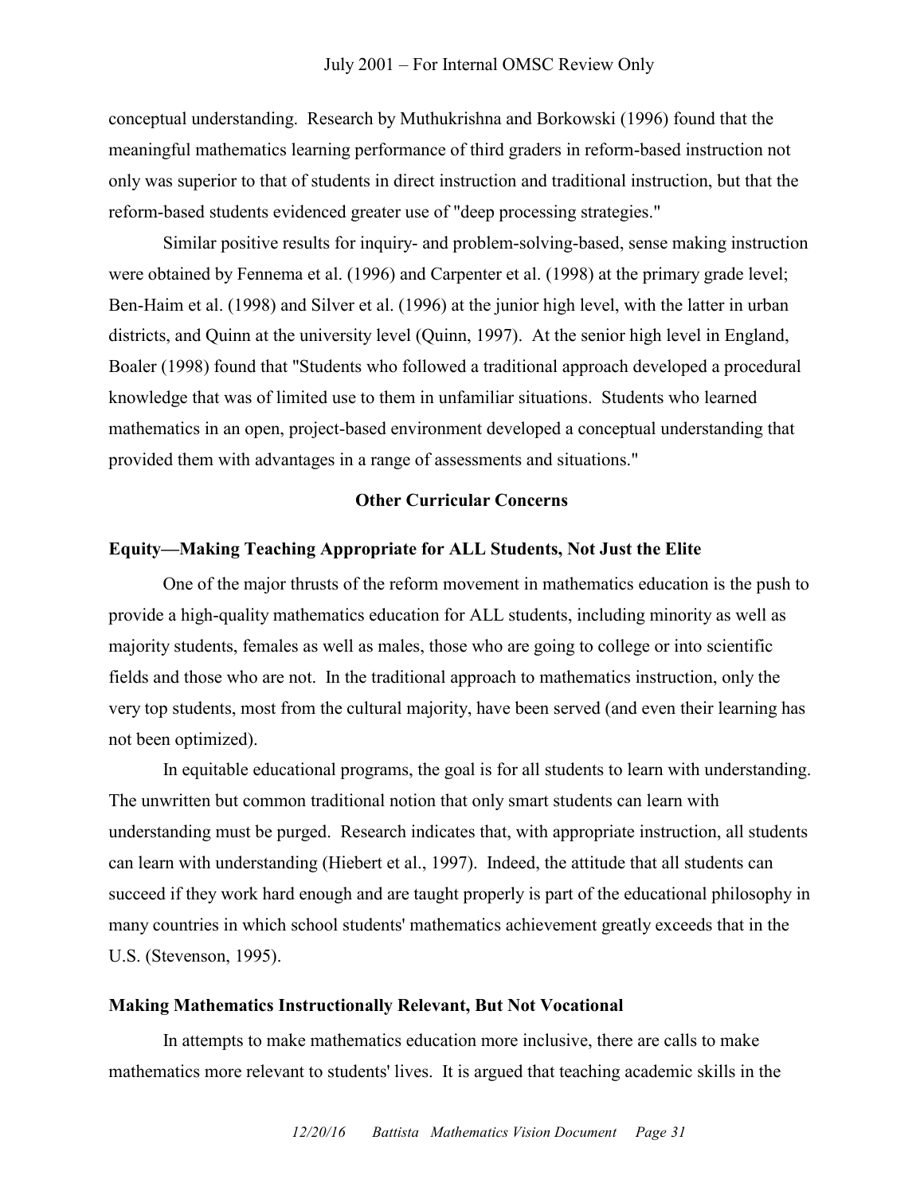conceptual understanding. Research by Muthukrishna and Borkowski (1996) found that the meaningful mathematics learning performance of third graders in reform-based instruction not only was superior to that of students in direct instruction and traditional instruction, but that the reform-based students evidenced greater use of "deep processing strategies."

Similar positive results for inquiry- and problem-solving-based, sense making instruction were obtained by Fennema et al. (1996) and Carpenter et al. (1998) at the primary grade level; Ben-Haim et al. (1998) and Silver et al. (1996) at the junior high level, with the latter in urban districts, and Quinn at the university level (Quinn, 1997). At the senior high level in England, Boaler (1998) found that "Students who followed a traditional approach developed a procedural knowledge that was of limited use to them in unfamiliar situations. Students who learned mathematics in an open, project-based environment developed a conceptual understanding that provided them with advantages in a range of assessments and situations."

## Other Curricular Concerns

### Equity—Making Teaching Appropriate for ALL Students, Not Just the Elite

One of the major thrusts of the reform movement in mathematics education is the push to provide a high-quality mathematics education for ALL students, including minority as well as majority students, females as well as males, those who are going to college or into scientific fields and those who are not. In the traditional approach to mathematics instruction, only the very top students, most from the cultural majority, have been served (and even their learning has not been optimized).

In equitable educational programs, the goal is for all students to learn with understanding. The unwritten but common traditional notion that only smart students can learn with understanding must be purged. Research indicates that, with appropriate instruction, all students can learn with understanding (Hiebert et al., 1997). Indeed, the attitude that all students can succeed if they work hard enough and are taught properly is part of the educational philosophy in many countries in which school students' mathematics achievement greatly exceeds that in the U.S. (Stevenson, 1995).

### Making Mathematics Instructionally Relevant, But Not Vocational

In attempts to make mathematics education more inclusive, there are calls to make mathematics more relevant to students' lives. It is argued that teaching academic skills in the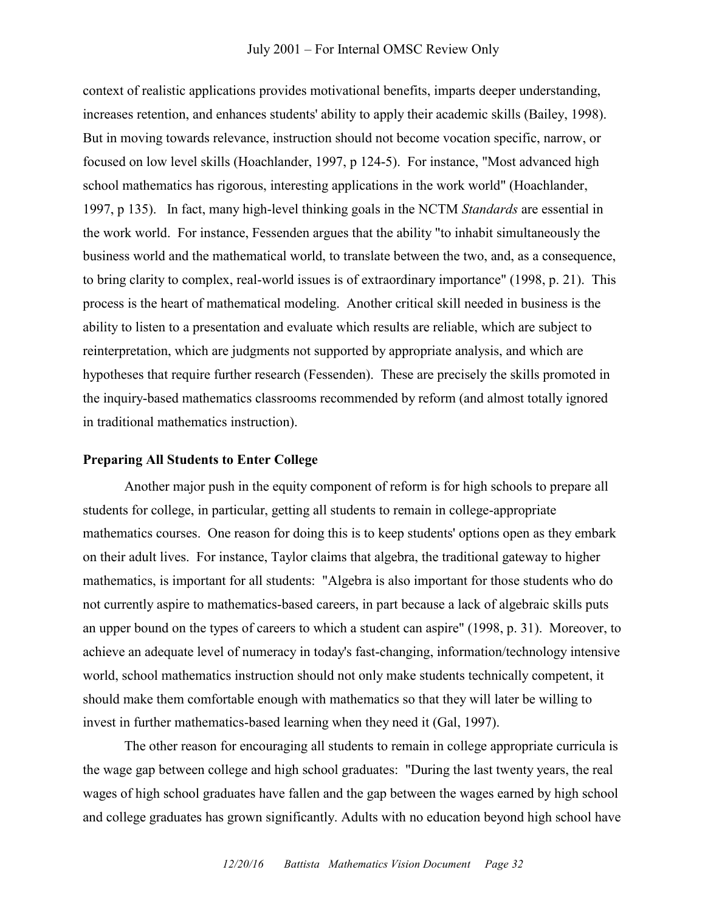context of realistic applications provides motivational benefits, imparts deeper understanding, increases retention, and enhances students' ability to apply their academic skills (Bailey, 1998). But in moving towards relevance, instruction should not become vocation specific, narrow, or focused on low level skills (Hoachlander, 1997, p 124-5). For instance, "Most advanced high school mathematics has rigorous, interesting applications in the work world" (Hoachlander, 1997, p 135). In fact, many high-level thinking goals in the NCTM *Standards* are essential in the work world. For instance, Fessenden argues that the ability "to inhabit simultaneously the business world and the mathematical world, to translate between the two, and, as a consequence, to bring clarity to complex, real-world issues is of extraordinary importance" (1998, p. 21). This process is the heart of mathematical modeling. Another critical skill needed in business is the ability to listen to a presentation and evaluate which results are reliable, which are subject to reinterpretation, which are judgments not supported by appropriate analysis, and which are hypotheses that require further research (Fessenden). These are precisely the skills promoted in the inquiry-based mathematics classrooms recommended by reform (and almost totally ignored in traditional mathematics instruction).

**Preparing All Students to Enter College**

Another major push in the equity component of reform is for high schools to prepare all students for college, in particular, getting all students to remain in college-appropriate mathematics courses. One reason for doing this is to keep students' options open as they embark on their adult lives. For instance, Taylor claims that algebra, the traditional gateway to higher mathematics, is important for all students: "Algebra is also important for those students who do not currently aspire to mathematics-based careers, in part because a lack of algebraic skills puts an upper bound on the types of careers to which a student can aspire" (1998, p. 31). Moreover, to achieve an adequate level of numeracy in today's fast-changing, information/technology intensive world, school mathematics instruction should not only make students technically competent, it should make them comfortable enough with mathematics so that they will later be willing to invest in further mathematics-based learning when they need it (Gal, 1997).

The other reason for encouraging all students to remain in college appropriate curricula is the wage gap between college and high school graduates: "During the last twenty years, the real wages of high school graduates have fallen and the gap between the wages earned by high school and college graduates has grown significantly. Adults with no education beyond high school have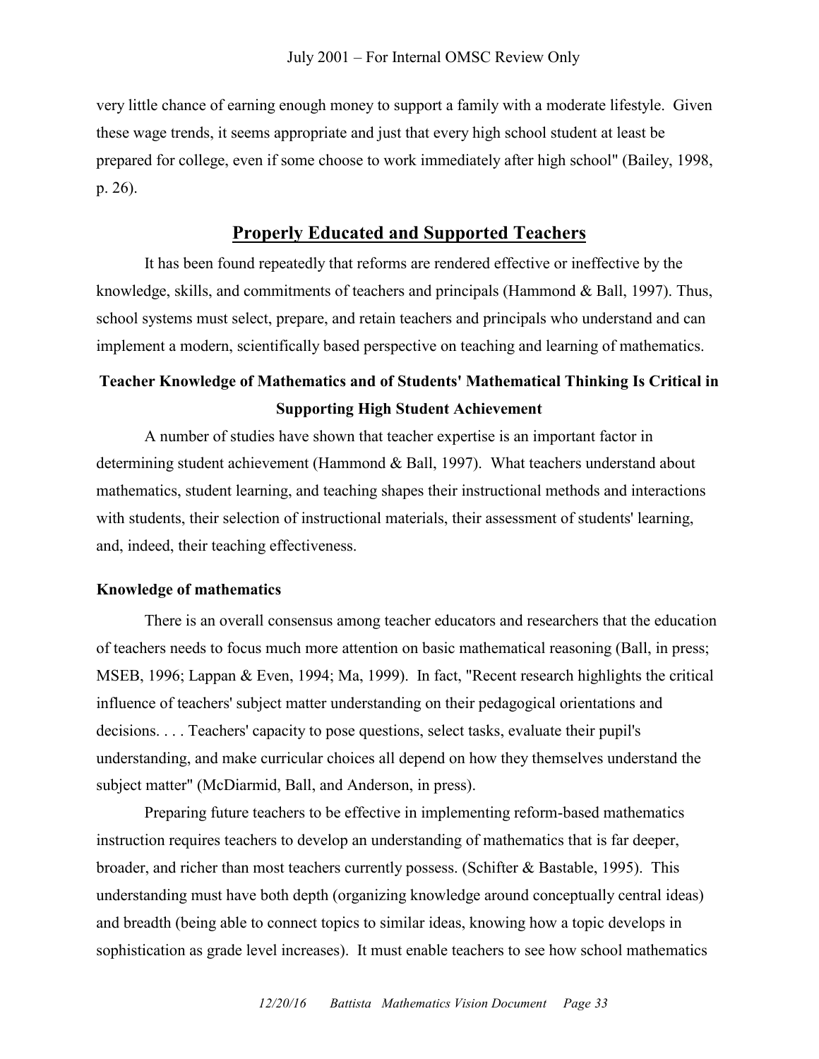very little chance of earning enough money to support a family with a moderate lifestyle. Given these wage trends, it seems appropriate and just that every high school student at least be prepared for college, even if some choose to work immediately after high school" (Bailey, 1998, p. 26).

## Properly Educated and Supported Teachers

It has been found repeatedly that reforms are rendered effective or ineffective by the knowledge, skills, and commitments of teachers and principals (Hammond & Ball, 1997). Thus, school systems must select, prepare, and retain teachers and principals who understand and can implement a modern, scientifically based perspective on teaching and learning of mathematics.

### Teacher Knowledge of Mathematics and of Students' Mathematical Thinking Is Critical in Supporting High Student Achievement

A number of studies have shown that teacher expertise is an important factor in determining student achievement (Hammond & Ball, 1997). What teachers understand about mathematics, student learning, and teaching shapes their instructional methods and interactions with students, their selection of instructional materials, their assessment of students' learning, and, indeed, their teaching effectiveness.

#### Knowledge of mathematics

There is an overall consensus among teacher educators and researchers that the education of teachers needs to focus much more attention on basic mathematical reasoning (Ball, in press; MSEB, 1996; Lappan & Even, 1994; Ma, 1999). In fact, "Recent research highlights the critical influence of teachers' subject matter understanding on their pedagogical orientations and decisions. . . . Teachers' capacity to pose questions, select tasks, evaluate their pupil's understanding, and make curricular choices all depend on how they themselves understand the subject matter" (McDiarmid, Ball, and Anderson, in press).

Preparing future teachers to be effective in implementing reform-based mathematics instruction requires teachers to develop an understanding of mathematics that is far deeper, broader, and richer than most teachers currently possess. (Schifter & Bastable, 1995). This understanding must have both depth (organizing knowledge around conceptually central ideas) and breadth (being able to connect topics to similar ideas, knowing how a topic develops in sophistication as grade level increases). It must enable teachers to see how school mathematics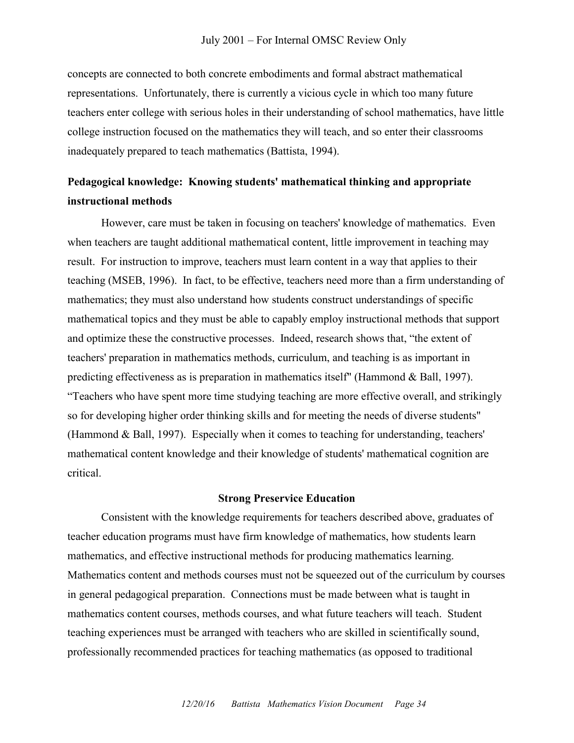concepts are connected to both concrete embodiments and formal abstract mathematical representations. Unfortunately, there is currently a vicious cycle in which too many future teachers enter college with serious holes in their understanding of school mathematics, have little college instruction focused on the mathematics they will teach, and so enter their classrooms inadequately prepared to teach mathematics (Battista, 1994).

### Pedagogical knowledge: Knowing students' mathematical thinking and appropriate instructional methods

However, care must be taken in focusing on teachers' knowledge of mathematics. Even when teachers are taught additional mathematical content, little improvement in teaching may result. For instruction to improve, teachers must learn content in a way that applies to their teaching (MSEB, 1996). In fact, to be effective, teachers need more than a firm understanding of mathematics; they must also understand how students construct understandings of specific mathematical topics and they must be able to capably employ instructional methods that support and optimize these the constructive processes. Indeed, research shows that, "the extent of teachers' preparation in mathematics methods, curriculum, and teaching is as important in predicting effectiveness as is preparation in mathematics itself" (Hammond & Ball, 1997). "Teachers who have spent more time studying teaching are more effective overall, and strikingly so for developing higher order thinking skills and for meeting the needs of diverse students" (Hammond & Ball, 1997). Especially when it comes to teaching for understanding, teachers' mathematical content knowledge and their knowledge of students' mathematical cognition are critical.

## Strong Preservice Education

Consistent with the knowledge requirements for teachers described above, graduates of teacher education programs must have firm knowledge of mathematics, how students learn mathematics, and effective instructional methods for producing mathematics learning. Mathematics content and methods courses must not be squeezed out of the curriculum by courses in general pedagogical preparation. Connections must be made between what is taught in mathematics content courses, methods courses, and what future teachers will teach. Student teaching experiences must be arranged with teachers who are skilled in scientifically sound, professionally recommended practices for teaching mathematics (as opposed to traditional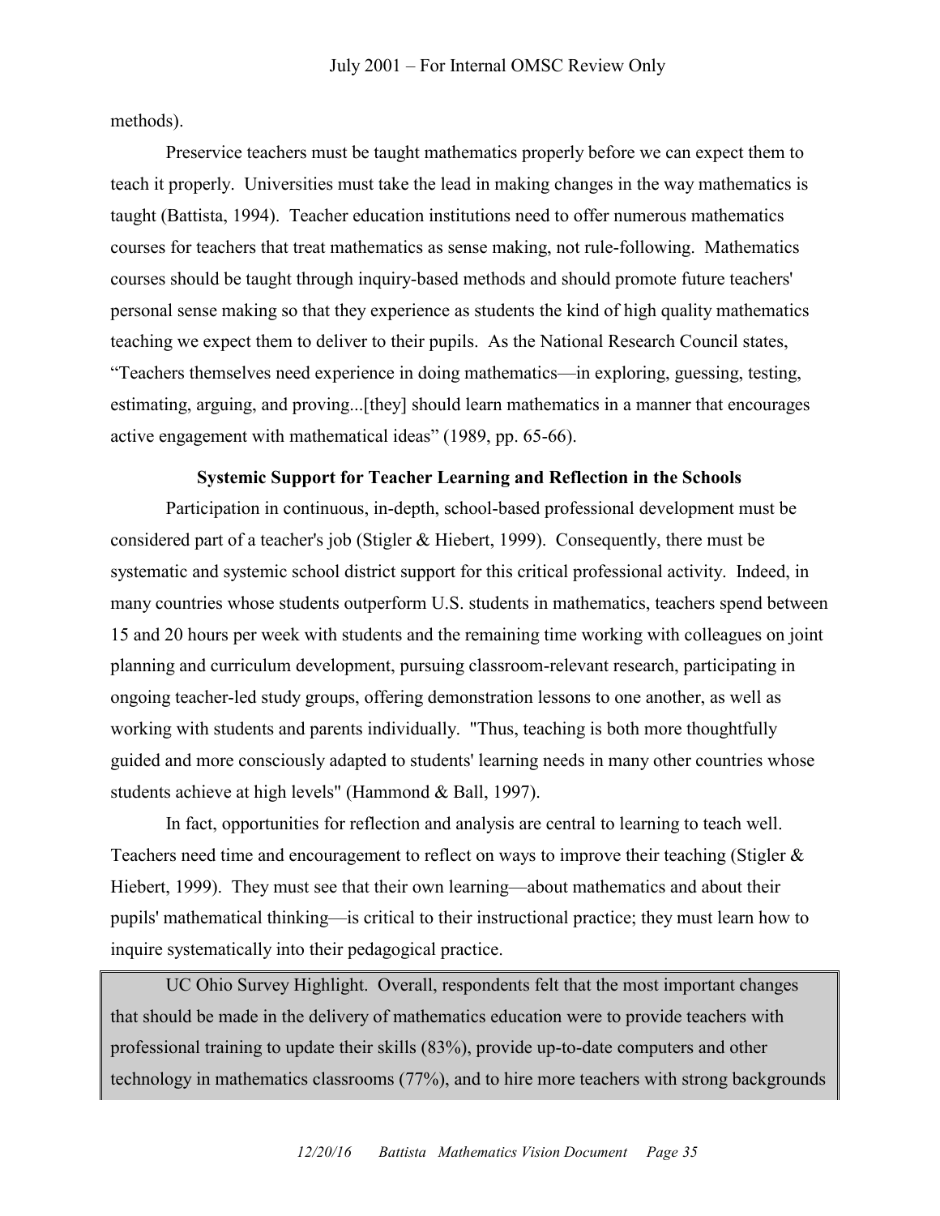methods).

Preservice teachers must be taught mathematics properly before we can expect them to teach it properly. Universities must take the lead in making changes in the way mathematics is taught (Battista, 1994). Teacher education institutions need to offer numerous mathematics courses for teachers that treat mathematics as sense making, not rule-following. Mathematics courses should be taught through inquiry-based methods and should promote future teachers' personal sense making so that they experience as students the kind of high quality mathematics teaching we expect them to deliver to their pupils. As the National Research Council states, "Teachers themselves need experience in doing mathematics—in exploring, guessing, testing, estimating, arguing, and proving...[they] should learn mathematics in a manner that encourages active engagement with mathematical ideas" (1989, pp. 65-66).

**Systemic Support for Teacher Learning and Reflection in the Schools**

Participation in continuous, in-depth, school-based professional development must be considered part of a teacher's job (Stigler & Hiebert, 1999). Consequently, there must be systematic and systemic school district support for this critical professional activity. Indeed, in many countries whose students outperform U.S. students in mathematics, teachers spend between 15 and 20 hours per week with students and the remaining time working with colleagues on joint planning and curriculum development, pursuing classroom-relevant research, participating in ongoing teacher-led study groups, offering demonstration lessons to one another, as well as working with students and parents individually. "Thus, teaching is both more thoughtfully guided and more consciously adapted to students' learning needs in many other countries whose students achieve at high levels" (Hammond & Ball, 1997).

In fact, opportunities for reflection and analysis are central to learning to teach well. Teachers need time and encouragement to reflect on ways to improve their teaching (Stigler & Hiebert, 1999). They must see that their own learning—about mathematics and about their pupils' mathematical thinking—is critical to their instructional practice; they must learn how to inquire systematically into their pedagogical practice.

UC Ohio Survey Highlight. Overall, respondents felt that the most important changes that should be made in the delivery of mathematics education were to provide teachers with professional training to update their skills (83%), provide up-to-date computers and other technology in mathematics classrooms (77%), and to hire more teachers with strong backgrounds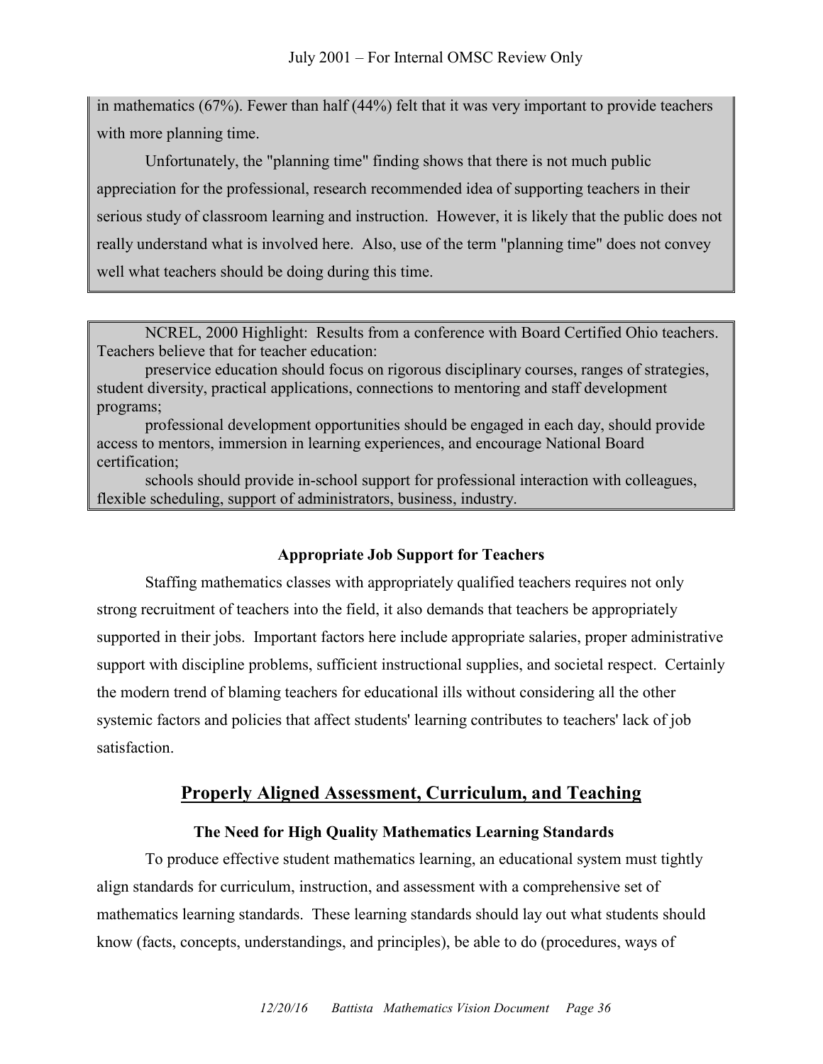in mathematics (67%). Fewer than half (44%) felt that it was very important to provide teachers with more planning time.

Unfortunately, the "planning time" finding shows that there is not much public appreciation for the professional, research recommended idea of supporting teachers in their serious study of classroom learning and instruction. However, it is likely that the public does not really understand what is involved here. Also, use of the term "planning time" does not convey well what teachers should be doing during this time.

NCREL, 2000 Highlight: Results from a conference with Board Certified Ohio teachers. Teachers believe that for teacher education:

preservice education should focus on rigorous disciplinary courses, ranges of strategies, student diversity, practical applications, connections to mentoring and staff development programs;

professional development opportunities should be engaged in each day, should provide access to mentors, immersion in learning experiences, and encourage National Board certification;

schools should provide in-school support for professional interaction with colleagues, flexible scheduling, support of administrators, business, industry.

### Appropriate Job Support for Teachers

Staffing mathematics classes with appropriately qualified teachers requires not only strong recruitment of teachers into the field, it also demands that teachers be appropriately supported in their jobs. Important factors here include appropriate salaries, proper administrative support with discipline problems, sufficient instructional supplies, and societal respect. Certainly the modern trend of blaming teachers for educational ills without considering all the other systemic factors and policies that affect students' learning contributes to teachers' lack of job satisfaction.

## Properly Aligned Assessment, Curriculum, and Teaching

### The Need for High Quality Mathematics Learning Standards

To produce effective student mathematics learning, an educational system must tightly align standards for curriculum, instruction, and assessment with a comprehensive set of mathematics learning standards. These learning standards should lay out what students should know (facts, concepts, understandings, and principles), be able to do (procedures, ways of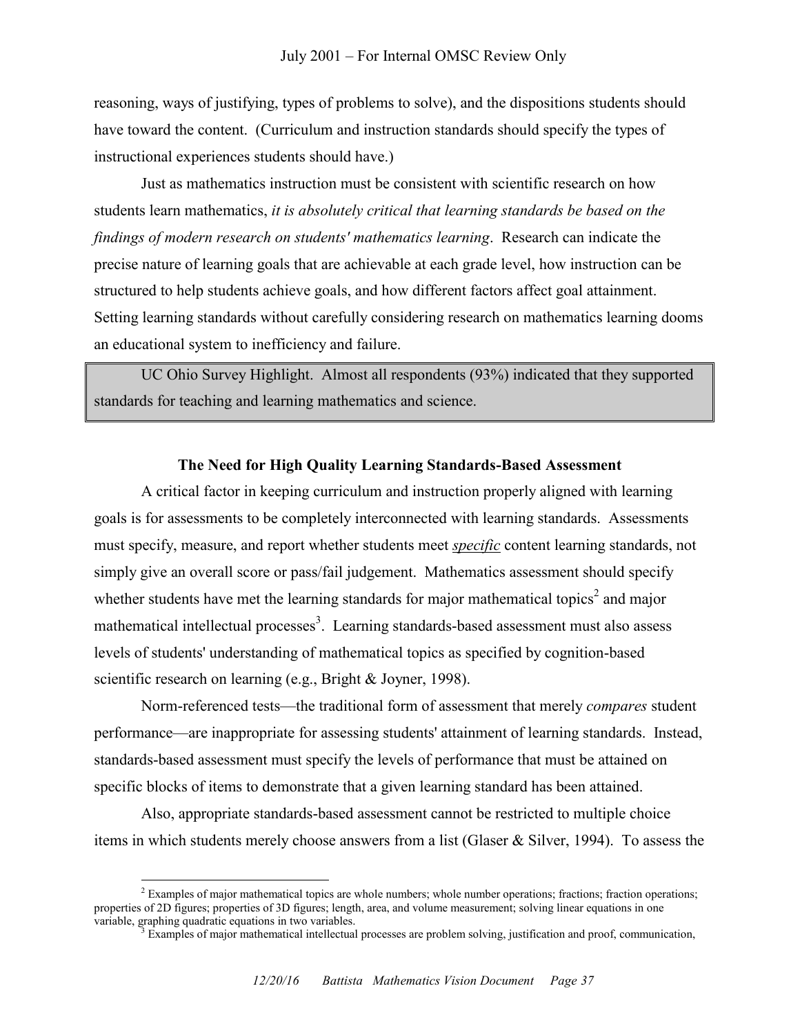reasoning, ways of justifying, types of problems to solve), and the dispositions students should have toward the content. (Curriculum and instruction standards should specify the types of instructional experiences students should have.)

Just as mathematics instruction must be consistent with scientific research on how students learn mathematics, *it is absolutely critical that learning standards be based on the findings of modern research on students' mathematics learning*. Research can indicate the precise nature of learning goals that are achievable at each grade level, how instruction can be structured to help students achieve goals, and how different factors affect goal attainment. Setting learning standards without carefully considering research on mathematics learning dooms an educational system to inefficiency and failure.

> UC Ohio Survey Highlight. Almost all respondents (93%) indicated that they supported standards for teaching and learning mathematics and science.

**The Need for High Quality Learning Standards-Based Assessment**

A critical factor in keeping curriculum and instruction properly aligned with learning goals is for assessments to be completely interconnected with learning standards. Assessments must specify, measure, and report whether students meet ***specific*** content learning standards, not simply give an overall score or pass/fail judgement. Mathematics assessment should specify whether students have met the learning standards for major mathematical topics[2] and major mathematical intellectual processes[3]. Learning standards-based assessment must also assess levels of students' understanding of mathematical topics as specified by cognition-based scientific research on learning (e.g., Bright & Joyner, 1998).

Norm-referenced tests—the traditional form of assessment that merely *compares* student performance—are inappropriate for assessing students' attainment of learning standards. Instead, standards-based assessment must specify the levels of performance that must be attained on specific blocks of items to demonstrate that a given learning standard has been attained.

Also, appropriate standards-based assessment cannot be restricted to multiple choice items in which students merely choose answers from a list (Glaser & Silver, 1994). To assess the

---

[2] Examples of major mathematical topics are whole numbers; whole number operations; fractions; fraction operations; properties of 2D figures; properties of 3D figures; length, area, and volume measurement; solving linear equations in one variable, graphing quadratic equations in two variables.

[3] Examples of major mathematical intellectual processes are problem solving, justification and proof, communication,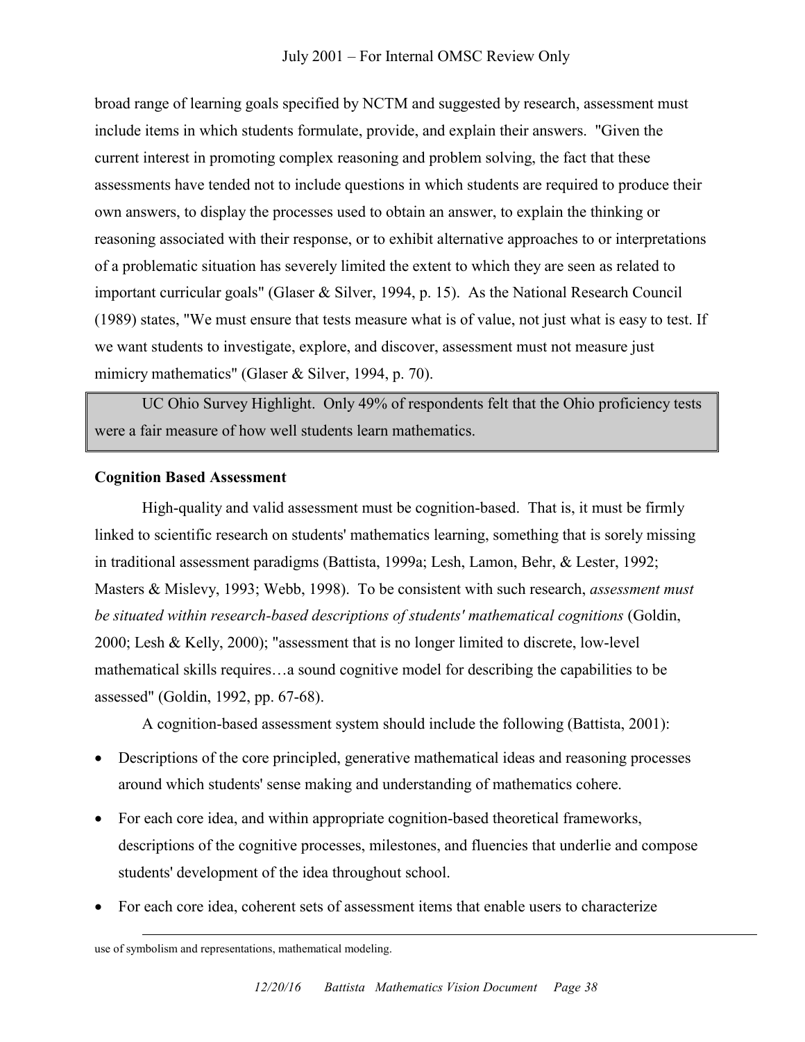broad range of learning goals specified by NCTM and suggested by research, assessment must include items in which students formulate, provide, and explain their answers. "Given the current interest in promoting complex reasoning and problem solving, the fact that these assessments have tended not to include questions in which students are required to produce their own answers, to display the processes used to obtain an answer, to explain the thinking or reasoning associated with their response, or to exhibit alternative approaches to or interpretations of a problematic situation has severely limited the extent to which they are seen as related to important curricular goals" (Glaser & Silver, 1994, p. 15). As the National Research Council (1989) states, "We must ensure that tests measure what is of value, not just what is easy to test. If we want students to investigate, explore, and discover, assessment must not measure just mimicry mathematics" (Glaser & Silver, 1994, p. 70).

> UC Ohio Survey Highlight. Only 49% of respondents felt that the Ohio proficiency tests were a fair measure of how well students learn mathematics.

**Cognition Based Assessment**

High-quality and valid assessment must be cognition-based. That is, it must be firmly linked to scientific research on students' mathematics learning, something that is sorely missing in traditional assessment paradigms (Battista, 1999a; Lesh, Lamon, Behr, & Lester, 1992; Masters & Mislevy, 1993; Webb, 1998). To be consistent with such research, *assessment must be situated within research-based descriptions of students' mathematical cognitions* (Goldin, 2000; Lesh & Kelly, 2000); "assessment that is no longer limited to discrete, low-level mathematical skills requires…a sound cognitive model for describing the capabilities to be assessed" (Goldin, 1992, pp. 67-68).

A cognition-based assessment system should include the following (Battista, 2001):

- Descriptions of the core principled, generative mathematical ideas and reasoning processes around which students' sense making and understanding of mathematics cohere.
- For each core idea, and within appropriate cognition-based theoretical frameworks, descriptions of the cognitive processes, milestones, and fluencies that underlie and compose students' development of the idea throughout school.
- For each core idea, coherent sets of assessment items that enable users to characterize

---

use of symbolism and representations, mathematical modeling.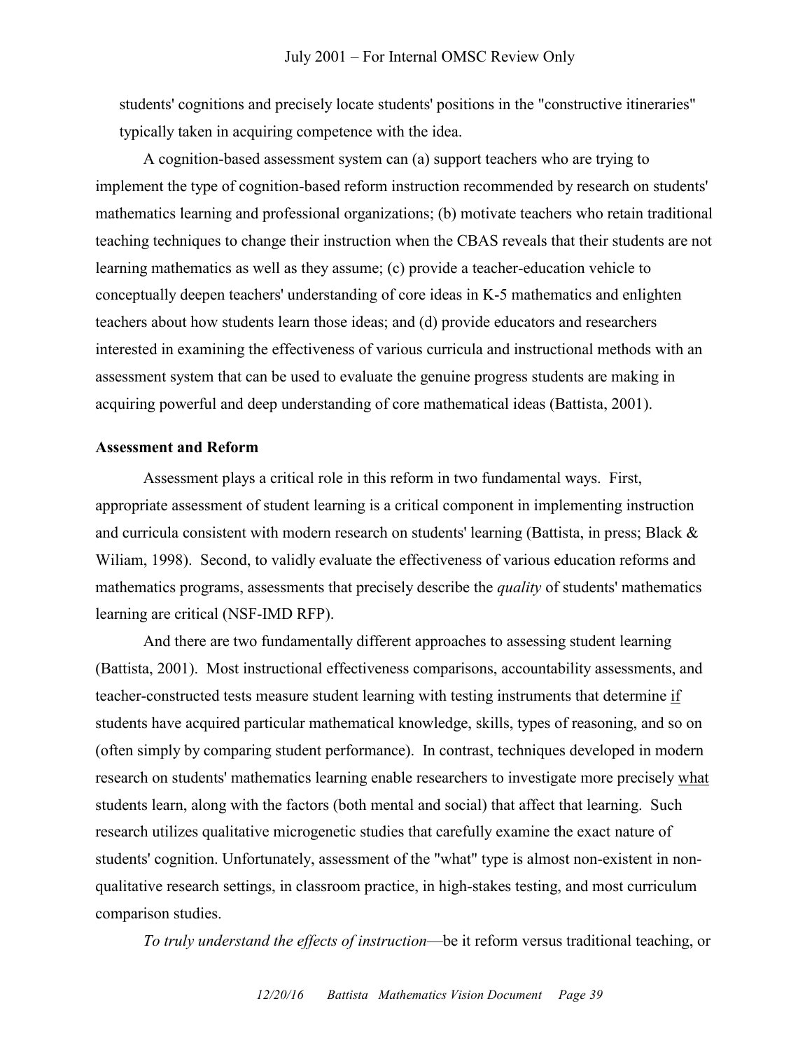students' cognitions and precisely locate students' positions in the "constructive itineraries" typically taken in acquiring competence with the idea.

A cognition-based assessment system can (a) support teachers who are trying to implement the type of cognition-based reform instruction recommended by research on students' mathematics learning and professional organizations; (b) motivate teachers who retain traditional teaching techniques to change their instruction when the CBAS reveals that their students are not learning mathematics as well as they assume; (c) provide a teacher-education vehicle to conceptually deepen teachers' understanding of core ideas in K-5 mathematics and enlighten teachers about how students learn those ideas; and (d) provide educators and researchers interested in examining the effectiveness of various curricula and instructional methods with an assessment system that can be used to evaluate the genuine progress students are making in acquiring powerful and deep understanding of core mathematical ideas (Battista, 2001).

**Assessment and Reform**

Assessment plays a critical role in this reform in two fundamental ways. First, appropriate assessment of student learning is a critical component in implementing instruction and curricula consistent with modern research on students' learning (Battista, in press; Black & Wiliam, 1998). Second, to validly evaluate the effectiveness of various education reforms and mathematics programs, assessments that precisely describe the *quality* of students' mathematics learning are critical (NSF-IMD RFP).

And there are two fundamentally different approaches to assessing student learning (Battista, 2001). Most instructional effectiveness comparisons, accountability assessments, and teacher-constructed tests measure student learning with testing instruments that determine <u>if</u> students have acquired particular mathematical knowledge, skills, types of reasoning, and so on (often simply by comparing student performance). In contrast, techniques developed in modern research on students' mathematics learning enable researchers to investigate more precisely <u>what</u> students learn, along with the factors (both mental and social) that affect that learning. Such research utilizes qualitative microgenetic studies that carefully examine the exact nature of students' cognition. Unfortunately, assessment of the "what" type is almost non-existent in non-qualitative research settings, in classroom practice, in high-stakes testing, and most curriculum comparison studies.

*To truly understand the effects of instruction*—be it reform versus traditional teaching, or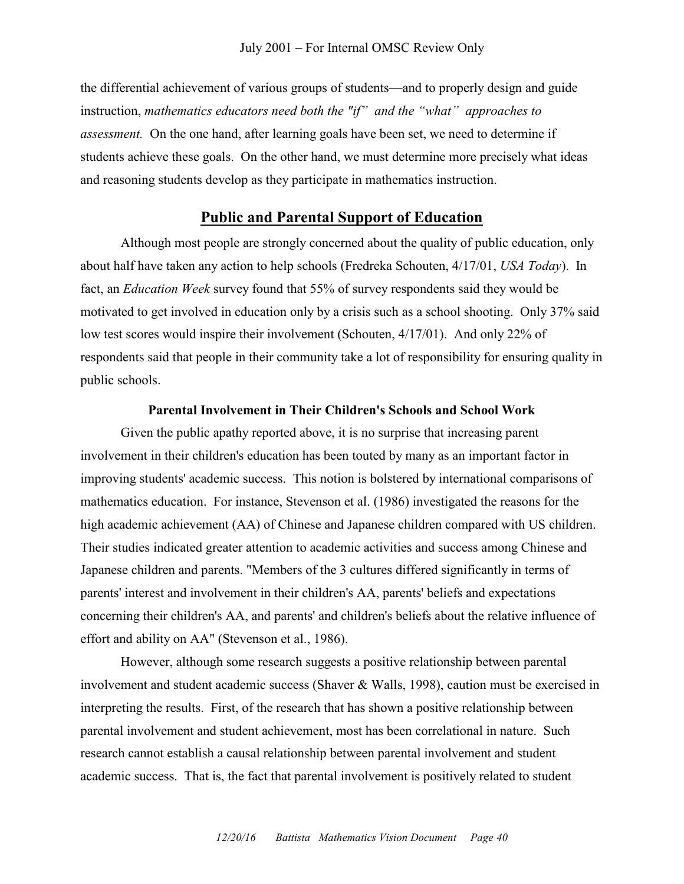the differential achievement of various groups of students—and to properly design and guide instruction, *mathematics educators need both the "if" and the "what" approaches to assessment.* On the one hand, after learning goals have been set, we need to determine if students achieve these goals. On the other hand, we must determine more precisely what ideas and reasoning students develop as they participate in mathematics instruction.

## Public and Parental Support of Education

Although most people are strongly concerned about the quality of public education, only about half have taken any action to help schools (Fredreka Schouten, 4/17/01, *USA Today*). In fact, an *Education Week* survey found that 55% of survey respondents said they would be motivated to get involved in education only by a crisis such as a school shooting. Only 37% said low test scores would inspire their involvement (Schouten, 4/17/01). And only 22% of respondents said that people in their community take a lot of responsibility for ensuring quality in public schools.

### Parental Involvement in Their Children's Schools and School Work

Given the public apathy reported above, it is no surprise that increasing parent involvement in their children's education has been touted by many as an important factor in improving students' academic success. This notion is bolstered by international comparisons of mathematics education. For instance, Stevenson et al. (1986) investigated the reasons for the high academic achievement (AA) of Chinese and Japanese children compared with US children. Their studies indicated greater attention to academic activities and success among Chinese and Japanese children and parents. "Members of the 3 cultures differed significantly in terms of parents' interest and involvement in their children's AA, parents' beliefs and expectations concerning their children's AA, and parents' and children's beliefs about the relative influence of effort and ability on AA" (Stevenson et al., 1986).

However, although some research suggests a positive relationship between parental involvement and student academic success (Shaver & Walls, 1998), caution must be exercised in interpreting the results. First, of the research that has shown a positive relationship between parental involvement and student achievement, most has been correlational in nature. Such research cannot establish a causal relationship between parental involvement and student academic success. That is, the fact that parental involvement is positively related to student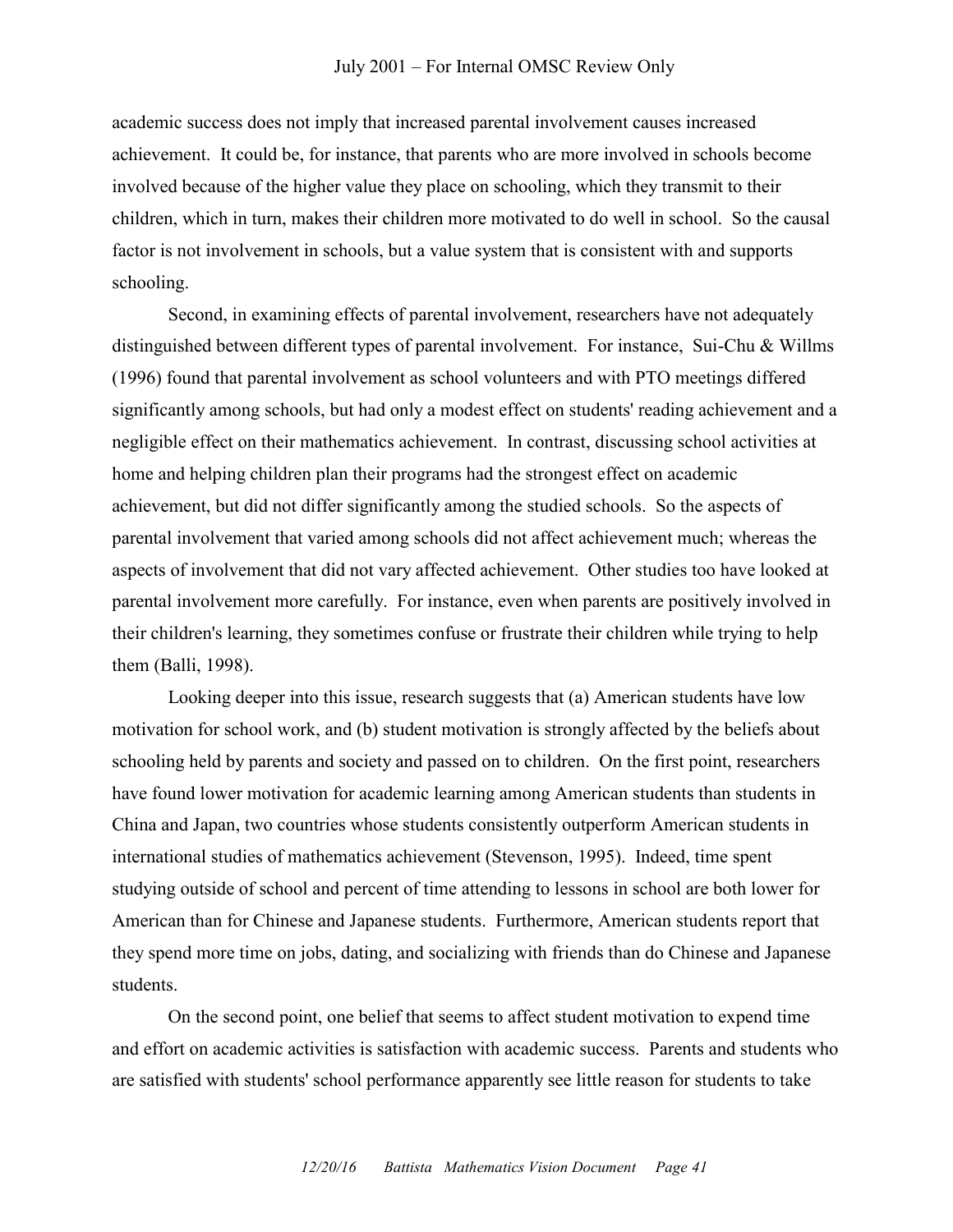academic success does not imply that increased parental involvement causes increased achievement. It could be, for instance, that parents who are more involved in schools become involved because of the higher value they place on schooling, which they transmit to their children, which in turn, makes their children more motivated to do well in school. So the causal factor is not involvement in schools, but a value system that is consistent with and supports schooling.

Second, in examining effects of parental involvement, researchers have not adequately distinguished between different types of parental involvement. For instance, Sui-Chu & Willms (1996) found that parental involvement as school volunteers and with PTO meetings differed significantly among schools, but had only a modest effect on students' reading achievement and a negligible effect on their mathematics achievement. In contrast, discussing school activities at home and helping children plan their programs had the strongest effect on academic achievement, but did not differ significantly among the studied schools. So the aspects of parental involvement that varied among schools did not affect achievement much; whereas the aspects of involvement that did not vary affected achievement. Other studies too have looked at parental involvement more carefully. For instance, even when parents are positively involved in their children's learning, they sometimes confuse or frustrate their children while trying to help them (Balli, 1998).

Looking deeper into this issue, research suggests that (a) American students have low motivation for school work, and (b) student motivation is strongly affected by the beliefs about schooling held by parents and society and passed on to children. On the first point, researchers have found lower motivation for academic learning among American students than students in China and Japan, two countries whose students consistently outperform American students in international studies of mathematics achievement (Stevenson, 1995). Indeed, time spent studying outside of school and percent of time attending to lessons in school are both lower for American than for Chinese and Japanese students. Furthermore, American students report that they spend more time on jobs, dating, and socializing with friends than do Chinese and Japanese students.

On the second point, one belief that seems to affect student motivation to expend time and effort on academic activities is satisfaction with academic success. Parents and students who are satisfied with students' school performance apparently see little reason for students to take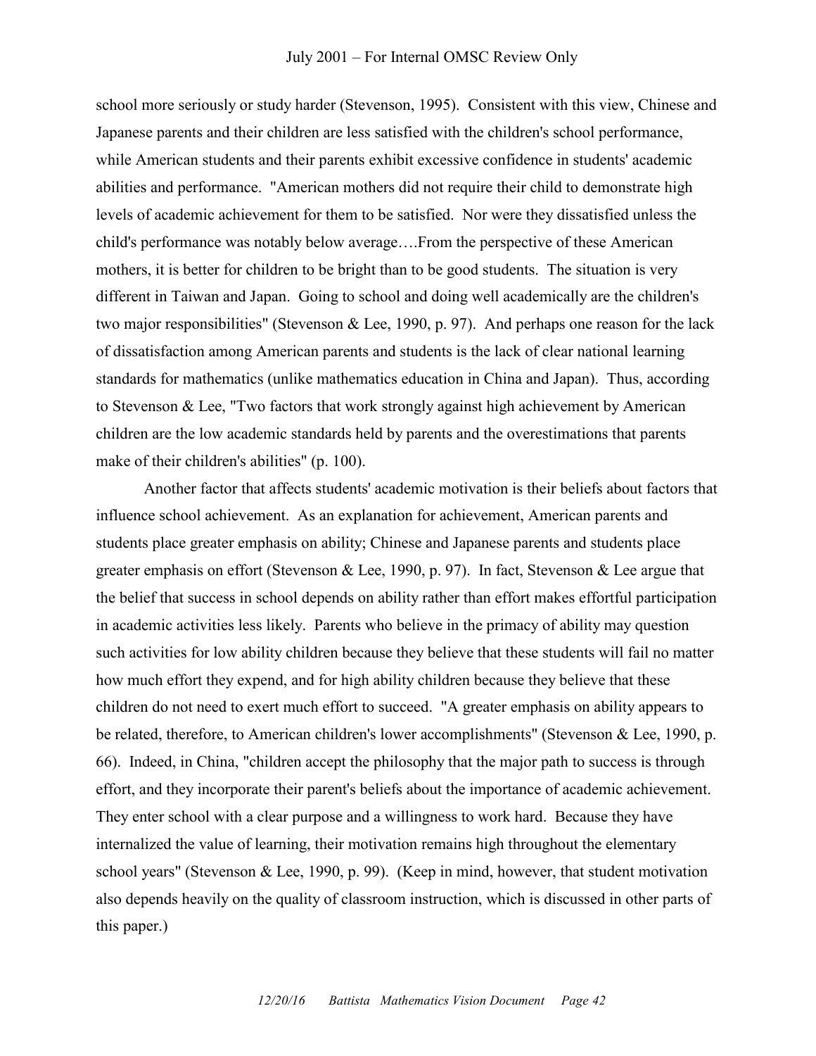school more seriously or study harder (Stevenson, 1995). Consistent with this view, Chinese and Japanese parents and their children are less satisfied with the children's school performance, while American students and their parents exhibit excessive confidence in students' academic abilities and performance. "American mothers did not require their child to demonstrate high levels of academic achievement for them to be satisfied. Nor were they dissatisfied unless the child's performance was notably below average….From the perspective of these American mothers, it is better for children to be bright than to be good students. The situation is very different in Taiwan and Japan. Going to school and doing well academically are the children's two major responsibilities" (Stevenson & Lee, 1990, p. 97). And perhaps one reason for the lack of dissatisfaction among American parents and students is the lack of clear national learning standards for mathematics (unlike mathematics education in China and Japan). Thus, according to Stevenson & Lee, "Two factors that work strongly against high achievement by American children are the low academic standards held by parents and the overestimations that parents make of their children's abilities" (p. 100).

Another factor that affects students' academic motivation is their beliefs about factors that influence school achievement. As an explanation for achievement, American parents and students place greater emphasis on ability; Chinese and Japanese parents and students place greater emphasis on effort (Stevenson & Lee, 1990, p. 97). In fact, Stevenson & Lee argue that the belief that success in school depends on ability rather than effort makes effortful participation in academic activities less likely. Parents who believe in the primacy of ability may question such activities for low ability children because they believe that these students will fail no matter how much effort they expend, and for high ability children because they believe that these children do not need to exert much effort to succeed. "A greater emphasis on ability appears to be related, therefore, to American children's lower accomplishments" (Stevenson & Lee, 1990, p. 66). Indeed, in China, "children accept the philosophy that the major path to success is through effort, and they incorporate their parent's beliefs about the importance of academic achievement. They enter school with a clear purpose and a willingness to work hard. Because they have internalized the value of learning, their motivation remains high throughout the elementary school years" (Stevenson & Lee, 1990, p. 99). (Keep in mind, however, that student motivation also depends heavily on the quality of classroom instruction, which is discussed in other parts of this paper.)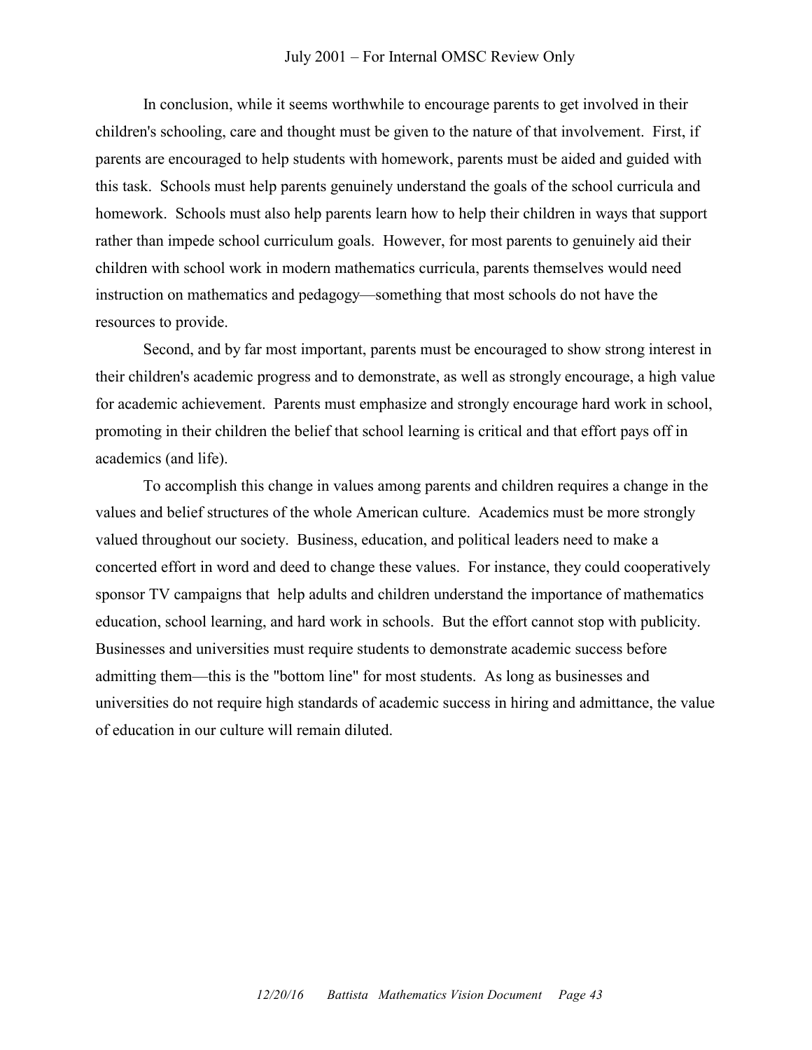In conclusion, while it seems worthwhile to encourage parents to get involved in their children's schooling, care and thought must be given to the nature of that involvement. First, if parents are encouraged to help students with homework, parents must be aided and guided with this task. Schools must help parents genuinely understand the goals of the school curricula and homework. Schools must also help parents learn how to help their children in ways that support rather than impede school curriculum goals. However, for most parents to genuinely aid their children with school work in modern mathematics curricula, parents themselves would need instruction on mathematics and pedagogy—something that most schools do not have the resources to provide.

Second, and by far most important, parents must be encouraged to show strong interest in their children's academic progress and to demonstrate, as well as strongly encourage, a high value for academic achievement. Parents must emphasize and strongly encourage hard work in school, promoting in their children the belief that school learning is critical and that effort pays off in academics (and life).

To accomplish this change in values among parents and children requires a change in the values and belief structures of the whole American culture. Academics must be more strongly valued throughout our society. Business, education, and political leaders need to make a concerted effort in word and deed to change these values. For instance, they could cooperatively sponsor TV campaigns that help adults and children understand the importance of mathematics education, school learning, and hard work in schools. But the effort cannot stop with publicity. Businesses and universities must require students to demonstrate academic success before admitting them—this is the "bottom line" for most students. As long as businesses and universities do not require high standards of academic success in hiring and admittance, the value of education in our culture will remain diluted.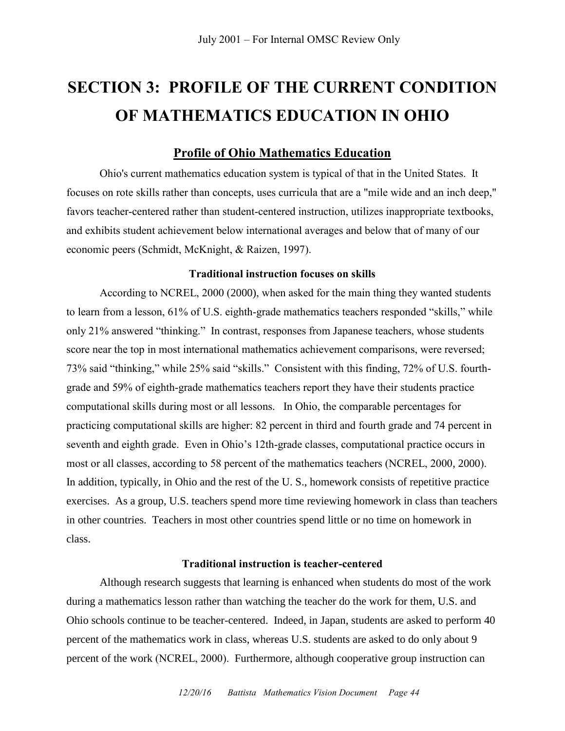# SECTION 3: PROFILE OF THE CURRENT CONDITION OF MATHEMATICS EDUCATION IN OHIO

## Profile of Ohio Mathematics Education

Ohio's current mathematics education system is typical of that in the United States. It focuses on rote skills rather than concepts, uses curricula that are a "mile wide and an inch deep," favors teacher-centered rather than student-centered instruction, utilizes inappropriate textbooks, and exhibits student achievement below international averages and below that of many of our economic peers (Schmidt, McKnight, & Raizen, 1997).

### Traditional instruction focuses on skills

According to NCREL, 2000 (2000), when asked for the main thing they wanted students to learn from a lesson, 61% of U.S. eighth-grade mathematics teachers responded "skills," while only 21% answered "thinking." In contrast, responses from Japanese teachers, whose students score near the top in most international mathematics achievement comparisons, were reversed; 73% said "thinking," while 25% said "skills." Consistent with this finding, 72% of U.S. fourth-grade and 59% of eighth-grade mathematics teachers report they have their students practice computational skills during most or all lessons. In Ohio, the comparable percentages for practicing computational skills are higher: 82 percent in third and fourth grade and 74 percent in seventh and eighth grade. Even in Ohio's 12th-grade classes, computational practice occurs in most or all classes, according to 58 percent of the mathematics teachers (NCREL, 2000, 2000). In addition, typically, in Ohio and the rest of the U. S., homework consists of repetitive practice exercises. As a group, U.S. teachers spend more time reviewing homework in class than teachers in other countries. Teachers in most other countries spend little or no time on homework in class.

### Traditional instruction is teacher-centered

Although research suggests that learning is enhanced when students do most of the work during a mathematics lesson rather than watching the teacher do the work for them, U.S. and Ohio schools continue to be teacher-centered. Indeed, in Japan, students are asked to perform 40 percent of the mathematics work in class, whereas U.S. students are asked to do only about 9 percent of the work (NCREL, 2000). Furthermore, although cooperative group instruction can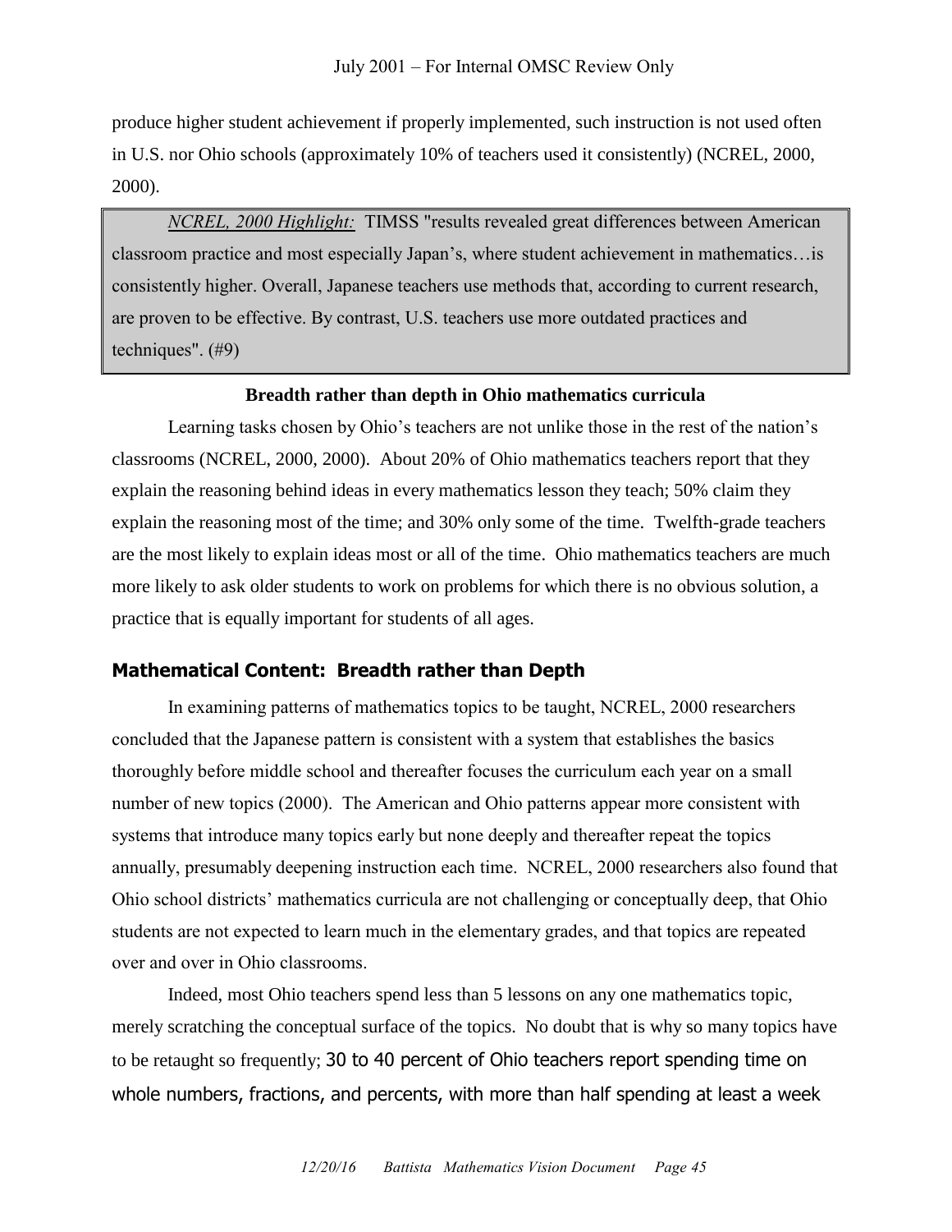produce higher student achievement if properly implemented, such instruction is not used often in U.S. nor Ohio schools (approximately 10% of teachers used it consistently) (NCREL, 2000, 2000).

> *NCREL, 2000 Highlight:* TIMSS "results revealed great differences between American classroom practice and most especially Japan's, where student achievement in mathematics…is consistently higher. Overall, Japanese teachers use methods that, according to current research, are proven to be effective. By contrast, U.S. teachers use more outdated practices and techniques". (#9)

**Breadth rather than depth in Ohio mathematics curricula**

Learning tasks chosen by Ohio's teachers are not unlike those in the rest of the nation's classrooms (NCREL, 2000, 2000). About 20% of Ohio mathematics teachers report that they explain the reasoning behind ideas in every mathematics lesson they teach; 50% claim they explain the reasoning most of the time; and 30% only some of the time. Twelfth-grade teachers are the most likely to explain ideas most or all of the time. Ohio mathematics teachers are much more likely to ask older students to work on problems for which there is no obvious solution, a practice that is equally important for students of all ages.

## Mathematical Content: Breadth rather than Depth

In examining patterns of mathematics topics to be taught, NCREL, 2000 researchers concluded that the Japanese pattern is consistent with a system that establishes the basics thoroughly before middle school and thereafter focuses the curriculum each year on a small number of new topics (2000). The American and Ohio patterns appear more consistent with systems that introduce many topics early but none deeply and thereafter repeat the topics annually, presumably deepening instruction each time. NCREL, 2000 researchers also found that Ohio school districts' mathematics curricula are not challenging or conceptually deep, that Ohio students are not expected to learn much in the elementary grades, and that topics are repeated over and over in Ohio classrooms.

Indeed, most Ohio teachers spend less than 5 lessons on any one mathematics topic, merely scratching the conceptual surface of the topics. No doubt that is why so many topics have to be retaught so frequently; 30 to 40 percent of Ohio teachers report spending time on whole numbers, fractions, and percents, with more than half spending at least a week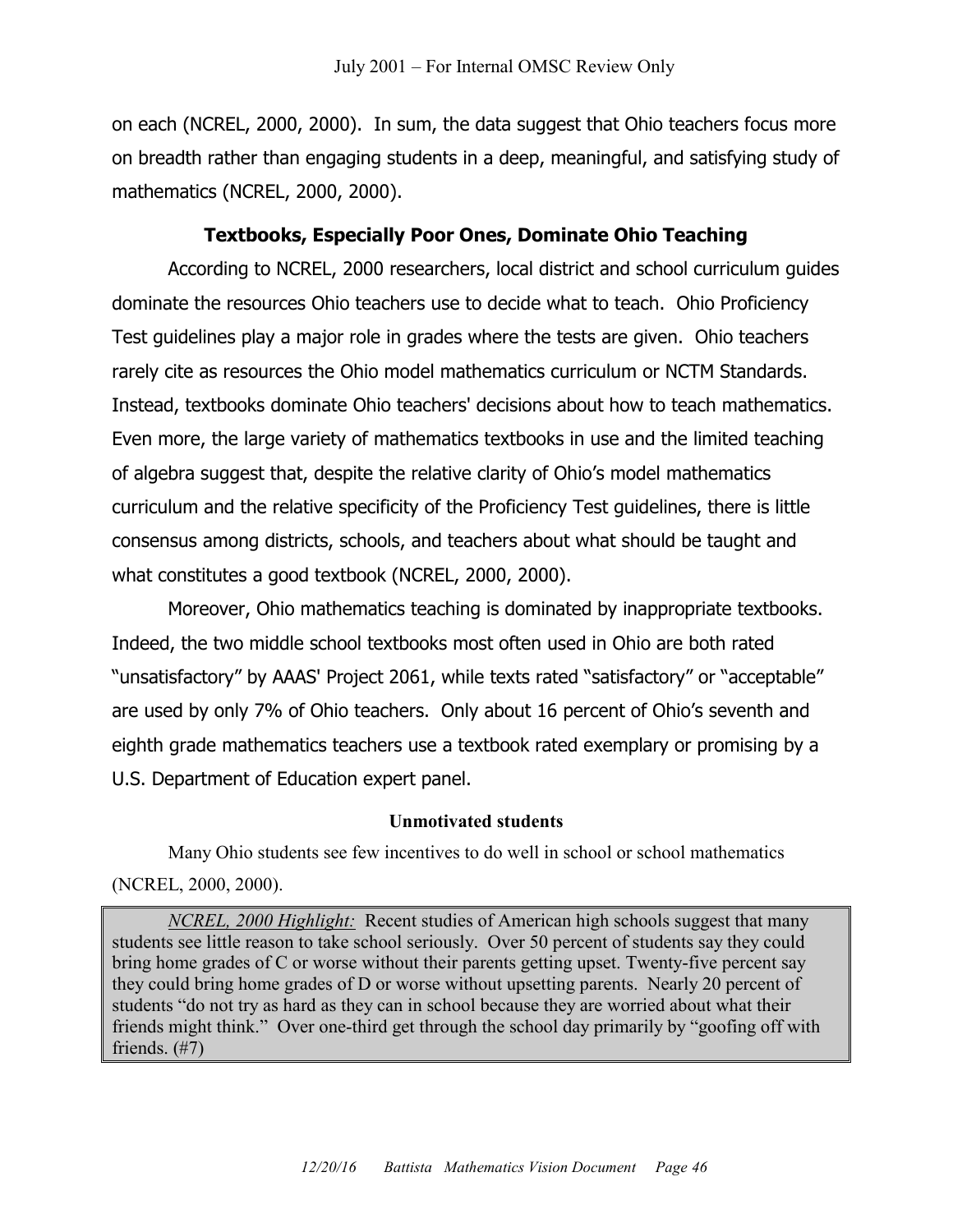on each (NCREL, 2000, 2000). In sum, the data suggest that Ohio teachers focus more on breadth rather than engaging students in a deep, meaningful, and satisfying study of mathematics (NCREL, 2000, 2000).

## Textbooks, Especially Poor Ones, Dominate Ohio Teaching

According to NCREL, 2000 researchers, local district and school curriculum guides dominate the resources Ohio teachers use to decide what to teach. Ohio Proficiency Test guidelines play a major role in grades where the tests are given. Ohio teachers rarely cite as resources the Ohio model mathematics curriculum or NCTM Standards. Instead, textbooks dominate Ohio teachers' decisions about how to teach mathematics. Even more, the large variety of mathematics textbooks in use and the limited teaching of algebra suggest that, despite the relative clarity of Ohio's model mathematics curriculum and the relative specificity of the Proficiency Test guidelines, there is little consensus among districts, schools, and teachers about what should be taught and what constitutes a good textbook (NCREL, 2000, 2000).

Moreover, Ohio mathematics teaching is dominated by inappropriate textbooks. Indeed, the two middle school textbooks most often used in Ohio are both rated "unsatisfactory" by AAAS' Project 2061, while texts rated "satisfactory" or "acceptable" are used by only 7% of Ohio teachers. Only about 16 percent of Ohio's seventh and eighth grade mathematics teachers use a textbook rated exemplary or promising by a U.S. Department of Education expert panel.

### Unmotivated students

Many Ohio students see few incentives to do well in school or school mathematics (NCREL, 2000, 2000).

> *NCREL, 2000 Highlight:* Recent studies of American high schools suggest that many students see little reason to take school seriously. Over 50 percent of students say they could bring home grades of C or worse without their parents getting upset. Twenty-five percent say they could bring home grades of D or worse without upsetting parents. Nearly 20 percent of students "do not try as hard as they can in school because they are worried about what their friends might think." Over one-third get through the school day primarily by "goofing off with friends. (#7)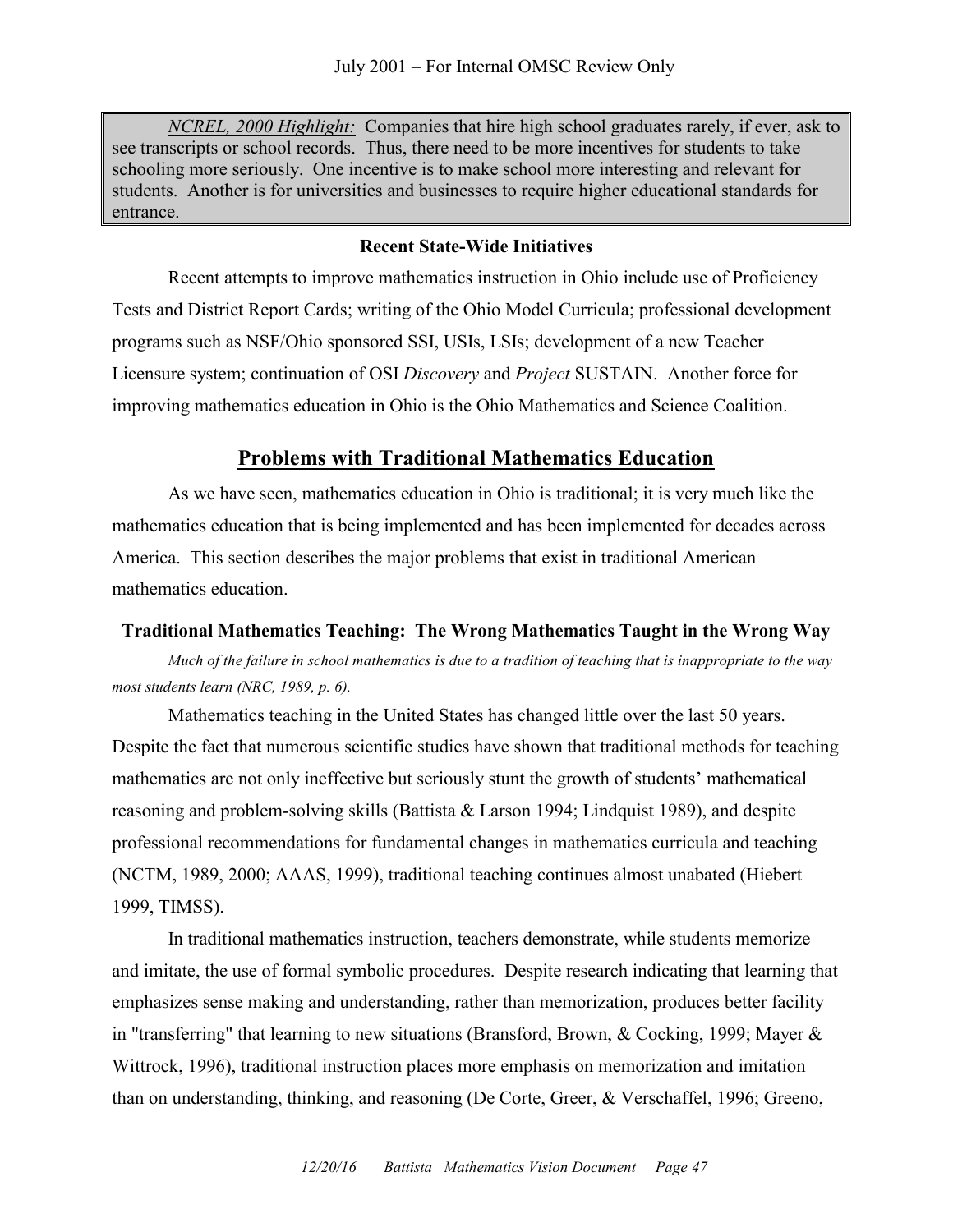> *NCREL, 2000 Highlight:* Companies that hire high school graduates rarely, if ever, ask to see transcripts or school records. Thus, there need to be more incentives for students to take schooling more seriously. One incentive is to make school more interesting and relevant for students. Another is for universities and businesses to require higher educational standards for entrance.

**Recent State-Wide Initiatives**

Recent attempts to improve mathematics instruction in Ohio include use of Proficiency Tests and District Report Cards; writing of the Ohio Model Curricula; professional development programs such as NSF/Ohio sponsored SSI, USIs, LSIs; development of a new Teacher Licensure system; continuation of OSI *Discovery* and *Project* SUSTAIN. Another force for improving mathematics education in Ohio is the Ohio Mathematics and Science Coalition.

## Problems with Traditional Mathematics Education

As we have seen, mathematics education in Ohio is traditional; it is very much like the mathematics education that is being implemented and has been implemented for decades across America. This section describes the major problems that exist in traditional American mathematics education.

### Traditional Mathematics Teaching: The Wrong Mathematics Taught in the Wrong Way

*Much of the failure in school mathematics is due to a tradition of teaching that is inappropriate to the way most students learn (NRC, 1989, p. 6).*

Mathematics teaching in the United States has changed little over the last 50 years. Despite the fact that numerous scientific studies have shown that traditional methods for teaching mathematics are not only ineffective but seriously stunt the growth of students' mathematical reasoning and problem-solving skills (Battista & Larson 1994; Lindquist 1989), and despite professional recommendations for fundamental changes in mathematics curricula and teaching (NCTM, 1989, 2000; AAAS, 1999), traditional teaching continues almost unabated (Hiebert 1999, TIMSS).

In traditional mathematics instruction, teachers demonstrate, while students memorize and imitate, the use of formal symbolic procedures. Despite research indicating that learning that emphasizes sense making and understanding, rather than memorization, produces better facility in "transferring" that learning to new situations (Bransford, Brown, & Cocking, 1999; Mayer & Wittrock, 1996), traditional instruction places more emphasis on memorization and imitation than on understanding, thinking, and reasoning (De Corte, Greer, & Verschaffel, 1996; Greeno,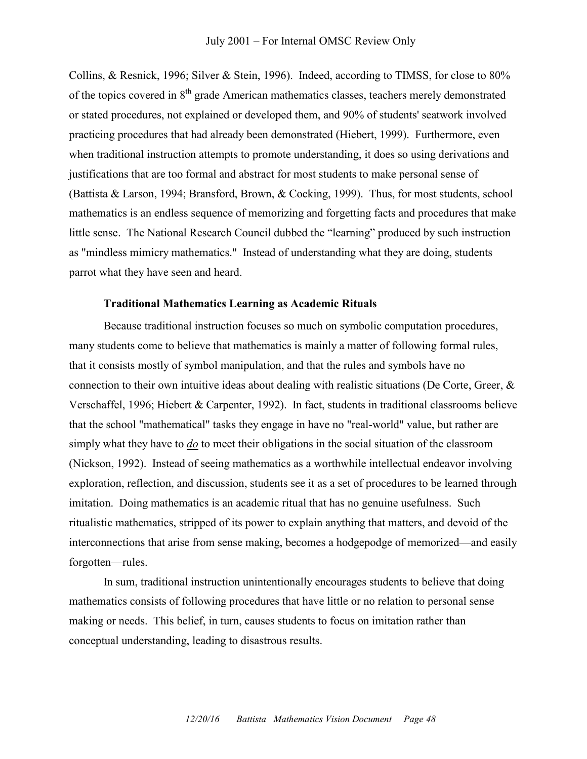Collins, & Resnick, 1996; Silver & Stein, 1996). Indeed, according to TIMSS, for close to 80% of the topics covered in 8th grade American mathematics classes, teachers merely demonstrated or stated procedures, not explained or developed them, and 90% of students' seatwork involved practicing procedures that had already been demonstrated (Hiebert, 1999). Furthermore, even when traditional instruction attempts to promote understanding, it does so using derivations and justifications that are too formal and abstract for most students to make personal sense of (Battista & Larson, 1994; Bransford, Brown, & Cocking, 1999). Thus, for most students, school mathematics is an endless sequence of memorizing and forgetting facts and procedures that make little sense. The National Research Council dubbed the "learning" produced by such instruction as "mindless mimicry mathematics." Instead of understanding what they are doing, students parrot what they have seen and heard.

### Traditional Mathematics Learning as Academic Rituals

Because traditional instruction focuses so much on symbolic computation procedures, many students come to believe that mathematics is mainly a matter of following formal rules, that it consists mostly of symbol manipulation, and that the rules and symbols have no connection to their own intuitive ideas about dealing with realistic situations (De Corte, Greer, & Verschaffel, 1996; Hiebert & Carpenter, 1992). In fact, students in traditional classrooms believe that the school "mathematical" tasks they engage in have no "real-world" value, but rather are simply what they have to ***do*** to meet their obligations in the social situation of the classroom (Nickson, 1992). Instead of seeing mathematics as a worthwhile intellectual endeavor involving exploration, reflection, and discussion, students see it as a set of procedures to be learned through imitation. Doing mathematics is an academic ritual that has no genuine usefulness. Such ritualistic mathematics, stripped of its power to explain anything that matters, and devoid of the interconnections that arise from sense making, becomes a hodgepodge of memorized—and easily forgotten—rules.

In sum, traditional instruction unintentionally encourages students to believe that doing mathematics consists of following procedures that have little or no relation to personal sense making or needs. This belief, in turn, causes students to focus on imitation rather than conceptual understanding, leading to disastrous results.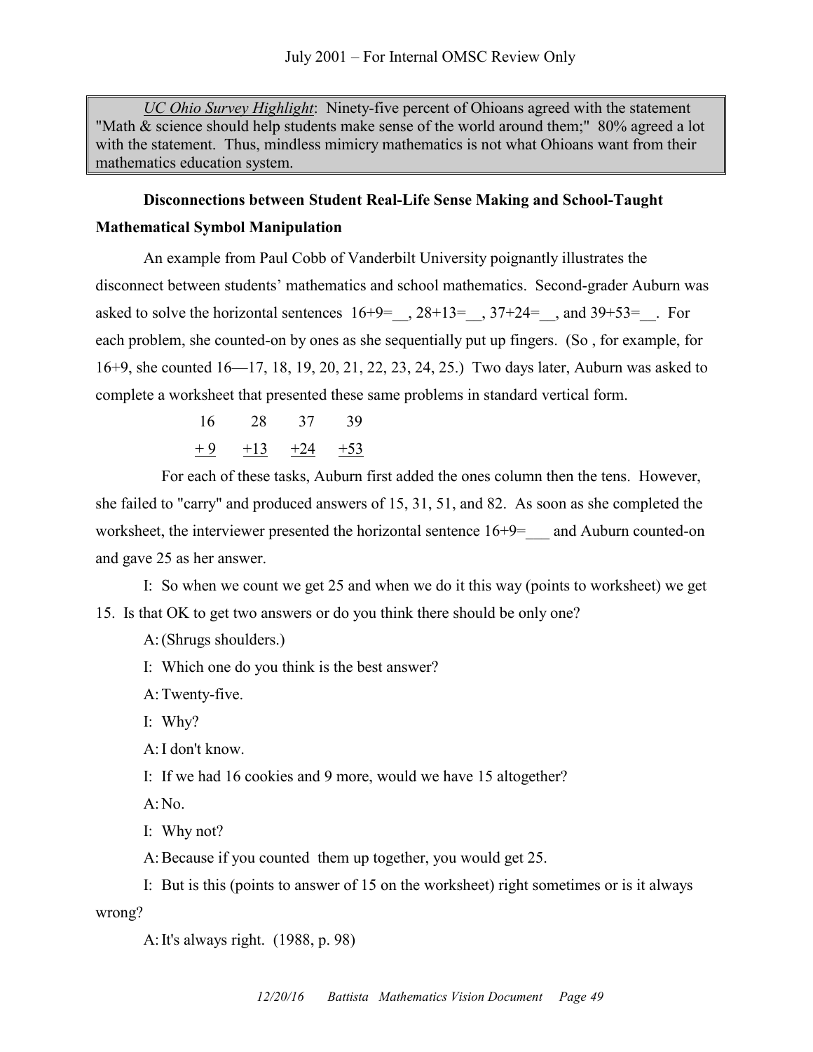> *UC Ohio Survey Highlight*: Ninety-five percent of Ohioans agreed with the statement "Math & science should help students make sense of the world around them;" 80% agreed a lot with the statement. Thus, mindless mimicry mathematics is not what Ohioans want from their mathematics education system.

**Disconnections between Student Real-Life Sense Making and School-Taught Mathematical Symbol Manipulation**

An example from Paul Cobb of Vanderbilt University poignantly illustrates the disconnect between students' mathematics and school mathematics. Second-grader Auburn was asked to solve the horizontal sentences 16+9=__, 28+13=__, 37+24=__, and 39+53=__. For each problem, she counted-on by ones as she sequentially put up fingers. (So , for example, for 16+9, she counted 16—17, 18, 19, 20, 21, 22, 23, 24, 25.) Two days later, Auburn was asked to complete a worksheet that presented these same problems in standard vertical form.

```
 16     28     37     39
+ 9    +13    +24    +53
```

For each of these tasks, Auburn first added the ones column then the tens. However, she failed to "carry" and produced answers of 15, 31, 51, and 82. As soon as she completed the worksheet, the interviewer presented the horizontal sentence 16+9=___ and Auburn counted-on and gave 25 as her answer.

I: So when we count we get 25 and when we do it this way (points to worksheet) we get 15. Is that OK to get two answers or do you think there should be only one?

A: (Shrugs shoulders.)

I: Which one do you think is the best answer?

A: Twenty-five.

I: Why?

A: I don't know.

I: If we had 16 cookies and 9 more, would we have 15 altogether?

A: No.

I: Why not?

A: Because if you counted them up together, you would get 25.

I: But is this (points to answer of 15 on the worksheet) right sometimes or is it always wrong?

A: It's always right. (1988, p. 98)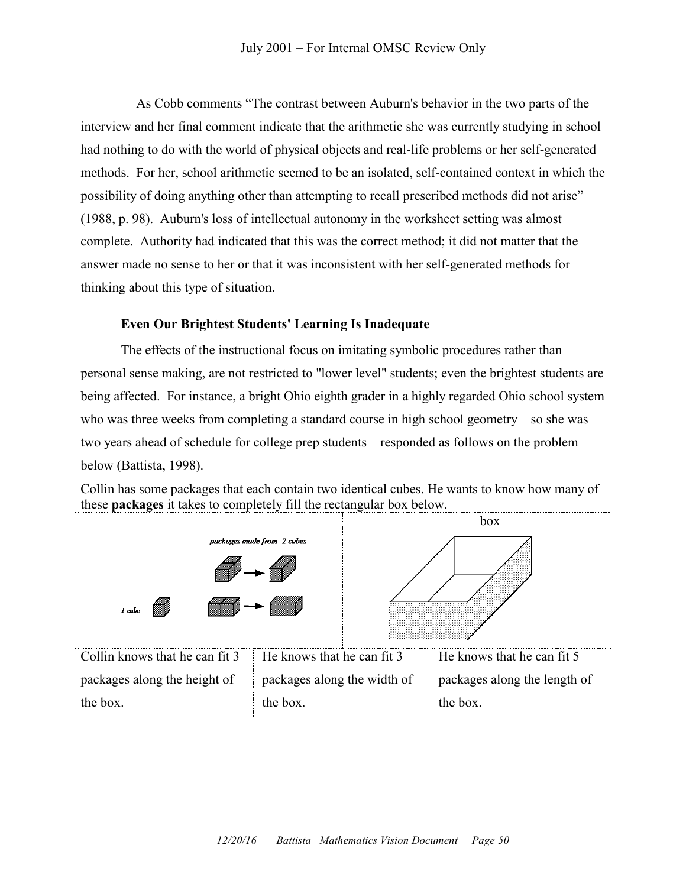As Cobb comments "The contrast between Auburn's behavior in the two parts of the interview and her final comment indicate that the arithmetic she was currently studying in school had nothing to do with the world of physical objects and real-life problems or her self-generated methods. For her, school arithmetic seemed to be an isolated, self-contained context in which the possibility of doing anything other than attempting to recall prescribed methods did not arise" (1988, p. 98). Auburn's loss of intellectual autonomy in the worksheet setting was almost complete. Authority had indicated that this was the correct method; it did not matter that the answer made no sense to her or that it was inconsistent with her self-generated methods for thinking about this type of situation.

### Even Our Brightest Students' Learning Is Inadequate

The effects of the instructional focus on imitating symbolic procedures rather than personal sense making, are not restricted to "lower level" students; even the brightest students are being affected. For instance, a bright Ohio eighth grader in a highly regarded Ohio school system who was three weeks from completing a standard course in high school geometry—so she was two years ahead of schedule for college prep students—responded as follows on the problem below (Battista, 1998).

Collin has some packages that each contain two identical cubes. He wants to know how many of these **packages** it takes to completely fill the rectangular box below.

| Collin knows that he can fit 3 packages along the height of the box. | He knows that he can fit 3 packages along the width of the box. | He knows that he can fit 5 packages along the length of the box. |
|---|---|---|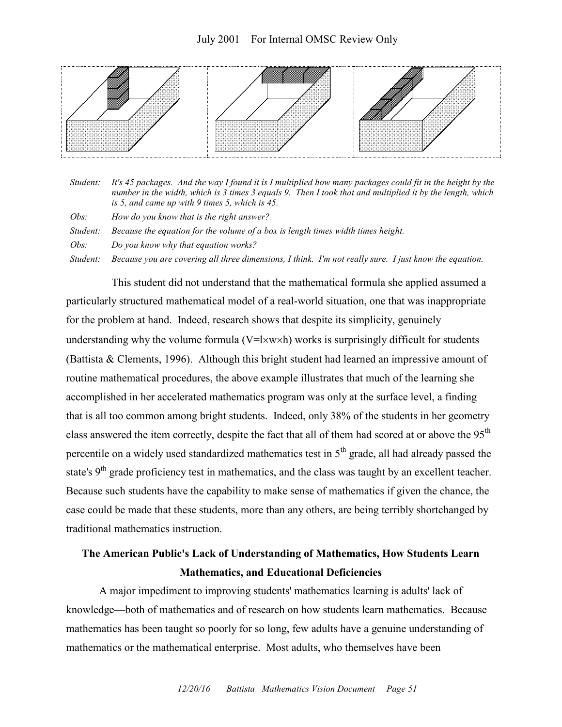*Student: It's 45 packages. And the way I found it is I multiplied how many packages could fit in the height by the number in the width, which is 3 times 3 equals 9. Then I took that and multiplied it by the length, which is 5, and came up with 9 times 5, which is 45.*

*Obs: How do you know that is the right answer?*

*Student: Because the equation for the volume of a box is length times width times height.*

*Obs: Do you know why that equation works?*

*Student: Because you are covering all three dimensions, I think. I'm not really sure. I just know the equation.*

This student did not understand that the mathematical formula she applied assumed a particularly structured mathematical model of a real-world situation, one that was inappropriate for the problem at hand. Indeed, research shows that despite its simplicity, genuinely understanding why the volume formula ($V=l\times w\times h$) works is surprisingly difficult for students (Battista & Clements, 1996). Although this bright student had learned an impressive amount of routine mathematical procedures, the above example illustrates that much of the learning she accomplished in her accelerated mathematics program was only at the surface level, a finding that is all too common among bright students. Indeed, only 38% of the students in her geometry class answered the item correctly, despite the fact that all of them had scored at or above the 95th percentile on a widely used standardized mathematics test in 5th grade, all had already passed the state's 9th grade proficiency test in mathematics, and the class was taught by an excellent teacher. Because such students have the capability to make sense of mathematics if given the chance, the case could be made that these students, more than any others, are being terribly shortchanged by traditional mathematics instruction.

## The American Public's Lack of Understanding of Mathematics, How Students Learn Mathematics, and Educational Deficiencies

A major impediment to improving students' mathematics learning is adults' lack of knowledge—both of mathematics and of research on how students learn mathematics. Because mathematics has been taught so poorly for so long, few adults have a genuine understanding of mathematics or the mathematical enterprise. Most adults, who themselves have been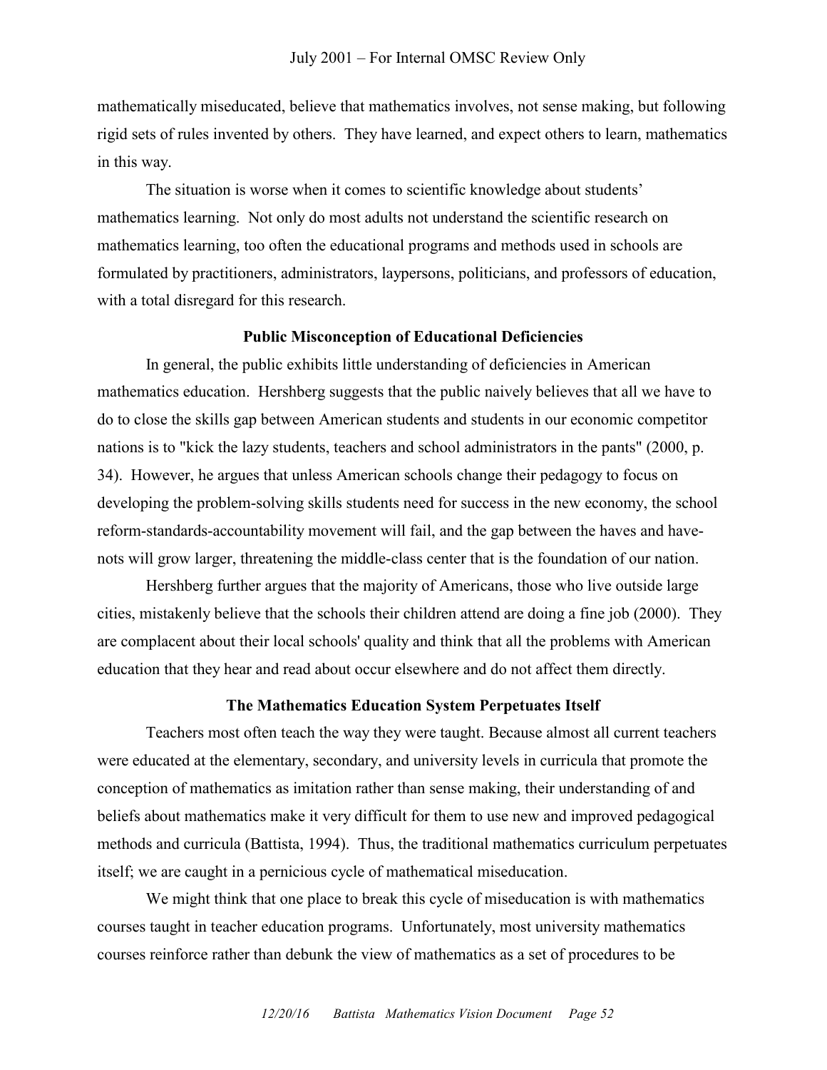mathematically miseducated, believe that mathematics involves, not sense making, but following rigid sets of rules invented by others. They have learned, and expect others to learn, mathematics in this way.

The situation is worse when it comes to scientific knowledge about students' mathematics learning. Not only do most adults not understand the scientific research on mathematics learning, too often the educational programs and methods used in schools are formulated by practitioners, administrators, laypersons, politicians, and professors of education, with a total disregard for this research.

### Public Misconception of Educational Deficiencies

In general, the public exhibits little understanding of deficiencies in American mathematics education. Hershberg suggests that the public naively believes that all we have to do to close the skills gap between American students and students in our economic competitor nations is to "kick the lazy students, teachers and school administrators in the pants" (2000, p. 34). However, he argues that unless American schools change their pedagogy to focus on developing the problem-solving skills students need for success in the new economy, the school reform-standards-accountability movement will fail, and the gap between the haves and have-nots will grow larger, threatening the middle-class center that is the foundation of our nation.

Hershberg further argues that the majority of Americans, those who live outside large cities, mistakenly believe that the schools their children attend are doing a fine job (2000). They are complacent about their local schools' quality and think that all the problems with American education that they hear and read about occur elsewhere and do not affect them directly.

### The Mathematics Education System Perpetuates Itself

Teachers most often teach the way they were taught. Because almost all current teachers were educated at the elementary, secondary, and university levels in curricula that promote the conception of mathematics as imitation rather than sense making, their understanding of and beliefs about mathematics make it very difficult for them to use new and improved pedagogical methods and curricula (Battista, 1994). Thus, the traditional mathematics curriculum perpetuates itself; we are caught in a pernicious cycle of mathematical miseducation.

We might think that one place to break this cycle of miseducation is with mathematics courses taught in teacher education programs. Unfortunately, most university mathematics courses reinforce rather than debunk the view of mathematics as a set of procedures to be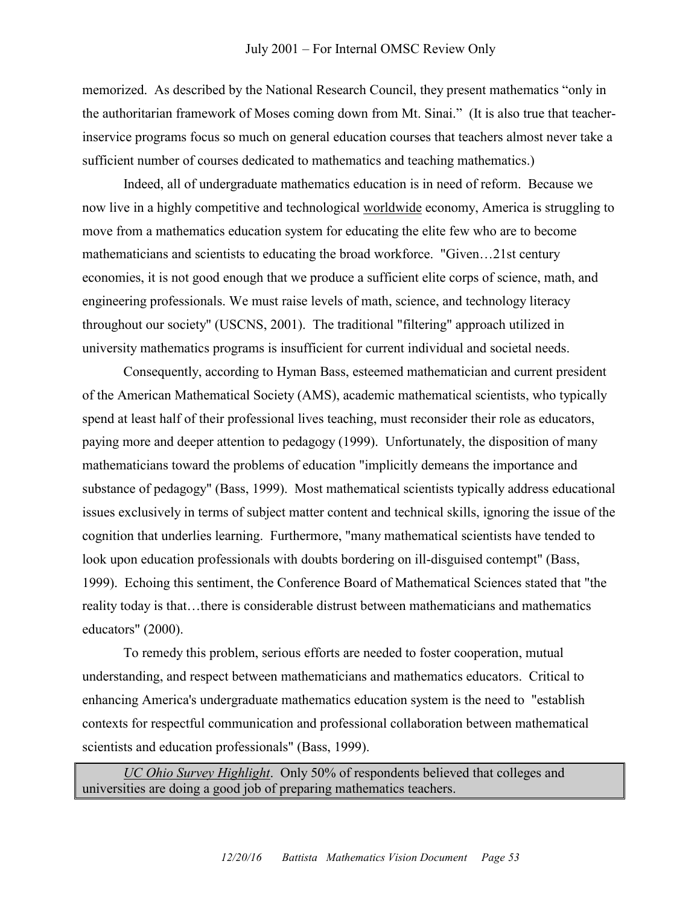memorized. As described by the National Research Council, they present mathematics "only in the authoritarian framework of Moses coming down from Mt. Sinai." (It is also true that teacher-inservice programs focus so much on general education courses that teachers almost never take a sufficient number of courses dedicated to mathematics and teaching mathematics.)

Indeed, all of undergraduate mathematics education is in need of reform. Because we now live in a highly competitive and technological <u>worldwide</u> economy, America is struggling to move from a mathematics education system for educating the elite few who are to become mathematicians and scientists to educating the broad workforce. "Given…21st century economies, it is not good enough that we produce a sufficient elite corps of science, math, and engineering professionals. We must raise levels of math, science, and technology literacy throughout our society" (USCNS, 2001). The traditional "filtering" approach utilized in university mathematics programs is insufficient for current individual and societal needs.

Consequently, according to Hyman Bass, esteemed mathematician and current president of the American Mathematical Society (AMS), academic mathematical scientists, who typically spend at least half of their professional lives teaching, must reconsider their role as educators, paying more and deeper attention to pedagogy (1999). Unfortunately, the disposition of many mathematicians toward the problems of education "implicitly demeans the importance and substance of pedagogy" (Bass, 1999). Most mathematical scientists typically address educational issues exclusively in terms of subject matter content and technical skills, ignoring the issue of the cognition that underlies learning. Furthermore, "many mathematical scientists have tended to look upon education professionals with doubts bordering on ill-disguised contempt" (Bass, 1999). Echoing this sentiment, the Conference Board of Mathematical Sciences stated that "the reality today is that…there is considerable distrust between mathematicians and mathematics educators" (2000).

To remedy this problem, serious efforts are needed to foster cooperation, mutual understanding, and respect between mathematicians and mathematics educators. Critical to enhancing America's undergraduate mathematics education system is the need to "establish contexts for respectful communication and professional collaboration between mathematical scientists and education professionals" (Bass, 1999).

> *<u>UC Ohio Survey Highlight</u>*. Only 50% of respondents believed that colleges and universities are doing a good job of preparing mathematics teachers.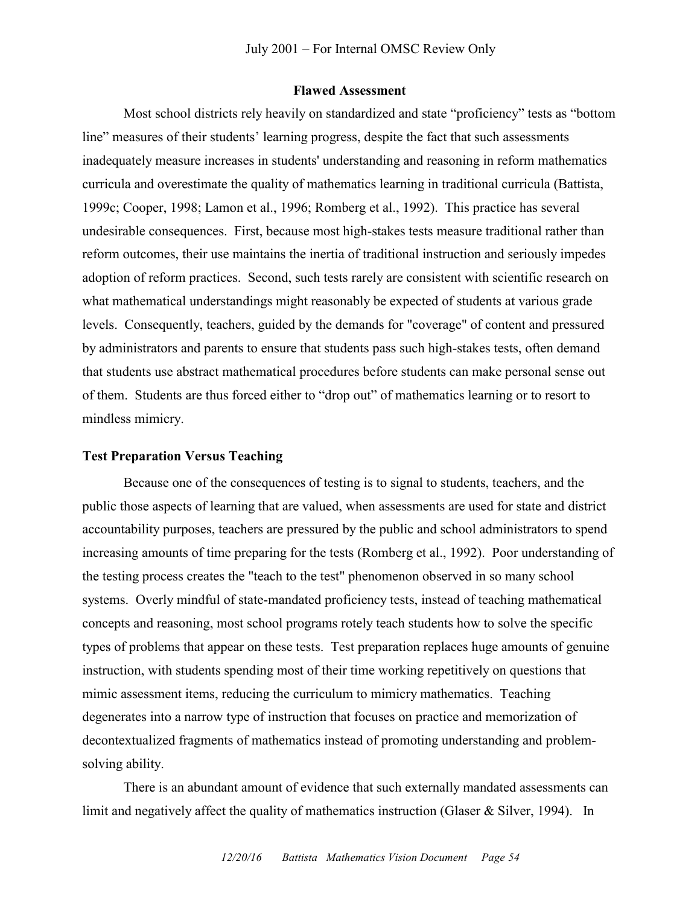### Flawed Assessment

Most school districts rely heavily on standardized and state “proficiency” tests as “bottom line” measures of their students’ learning progress, despite the fact that such assessments inadequately measure increases in students' understanding and reasoning in reform mathematics curricula and overestimate the quality of mathematics learning in traditional curricula (Battista, 1999c; Cooper, 1998; Lamon et al., 1996; Romberg et al., 1992). This practice has several undesirable consequences. First, because most high-stakes tests measure traditional rather than reform outcomes, their use maintains the inertia of traditional instruction and seriously impedes adoption of reform practices. Second, such tests rarely are consistent with scientific research on what mathematical understandings might reasonably be expected of students at various grade levels. Consequently, teachers, guided by the demands for "coverage" of content and pressured by administrators and parents to ensure that students pass such high-stakes tests, often demand that students use abstract mathematical procedures before students can make personal sense out of them. Students are thus forced either to “drop out” of mathematics learning or to resort to mindless mimicry.

### Test Preparation Versus Teaching

Because one of the consequences of testing is to signal to students, teachers, and the public those aspects of learning that are valued, when assessments are used for state and district accountability purposes, teachers are pressured by the public and school administrators to spend increasing amounts of time preparing for the tests (Romberg et al., 1992). Poor understanding of the testing process creates the "teach to the test" phenomenon observed in so many school systems. Overly mindful of state-mandated proficiency tests, instead of teaching mathematical concepts and reasoning, most school programs rotely teach students how to solve the specific types of problems that appear on these tests. Test preparation replaces huge amounts of genuine instruction, with students spending most of their time working repetitively on questions that mimic assessment items, reducing the curriculum to mimicry mathematics. Teaching degenerates into a narrow type of instruction that focuses on practice and memorization of decontextualized fragments of mathematics instead of promoting understanding and problem-solving ability.

There is an abundant amount of evidence that such externally mandated assessments can limit and negatively affect the quality of mathematics instruction (Glaser & Silver, 1994). In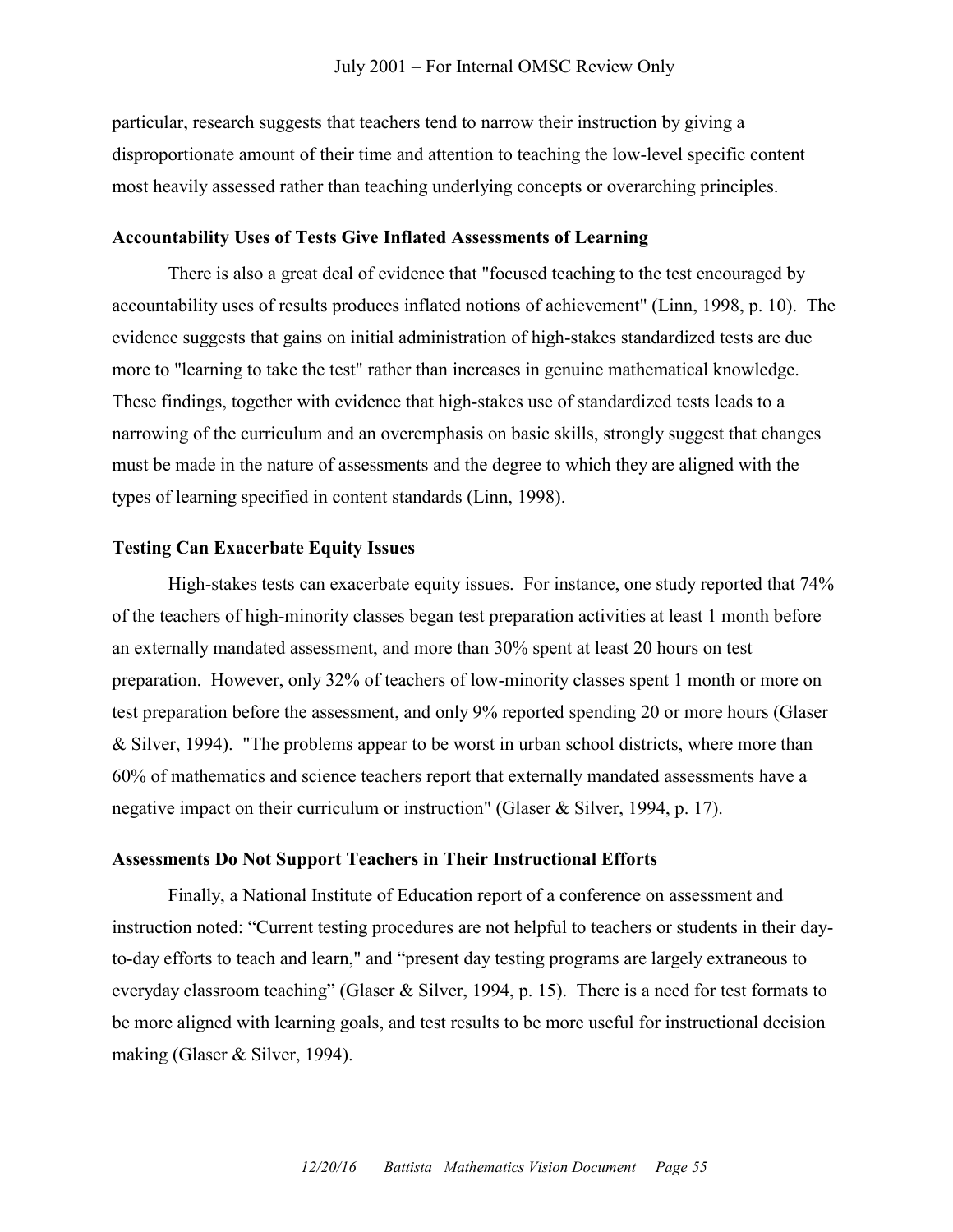particular, research suggests that teachers tend to narrow their instruction by giving a disproportionate amount of their time and attention to teaching the low-level specific content most heavily assessed rather than teaching underlying concepts or overarching principles.

### Accountability Uses of Tests Give Inflated Assessments of Learning

There is also a great deal of evidence that "focused teaching to the test encouraged by accountability uses of results produces inflated notions of achievement" (Linn, 1998, p. 10). The evidence suggests that gains on initial administration of high-stakes standardized tests are due more to "learning to take the test" rather than increases in genuine mathematical knowledge. These findings, together with evidence that high-stakes use of standardized tests leads to a narrowing of the curriculum and an overemphasis on basic skills, strongly suggest that changes must be made in the nature of assessments and the degree to which they are aligned with the types of learning specified in content standards (Linn, 1998).

### Testing Can Exacerbate Equity Issues

High-stakes tests can exacerbate equity issues. For instance, one study reported that 74% of the teachers of high-minority classes began test preparation activities at least 1 month before an externally mandated assessment, and more than 30% spent at least 20 hours on test preparation. However, only 32% of teachers of low-minority classes spent 1 month or more on test preparation before the assessment, and only 9% reported spending 20 or more hours (Glaser & Silver, 1994). "The problems appear to be worst in urban school districts, where more than 60% of mathematics and science teachers report that externally mandated assessments have a negative impact on their curriculum or instruction" (Glaser & Silver, 1994, p. 17).

### Assessments Do Not Support Teachers in Their Instructional Efforts

Finally, a National Institute of Education report of a conference on assessment and instruction noted: "Current testing procedures are not helpful to teachers or students in their day-to-day efforts to teach and learn," and "present day testing programs are largely extraneous to everyday classroom teaching" (Glaser & Silver, 1994, p. 15). There is a need for test formats to be more aligned with learning goals, and test results to be more useful for instructional decision making (Glaser & Silver, 1994).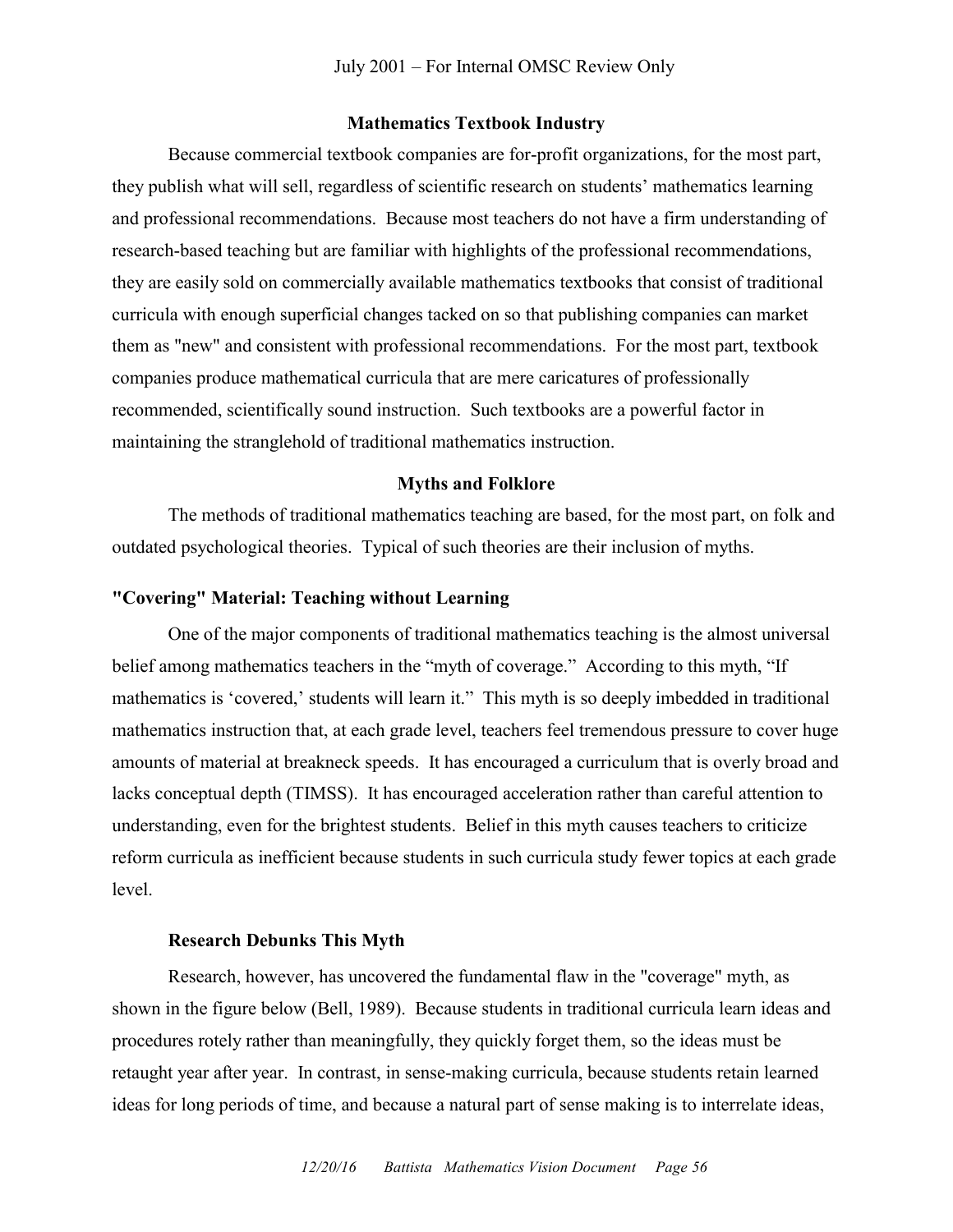### Mathematics Textbook Industry

Because commercial textbook companies are for-profit organizations, for the most part, they publish what will sell, regardless of scientific research on students' mathematics learning and professional recommendations. Because most teachers do not have a firm understanding of research-based teaching but are familiar with highlights of the professional recommendations, they are easily sold on commercially available mathematics textbooks that consist of traditional curricula with enough superficial changes tacked on so that publishing companies can market them as "new" and consistent with professional recommendations. For the most part, textbook companies produce mathematical curricula that are mere caricatures of professionally recommended, scientifically sound instruction. Such textbooks are a powerful factor in maintaining the stranglehold of traditional mathematics instruction.

### Myths and Folklore

The methods of traditional mathematics teaching are based, for the most part, on folk and outdated psychological theories. Typical of such theories are their inclusion of myths.

#### "Covering" Material: Teaching without Learning

One of the major components of traditional mathematics teaching is the almost universal belief among mathematics teachers in the "myth of coverage." According to this myth, "If mathematics is 'covered,' students will learn it." This myth is so deeply imbedded in traditional mathematics instruction that, at each grade level, teachers feel tremendous pressure to cover huge amounts of material at breakneck speeds. It has encouraged a curriculum that is overly broad and lacks conceptual depth (TIMSS). It has encouraged acceleration rather than careful attention to understanding, even for the brightest students. Belief in this myth causes teachers to criticize reform curricula as inefficient because students in such curricula study fewer topics at each grade level.

##### Research Debunks This Myth

Research, however, has uncovered the fundamental flaw in the "coverage" myth, as shown in the figure below (Bell, 1989). Because students in traditional curricula learn ideas and procedures rotely rather than meaningfully, they quickly forget them, so the ideas must be retaught year after year. In contrast, in sense-making curricula, because students retain learned ideas for long periods of time, and because a natural part of sense making is to interrelate ideas,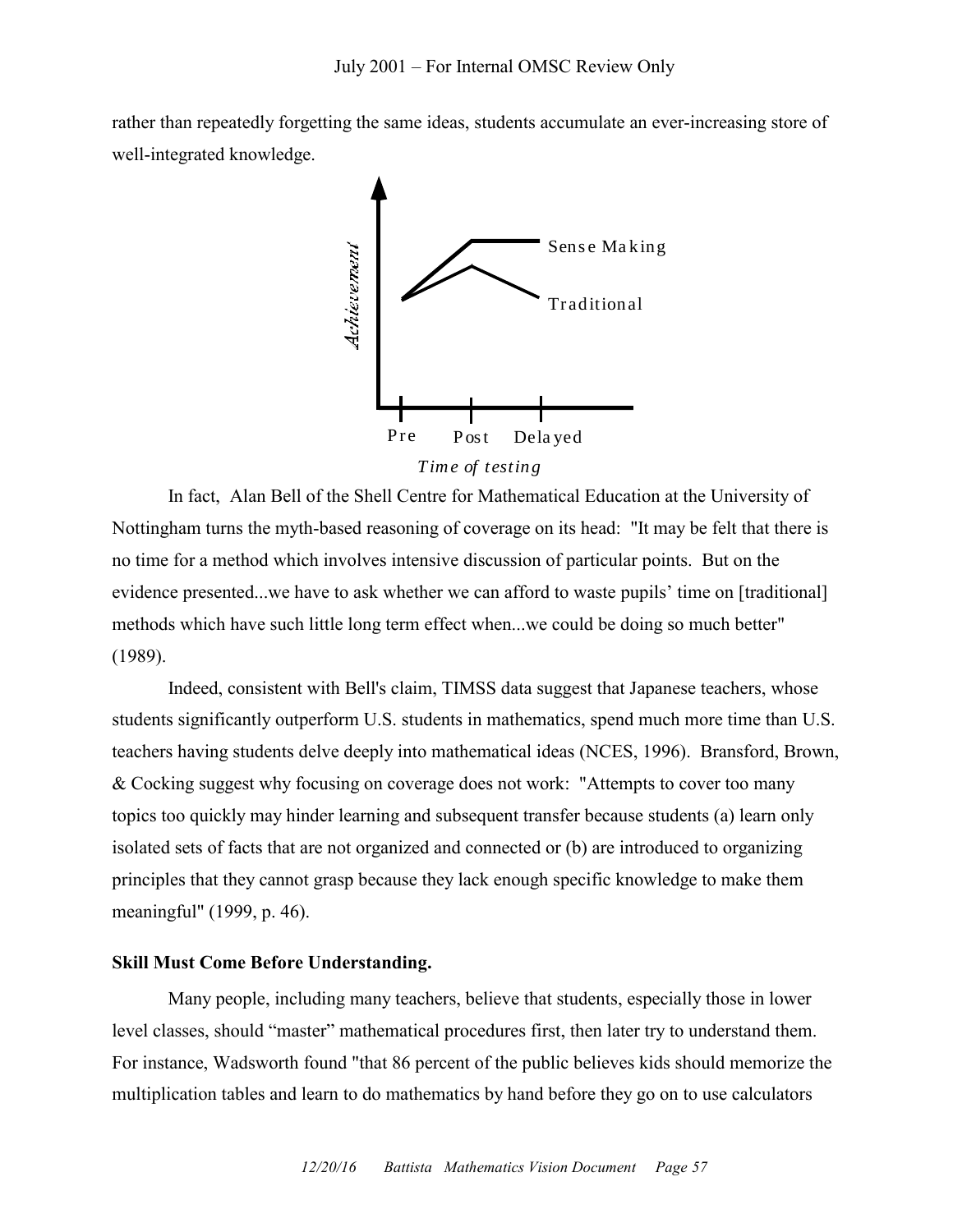rather than repeatedly forgetting the same ideas, students accumulate an ever-increasing store of well-integrated knowledge.

In fact, Alan Bell of the Shell Centre for Mathematical Education at the University of Nottingham turns the myth-based reasoning of coverage on its head: "It may be felt that there is no time for a method which involves intensive discussion of particular points. But on the evidence presented...we have to ask whether we can afford to waste pupils' time on [traditional] methods which have such little long term effect when...we could be doing so much better" (1989).

Indeed, consistent with Bell's claim, TIMSS data suggest that Japanese teachers, whose students significantly outperform U.S. students in mathematics, spend much more time than U.S. teachers having students delve deeply into mathematical ideas (NCES, 1996). Bransford, Brown, & Cocking suggest why focusing on coverage does not work: "Attempts to cover too many topics too quickly may hinder learning and subsequent transfer because students (a) learn only isolated sets of facts that are not organized and connected or (b) are introduced to organizing principles that they cannot grasp because they lack enough specific knowledge to make them meaningful" (1999, p. 46).

**Skill Must Come Before Understanding.**

Many people, including many teachers, believe that students, especially those in lower level classes, should "master" mathematical procedures first, then later try to understand them. For instance, Wadsworth found "that 86 percent of the public believes kids should memorize the multiplication tables and learn to do mathematics by hand before they go on to use calculators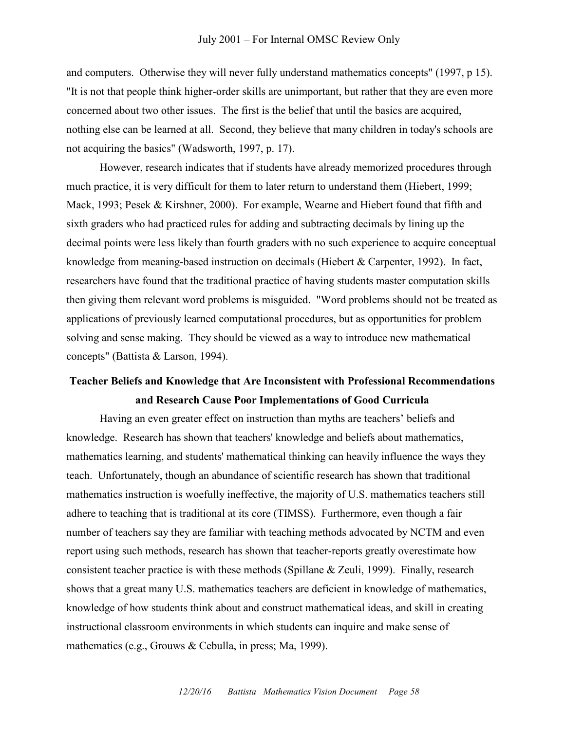and computers. Otherwise they will never fully understand mathematics concepts" (1997, p 15). "It is not that people think higher-order skills are unimportant, but rather that they are even more concerned about two other issues. The first is the belief that until the basics are acquired, nothing else can be learned at all. Second, they believe that many children in today's schools are not acquiring the basics" (Wadsworth, 1997, p. 17).

However, research indicates that if students have already memorized procedures through much practice, it is very difficult for them to later return to understand them (Hiebert, 1999; Mack, 1993; Pesek & Kirshner, 2000). For example, Wearne and Hiebert found that fifth and sixth graders who had practiced rules for adding and subtracting decimals by lining up the decimal points were less likely than fourth graders with no such experience to acquire conceptual knowledge from meaning-based instruction on decimals (Hiebert & Carpenter, 1992). In fact, researchers have found that the traditional practice of having students master computation skills then giving them relevant word problems is misguided. "Word problems should not be treated as applications of previously learned computational procedures, but as opportunities for problem solving and sense making. They should be viewed as a way to introduce new mathematical concepts" (Battista & Larson, 1994).

## Teacher Beliefs and Knowledge that Are Inconsistent with Professional Recommendations and Research Cause Poor Implementations of Good Curricula

Having an even greater effect on instruction than myths are teachers' beliefs and knowledge. Research has shown that teachers' knowledge and beliefs about mathematics, mathematics learning, and students' mathematical thinking can heavily influence the ways they teach. Unfortunately, though an abundance of scientific research has shown that traditional mathematics instruction is woefully ineffective, the majority of U.S. mathematics teachers still adhere to teaching that is traditional at its core (TIMSS). Furthermore, even though a fair number of teachers say they are familiar with teaching methods advocated by NCTM and even report using such methods, research has shown that teacher-reports greatly overestimate how consistent teacher practice is with these methods (Spillane & Zeuli, 1999). Finally, research shows that a great many U.S. mathematics teachers are deficient in knowledge of mathematics, knowledge of how students think about and construct mathematical ideas, and skill in creating instructional classroom environments in which students can inquire and make sense of mathematics (e.g., Grouws & Cebulla, in press; Ma, 1999).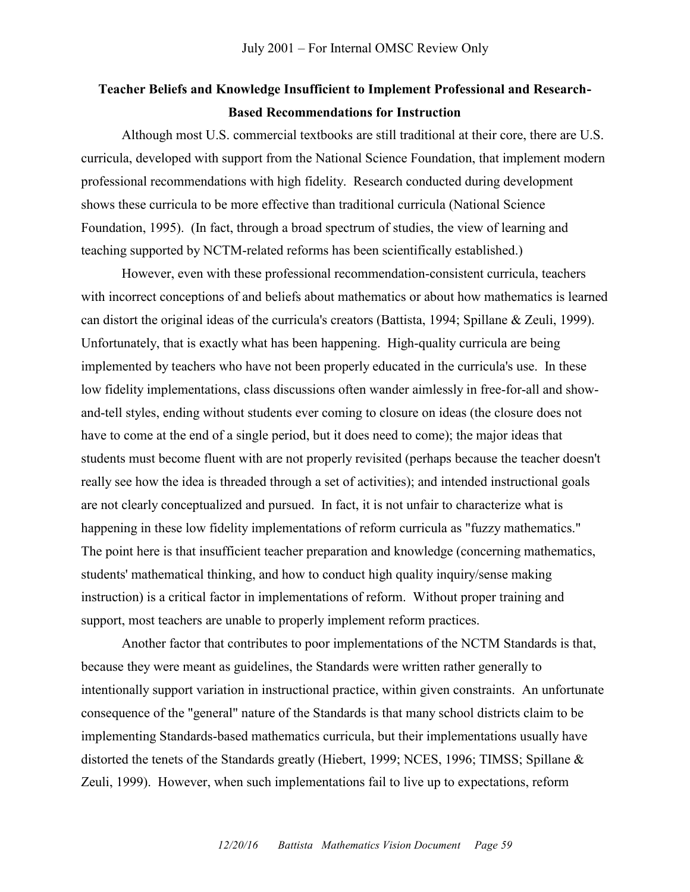## Teacher Beliefs and Knowledge Insufficient to Implement Professional and Research-Based Recommendations for Instruction

Although most U.S. commercial textbooks are still traditional at their core, there are U.S. curricula, developed with support from the National Science Foundation, that implement modern professional recommendations with high fidelity. Research conducted during development shows these curricula to be more effective than traditional curricula (National Science Foundation, 1995). (In fact, through a broad spectrum of studies, the view of learning and teaching supported by NCTM-related reforms has been scientifically established.)

However, even with these professional recommendation-consistent curricula, teachers with incorrect conceptions of and beliefs about mathematics or about how mathematics is learned can distort the original ideas of the curricula's creators (Battista, 1994; Spillane & Zeuli, 1999). Unfortunately, that is exactly what has been happening. High-quality curricula are being implemented by teachers who have not been properly educated in the curricula's use. In these low fidelity implementations, class discussions often wander aimlessly in free-for-all and show-and-tell styles, ending without students ever coming to closure on ideas (the closure does not have to come at the end of a single period, but it does need to come); the major ideas that students must become fluent with are not properly revisited (perhaps because the teacher doesn't really see how the idea is threaded through a set of activities); and intended instructional goals are not clearly conceptualized and pursued. In fact, it is not unfair to characterize what is happening in these low fidelity implementations of reform curricula as "fuzzy mathematics." The point here is that insufficient teacher preparation and knowledge (concerning mathematics, students' mathematical thinking, and how to conduct high quality inquiry/sense making instruction) is a critical factor in implementations of reform. Without proper training and support, most teachers are unable to properly implement reform practices.

Another factor that contributes to poor implementations of the NCTM Standards is that, because they were meant as guidelines, the Standards were written rather generally to intentionally support variation in instructional practice, within given constraints. An unfortunate consequence of the "general" nature of the Standards is that many school districts claim to be implementing Standards-based mathematics curricula, but their implementations usually have distorted the tenets of the Standards greatly (Hiebert, 1999; NCES, 1996; TIMSS; Spillane & Zeuli, 1999). However, when such implementations fail to live up to expectations, reform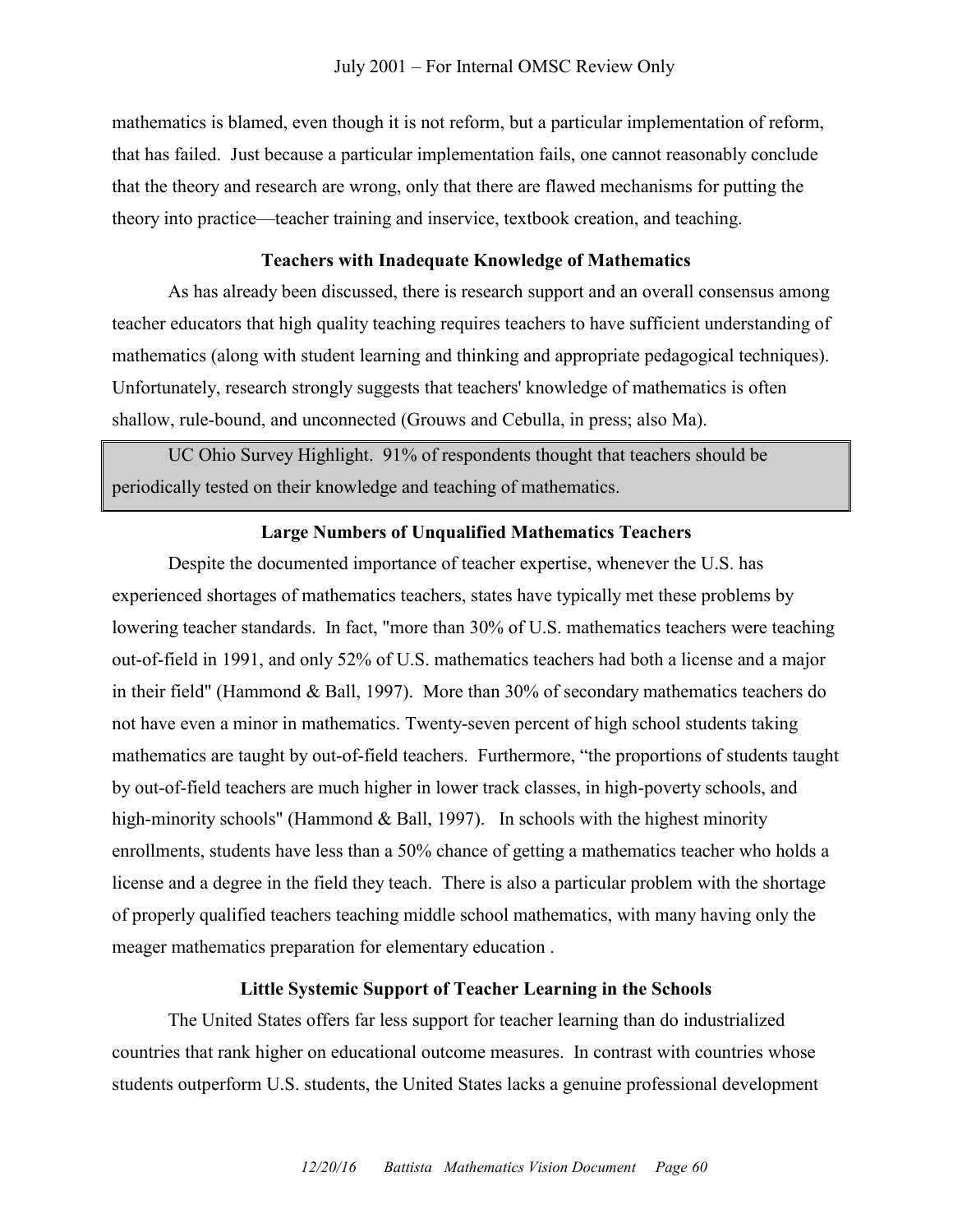mathematics is blamed, even though it is not reform, but a particular implementation of reform, that has failed. Just because a particular implementation fails, one cannot reasonably conclude that the theory and research are wrong, only that there are flawed mechanisms for putting the theory into practice—teacher training and inservice, textbook creation, and teaching.

### Teachers with Inadequate Knowledge of Mathematics

As has already been discussed, there is research support and an overall consensus among teacher educators that high quality teaching requires teachers to have sufficient understanding of mathematics (along with student learning and thinking and appropriate pedagogical techniques). Unfortunately, research strongly suggests that teachers' knowledge of mathematics is often shallow, rule-bound, and unconnected (Grouws and Cebulla, in press; also Ma).

> UC Ohio Survey Highlight. 91% of respondents thought that teachers should be periodically tested on their knowledge and teaching of mathematics.

### Large Numbers of Unqualified Mathematics Teachers

Despite the documented importance of teacher expertise, whenever the U.S. has experienced shortages of mathematics teachers, states have typically met these problems by lowering teacher standards. In fact, "more than 30% of U.S. mathematics teachers were teaching out-of-field in 1991, and only 52% of U.S. mathematics teachers had both a license and a major in their field" (Hammond & Ball, 1997). More than 30% of secondary mathematics teachers do not have even a minor in mathematics. Twenty-seven percent of high school students taking mathematics are taught by out-of-field teachers. Furthermore, "the proportions of students taught by out-of-field teachers are much higher in lower track classes, in high-poverty schools, and high-minority schools" (Hammond & Ball, 1997). In schools with the highest minority enrollments, students have less than a 50% chance of getting a mathematics teacher who holds a license and a degree in the field they teach. There is also a particular problem with the shortage of properly qualified teachers teaching middle school mathematics, with many having only the meager mathematics preparation for elementary education .

### Little Systemic Support of Teacher Learning in the Schools

The United States offers far less support for teacher learning than do industrialized countries that rank higher on educational outcome measures. In contrast with countries whose students outperform U.S. students, the United States lacks a genuine professional development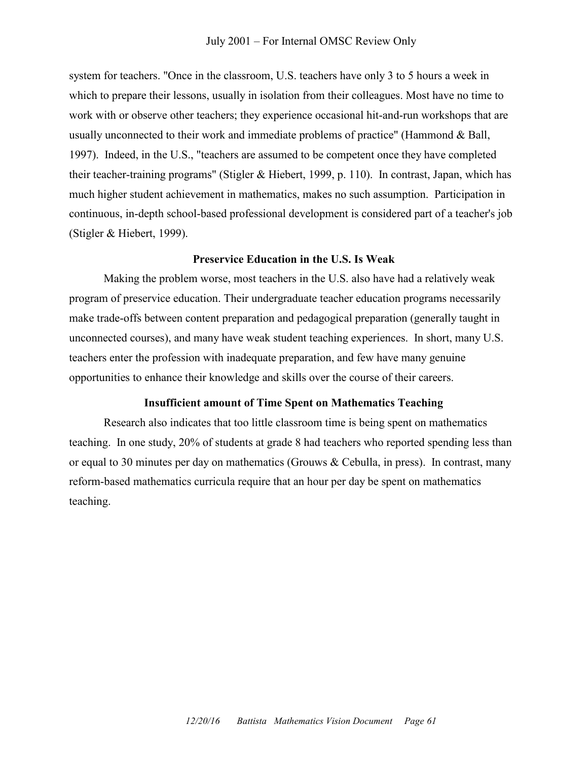system for teachers. "Once in the classroom, U.S. teachers have only 3 to 5 hours a week in which to prepare their lessons, usually in isolation from their colleagues. Most have no time to work with or observe other teachers; they experience occasional hit-and-run workshops that are usually unconnected to their work and immediate problems of practice" (Hammond & Ball, 1997). Indeed, in the U.S., "teachers are assumed to be competent once they have completed their teacher-training programs" (Stigler & Hiebert, 1999, p. 110). In contrast, Japan, which has much higher student achievement in mathematics, makes no such assumption. Participation in continuous, in-depth school-based professional development is considered part of a teacher's job (Stigler & Hiebert, 1999).

### Preservice Education in the U.S. Is Weak

Making the problem worse, most teachers in the U.S. also have had a relatively weak program of preservice education. Their undergraduate teacher education programs necessarily make trade-offs between content preparation and pedagogical preparation (generally taught in unconnected courses), and many have weak student teaching experiences. In short, many U.S. teachers enter the profession with inadequate preparation, and few have many genuine opportunities to enhance their knowledge and skills over the course of their careers.

### Insufficient amount of Time Spent on Mathematics Teaching

Research also indicates that too little classroom time is being spent on mathematics teaching. In one study, 20% of students at grade 8 had teachers who reported spending less than or equal to 30 minutes per day on mathematics (Grouws & Cebulla, in press). In contrast, many reform-based mathematics curricula require that an hour per day be spent on mathematics teaching.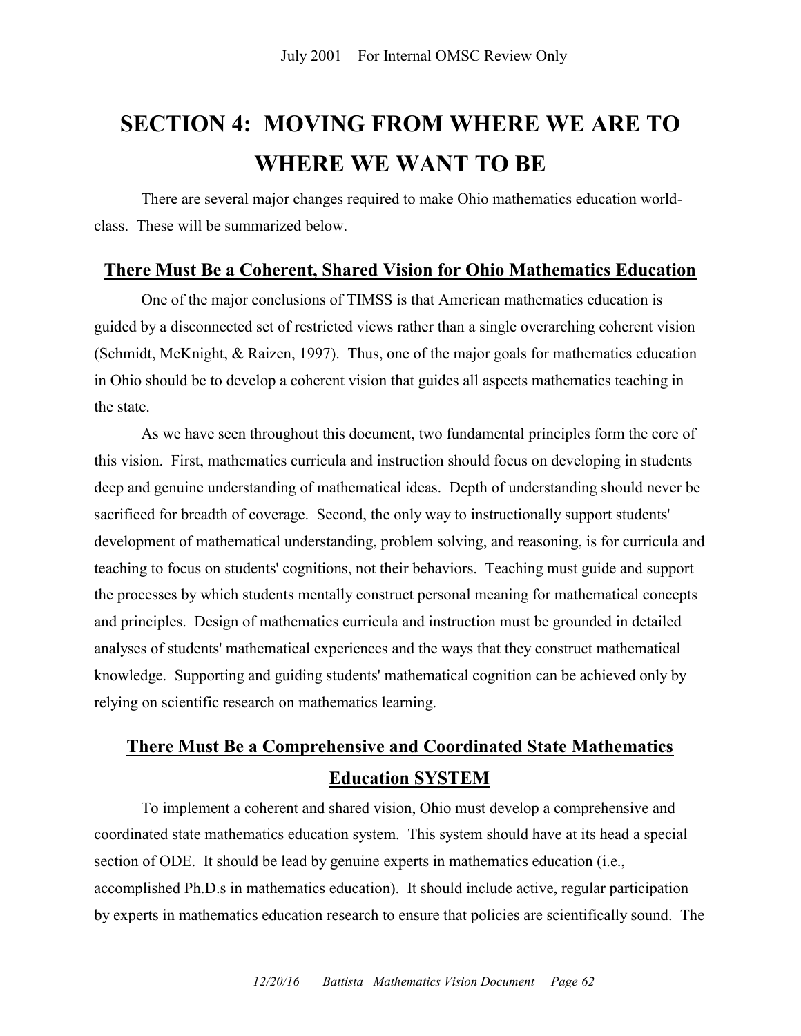# SECTION 4: MOVING FROM WHERE WE ARE TO WHERE WE WANT TO BE

There are several major changes required to make Ohio mathematics education world-class. These will be summarized below.

## There Must Be a Coherent, Shared Vision for Ohio Mathematics Education

One of the major conclusions of TIMSS is that American mathematics education is guided by a disconnected set of restricted views rather than a single overarching coherent vision (Schmidt, McKnight, & Raizen, 1997). Thus, one of the major goals for mathematics education in Ohio should be to develop a coherent vision that guides all aspects mathematics teaching in the state.

As we have seen throughout this document, two fundamental principles form the core of this vision. First, mathematics curricula and instruction should focus on developing in students deep and genuine understanding of mathematical ideas. Depth of understanding should never be sacrificed for breadth of coverage. Second, the only way to instructionally support students' development of mathematical understanding, problem solving, and reasoning, is for curricula and teaching to focus on students' cognitions, not their behaviors. Teaching must guide and support the processes by which students mentally construct personal meaning for mathematical concepts and principles. Design of mathematics curricula and instruction must be grounded in detailed analyses of students' mathematical experiences and the ways that they construct mathematical knowledge. Supporting and guiding students' mathematical cognition can be achieved only by relying on scientific research on mathematics learning.

## There Must Be a Comprehensive and Coordinated State Mathematics Education SYSTEM

To implement a coherent and shared vision, Ohio must develop a comprehensive and coordinated state mathematics education system. This system should have at its head a special section of ODE. It should be lead by genuine experts in mathematics education (i.e., accomplished Ph.D.s in mathematics education). It should include active, regular participation by experts in mathematics education research to ensure that policies are scientifically sound. The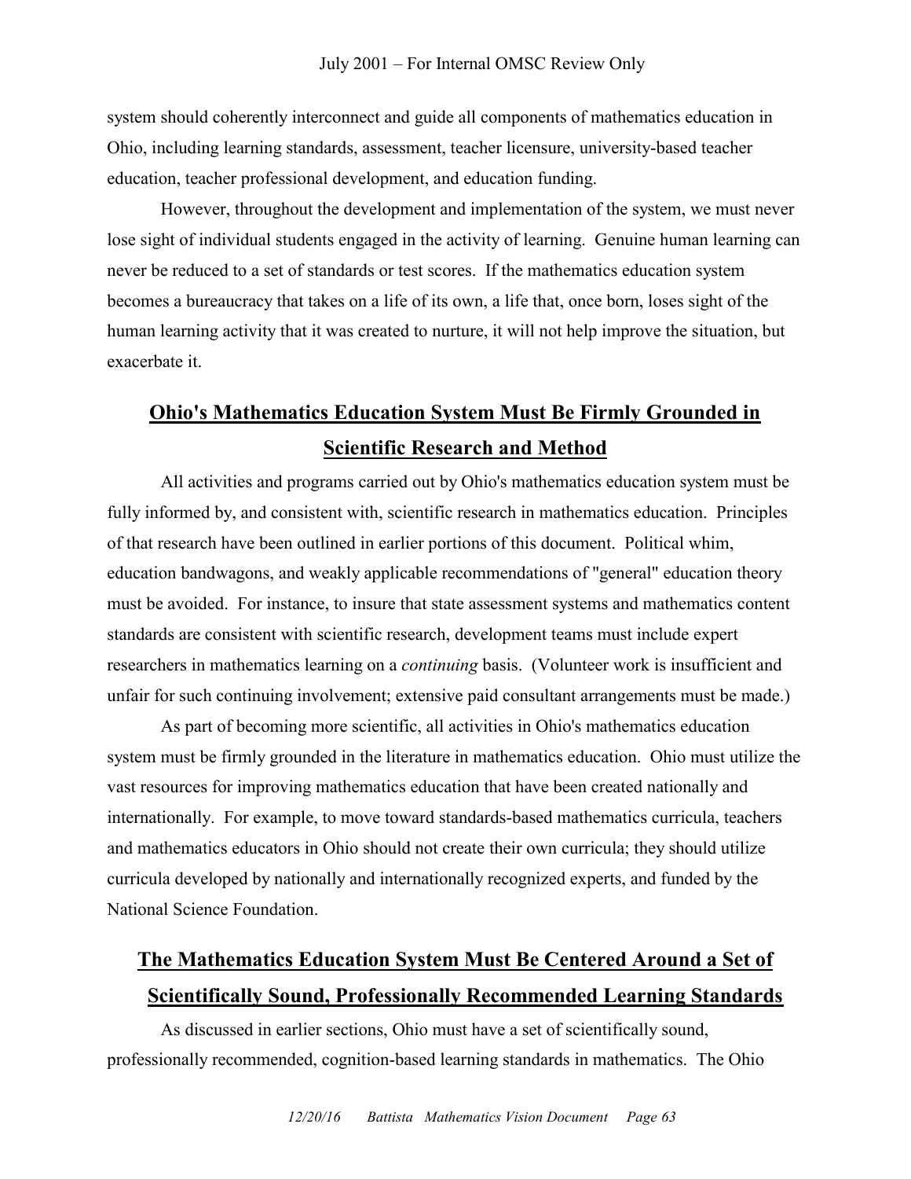system should coherently interconnect and guide all components of mathematics education in Ohio, including learning standards, assessment, teacher licensure, university-based teacher education, teacher professional development, and education funding.

However, throughout the development and implementation of the system, we must never lose sight of individual students engaged in the activity of learning. Genuine human learning can never be reduced to a set of standards or test scores. If the mathematics education system becomes a bureaucracy that takes on a life of its own, a life that, once born, loses sight of the human learning activity that it was created to nurture, it will not help improve the situation, but exacerbate it.

## Ohio's Mathematics Education System Must Be Firmly Grounded in Scientific Research and Method

All activities and programs carried out by Ohio's mathematics education system must be fully informed by, and consistent with, scientific research in mathematics education. Principles of that research have been outlined in earlier portions of this document. Political whim, education bandwagons, and weakly applicable recommendations of "general" education theory must be avoided. For instance, to insure that state assessment systems and mathematics content standards are consistent with scientific research, development teams must include expert researchers in mathematics learning on a *continuing* basis. (Volunteer work is insufficient and unfair for such continuing involvement; extensive paid consultant arrangements must be made.)

As part of becoming more scientific, all activities in Ohio's mathematics education system must be firmly grounded in the literature in mathematics education. Ohio must utilize the vast resources for improving mathematics education that have been created nationally and internationally. For example, to move toward standards-based mathematics curricula, teachers and mathematics educators in Ohio should not create their own curricula; they should utilize curricula developed by nationally and internationally recognized experts, and funded by the National Science Foundation.

## The Mathematics Education System Must Be Centered Around a Set of Scientifically Sound, Professionally Recommended Learning Standards

As discussed in earlier sections, Ohio must have a set of scientifically sound, professionally recommended, cognition-based learning standards in mathematics. The Ohio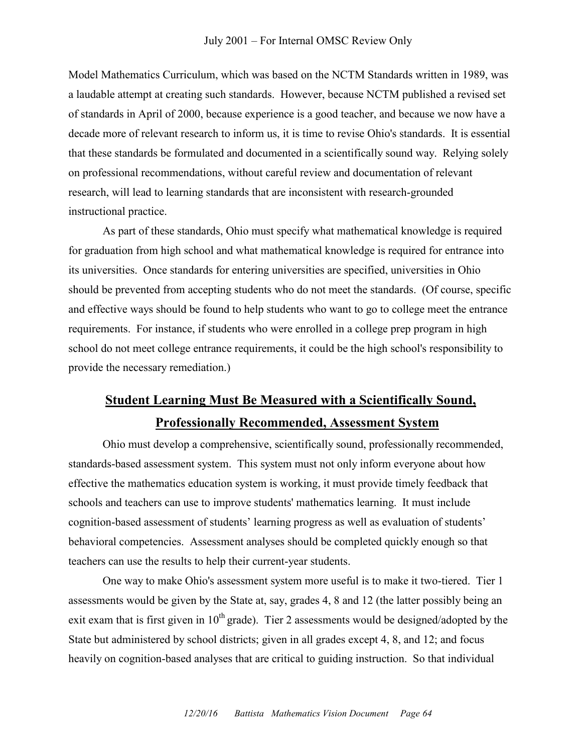Model Mathematics Curriculum, which was based on the NCTM Standards written in 1989, was a laudable attempt at creating such standards. However, because NCTM published a revised set of standards in April of 2000, because experience is a good teacher, and because we now have a decade more of relevant research to inform us, it is time to revise Ohio's standards. It is essential that these standards be formulated and documented in a scientifically sound way. Relying solely on professional recommendations, without careful review and documentation of relevant research, will lead to learning standards that are inconsistent with research-grounded instructional practice.

As part of these standards, Ohio must specify what mathematical knowledge is required for graduation from high school and what mathematical knowledge is required for entrance into its universities. Once standards for entering universities are specified, universities in Ohio should be prevented from accepting students who do not meet the standards. (Of course, specific and effective ways should be found to help students who want to go to college meet the entrance requirements. For instance, if students who were enrolled in a college prep program in high school do not meet college entrance requirements, it could be the high school's responsibility to provide the necessary remediation.)

## Student Learning Must Be Measured with a Scientifically Sound, Professionally Recommended, Assessment System

Ohio must develop a comprehensive, scientifically sound, professionally recommended, standards-based assessment system. This system must not only inform everyone about how effective the mathematics education system is working, it must provide timely feedback that schools and teachers can use to improve students' mathematics learning. It must include cognition-based assessment of students' learning progress as well as evaluation of students' behavioral competencies. Assessment analyses should be completed quickly enough so that teachers can use the results to help their current-year students.

One way to make Ohio's assessment system more useful is to make it two-tiered. Tier 1 assessments would be given by the State at, say, grades 4, 8 and 12 (the latter possibly being an exit exam that is first given in 10th grade). Tier 2 assessments would be designed/adopted by the State but administered by school districts; given in all grades except 4, 8, and 12; and focus heavily on cognition-based analyses that are critical to guiding instruction. So that individual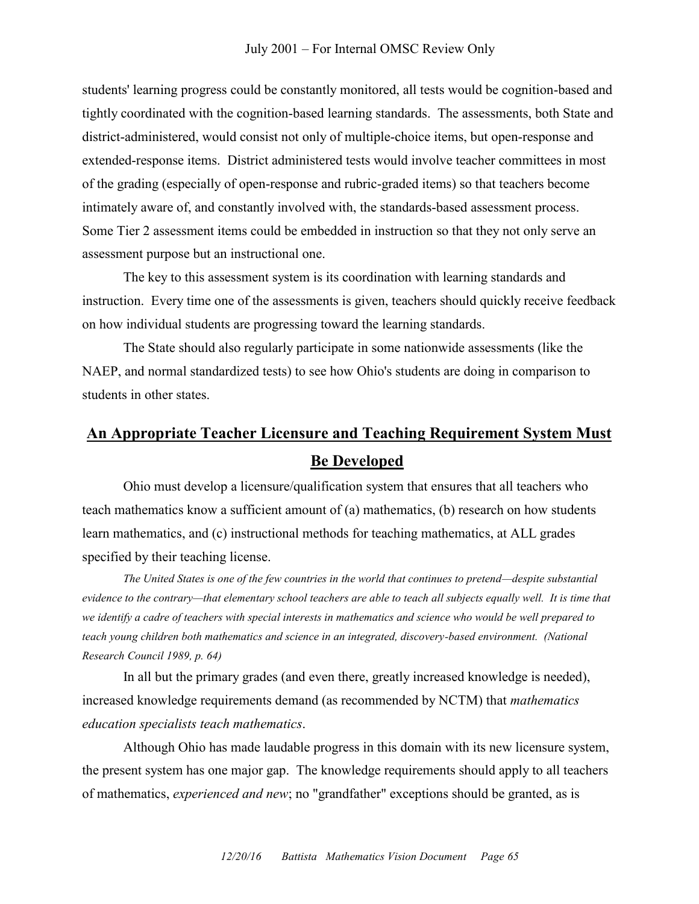students' learning progress could be constantly monitored, all tests would be cognition-based and tightly coordinated with the cognition-based learning standards. The assessments, both State and district-administered, would consist not only of multiple-choice items, but open-response and extended-response items. District administered tests would involve teacher committees in most of the grading (especially of open-response and rubric-graded items) so that teachers become intimately aware of, and constantly involved with, the standards-based assessment process. Some Tier 2 assessment items could be embedded in instruction so that they not only serve an assessment purpose but an instructional one.

The key to this assessment system is its coordination with learning standards and instruction. Every time one of the assessments is given, teachers should quickly receive feedback on how individual students are progressing toward the learning standards.

The State should also regularly participate in some nationwide assessments (like the NAEP, and normal standardized tests) to see how Ohio's students are doing in comparison to students in other states.

## An Appropriate Teacher Licensure and Teaching Requirement System Must Be Developed

Ohio must develop a licensure/qualification system that ensures that all teachers who teach mathematics know a sufficient amount of (a) mathematics, (b) research on how students learn mathematics, and (c) instructional methods for teaching mathematics, at ALL grades specified by their teaching license.

*The United States is one of the few countries in the world that continues to pretend—despite substantial evidence to the contrary—that elementary school teachers are able to teach all subjects equally well. It is time that we identify a cadre of teachers with special interests in mathematics and science who would be well prepared to teach young children both mathematics and science in an integrated, discovery-based environment. (National Research Council 1989, p. 64)*

In all but the primary grades (and even there, greatly increased knowledge is needed), increased knowledge requirements demand (as recommended by NCTM) that *mathematics education specialists teach mathematics*.

Although Ohio has made laudable progress in this domain with its new licensure system, the present system has one major gap. The knowledge requirements should apply to all teachers of mathematics, *experienced and new*; no "grandfather" exceptions should be granted, as is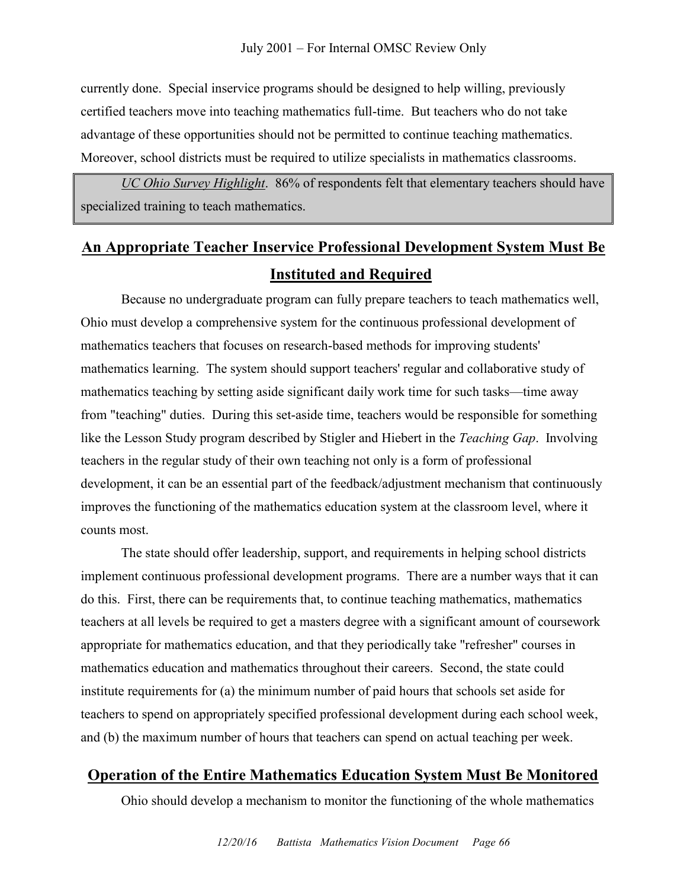currently done. Special inservice programs should be designed to help willing, previously certified teachers move into teaching mathematics full-time. But teachers who do not take advantage of these opportunities should not be permitted to continue teaching mathematics. Moreover, school districts must be required to utilize specialists in mathematics classrooms.

> *UC Ohio Survey Highlight*. 86% of respondents felt that elementary teachers should have specialized training to teach mathematics.

## An Appropriate Teacher Inservice Professional Development System Must Be Instituted and Required

Because no undergraduate program can fully prepare teachers to teach mathematics well, Ohio must develop a comprehensive system for the continuous professional development of mathematics teachers that focuses on research-based methods for improving students' mathematics learning. The system should support teachers' regular and collaborative study of mathematics teaching by setting aside significant daily work time for such tasks—time away from "teaching" duties. During this set-aside time, teachers would be responsible for something like the Lesson Study program described by Stigler and Hiebert in the *Teaching Gap*. Involving teachers in the regular study of their own teaching not only is a form of professional development, it can be an essential part of the feedback/adjustment mechanism that continuously improves the functioning of the mathematics education system at the classroom level, where it counts most.

The state should offer leadership, support, and requirements in helping school districts implement continuous professional development programs. There are a number ways that it can do this. First, there can be requirements that, to continue teaching mathematics, mathematics teachers at all levels be required to get a masters degree with a significant amount of coursework appropriate for mathematics education, and that they periodically take "refresher" courses in mathematics education and mathematics throughout their careers. Second, the state could institute requirements for (a) the minimum number of paid hours that schools set aside for teachers to spend on appropriately specified professional development during each school week, and (b) the maximum number of hours that teachers can spend on actual teaching per week.

## Operation of the Entire Mathematics Education System Must Be Monitored

Ohio should develop a mechanism to monitor the functioning of the whole mathematics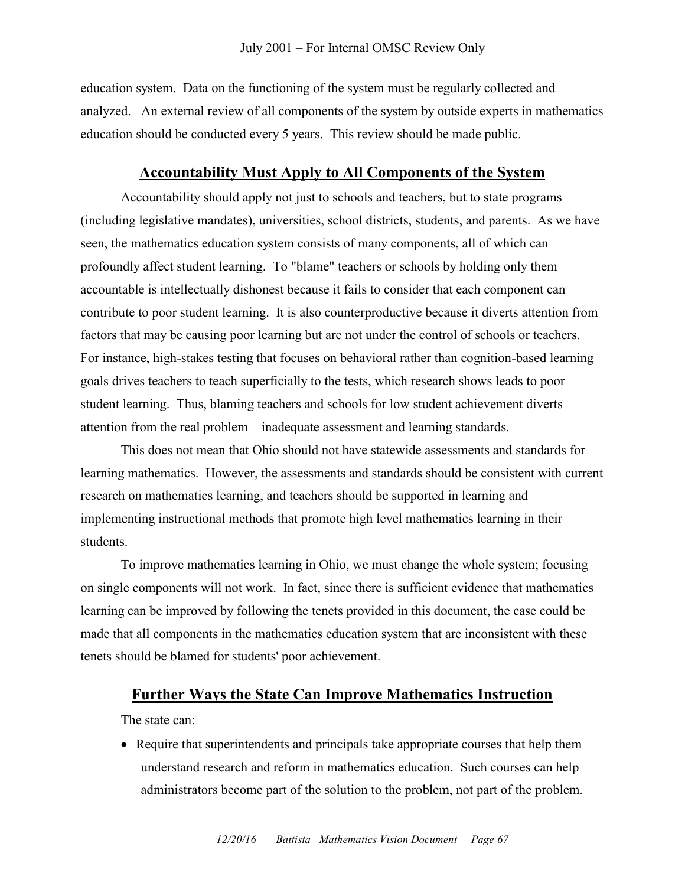education system. Data on the functioning of the system must be regularly collected and analyzed. An external review of all components of the system by outside experts in mathematics education should be conducted every 5 years. This review should be made public.

## Accountability Must Apply to All Components of the System

Accountability should apply not just to schools and teachers, but to state programs (including legislative mandates), universities, school districts, students, and parents. As we have seen, the mathematics education system consists of many components, all of which can profoundly affect student learning. To "blame" teachers or schools by holding only them accountable is intellectually dishonest because it fails to consider that each component can contribute to poor student learning. It is also counterproductive because it diverts attention from factors that may be causing poor learning but are not under the control of schools or teachers. For instance, high-stakes testing that focuses on behavioral rather than cognition-based learning goals drives teachers to teach superficially to the tests, which research shows leads to poor student learning. Thus, blaming teachers and schools for low student achievement diverts attention from the real problem—inadequate assessment and learning standards.

This does not mean that Ohio should not have statewide assessments and standards for learning mathematics. However, the assessments and standards should be consistent with current research on mathematics learning, and teachers should be supported in learning and implementing instructional methods that promote high level mathematics learning in their students.

To improve mathematics learning in Ohio, we must change the whole system; focusing on single components will not work. In fact, since there is sufficient evidence that mathematics learning can be improved by following the tenets provided in this document, the case could be made that all components in the mathematics education system that are inconsistent with these tenets should be blamed for students' poor achievement.

## Further Ways the State Can Improve Mathematics Instruction

The state can:

- Require that superintendents and principals take appropriate courses that help them understand research and reform in mathematics education. Such courses can help administrators become part of the solution to the problem, not part of the problem.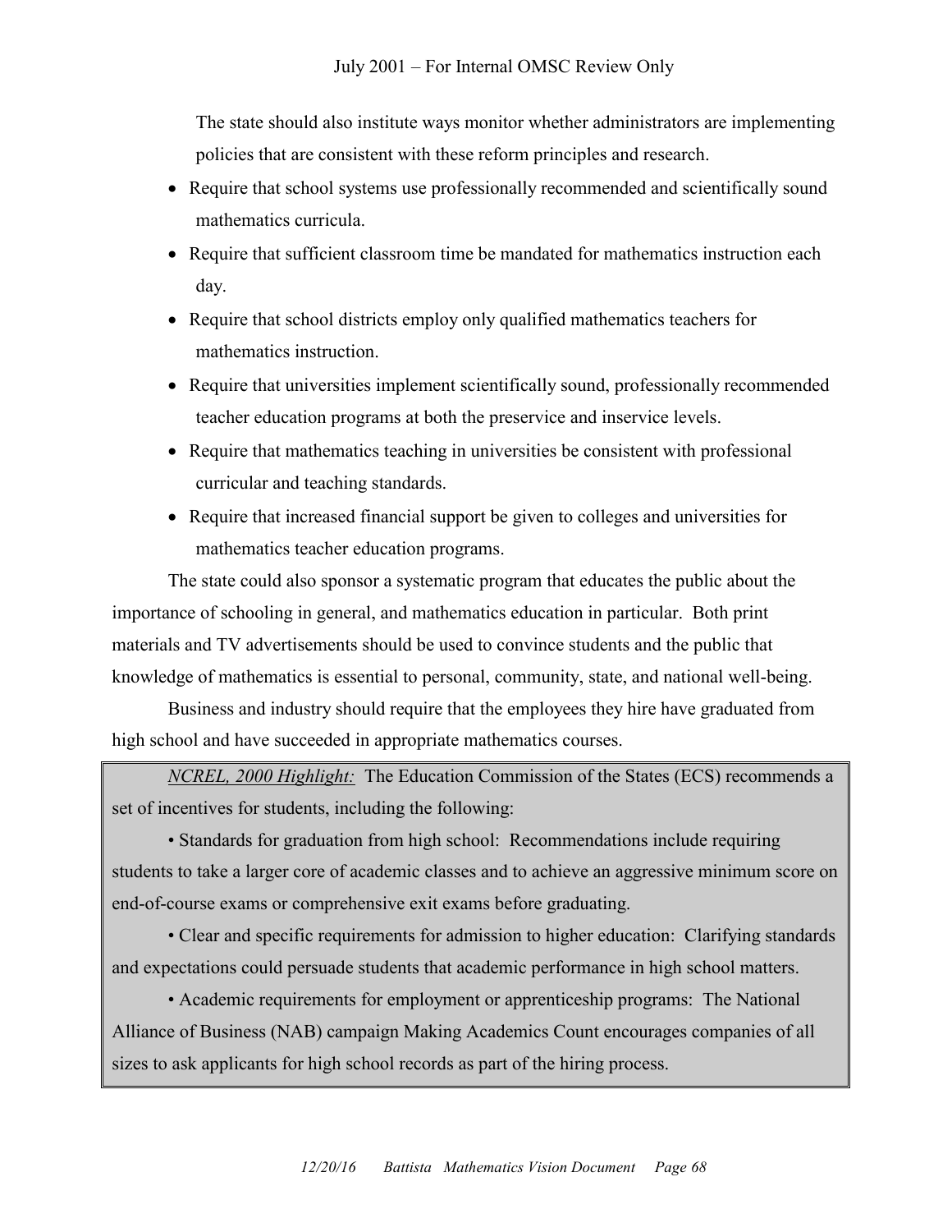The state should also institute ways monitor whether administrators are implementing policies that are consistent with these reform principles and research.

- Require that school systems use professionally recommended and scientifically sound mathematics curricula.
- Require that sufficient classroom time be mandated for mathematics instruction each day.
- Require that school districts employ only qualified mathematics teachers for mathematics instruction.
- Require that universities implement scientifically sound, professionally recommended teacher education programs at both the preservice and inservice levels.
- Require that mathematics teaching in universities be consistent with professional curricular and teaching standards.
- Require that increased financial support be given to colleges and universities for mathematics teacher education programs.

The state could also sponsor a systematic program that educates the public about the importance of schooling in general, and mathematics education in particular. Both print materials and TV advertisements should be used to convince students and the public that knowledge of mathematics is essential to personal, community, state, and national well-being.

Business and industry should require that the employees they hire have graduated from high school and have succeeded in appropriate mathematics courses.

> *NCREL, 2000 Highlight:* The Education Commission of the States (ECS) recommends a set of incentives for students, including the following:
>
> • Standards for graduation from high school: Recommendations include requiring students to take a larger core of academic classes and to achieve an aggressive minimum score on end-of-course exams or comprehensive exit exams before graduating.
>
> • Clear and specific requirements for admission to higher education: Clarifying standards and expectations could persuade students that academic performance in high school matters.
>
> • Academic requirements for employment or apprenticeship programs: The National Alliance of Business (NAB) campaign Making Academics Count encourages companies of all sizes to ask applicants for high school records as part of the hiring process.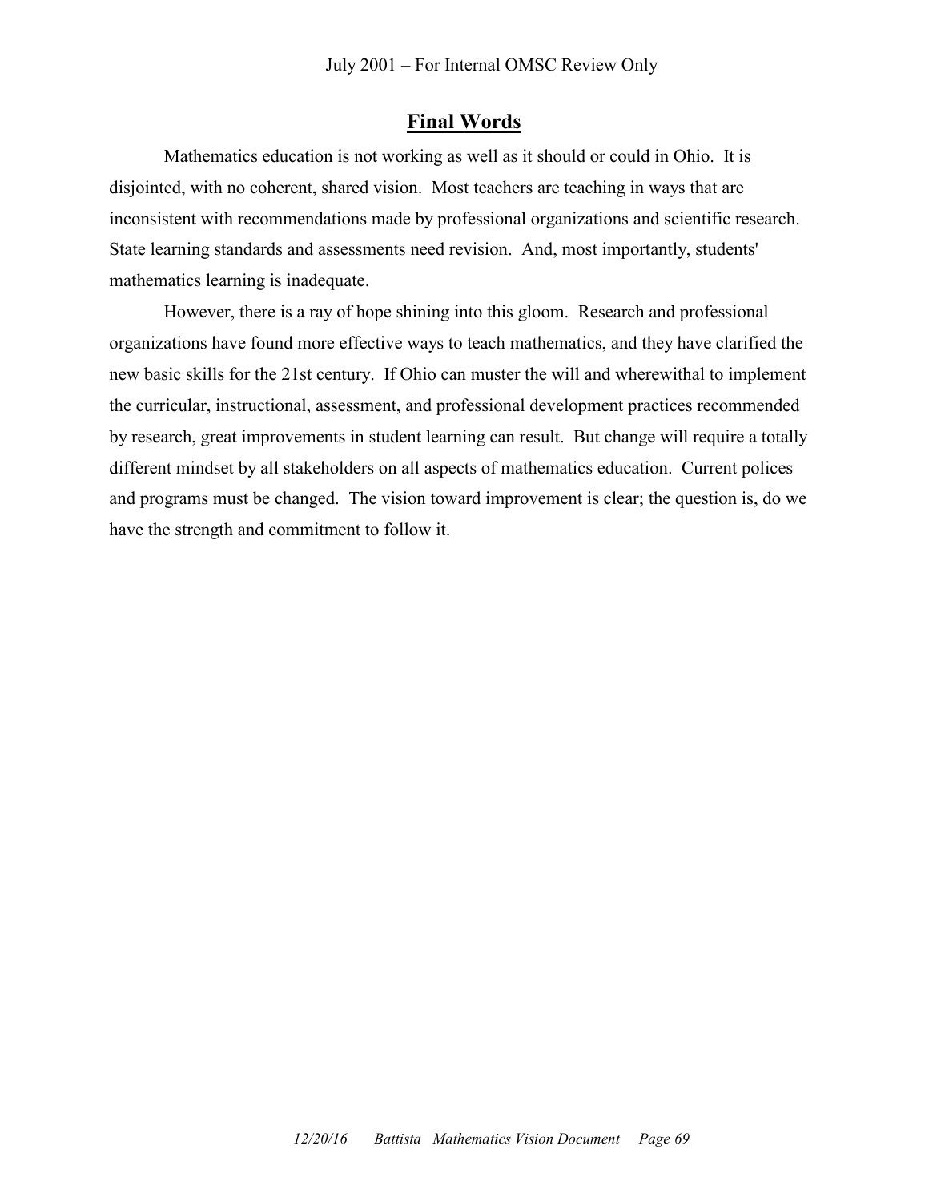## Final Words

Mathematics education is not working as well as it should or could in Ohio. It is disjointed, with no coherent, shared vision. Most teachers are teaching in ways that are inconsistent with recommendations made by professional organizations and scientific research. State learning standards and assessments need revision. And, most importantly, students' mathematics learning is inadequate.

However, there is a ray of hope shining into this gloom. Research and professional organizations have found more effective ways to teach mathematics, and they have clarified the new basic skills for the 21st century. If Ohio can muster the will and wherewithal to implement the curricular, instructional, assessment, and professional development practices recommended by research, great improvements in student learning can result. But change will require a totally different mindset by all stakeholders on all aspects of mathematics education. Current polices and programs must be changed. The vision toward improvement is clear; the question is, do we have the strength and commitment to follow it.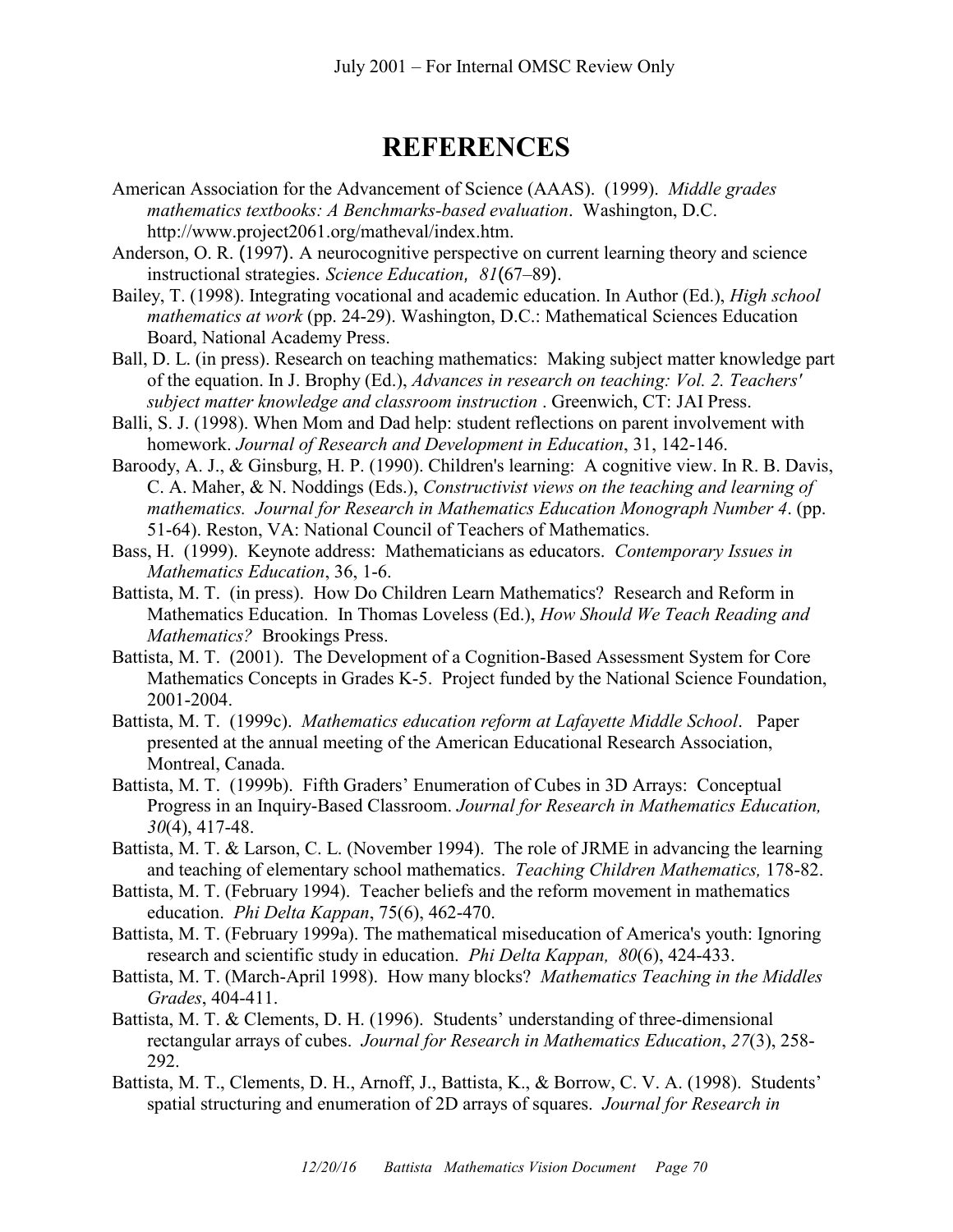# REFERENCES

American Association for the Advancement of Science (AAAS). (1999). *Middle grades mathematics textbooks: A Benchmarks-based evaluation*. Washington, D.C. http://www.project2061.org/matheval/index.htm.

Anderson, O. R. (1997). A neurocognitive perspective on current learning theory and science instructional strategies. *Science Education, 81*(67–89).

Bailey, T. (1998). Integrating vocational and academic education. In Author (Ed.), *High school mathematics at work* (pp. 24-29). Washington, D.C.: Mathematical Sciences Education Board, National Academy Press.

Ball, D. L. (in press). Research on teaching mathematics: Making subject matter knowledge part of the equation. In J. Brophy (Ed.), *Advances in research on teaching: Vol. 2. Teachers' subject matter knowledge and classroom instruction* . Greenwich, CT: JAI Press.

Balli, S. J. (1998). When Mom and Dad help: student reflections on parent involvement with homework. *Journal of Research and Development in Education*, 31, 142-146.

Baroody, A. J., & Ginsburg, H. P. (1990). Children's learning: A cognitive view. In R. B. Davis, C. A. Maher, & N. Noddings (Eds.), *Constructivist views on the teaching and learning of mathematics. Journal for Research in Mathematics Education Monograph Number 4*. (pp. 51-64). Reston, VA: National Council of Teachers of Mathematics.

Bass, H. (1999). Keynote address: Mathematicians as educators. *Contemporary Issues in Mathematics Education*, 36, 1-6.

Battista, M. T. (in press). How Do Children Learn Mathematics? Research and Reform in Mathematics Education. In Thomas Loveless (Ed.), *How Should We Teach Reading and Mathematics?* Brookings Press.

Battista, M. T. (2001). The Development of a Cognition-Based Assessment System for Core Mathematics Concepts in Grades K-5. Project funded by the National Science Foundation, 2001-2004.

Battista, M. T. (1999c). *Mathematics education reform at Lafayette Middle School*. Paper presented at the annual meeting of the American Educational Research Association, Montreal, Canada.

Battista, M. T. (1999b). Fifth Graders' Enumeration of Cubes in 3D Arrays: Conceptual Progress in an Inquiry-Based Classroom. *Journal for Research in Mathematics Education, 30*(4), 417-48.

Battista, M. T. & Larson, C. L. (November 1994). The role of JRME in advancing the learning and teaching of elementary school mathematics. *Teaching Children Mathematics,* 178-82.

Battista, M. T. (February 1994). Teacher beliefs and the reform movement in mathematics education. *Phi Delta Kappan*, 75(6), 462-470.

Battista, M. T. (February 1999a). The mathematical miseducation of America's youth: Ignoring research and scientific study in education. *Phi Delta Kappan, 80*(6), 424-433.

Battista, M. T. (March-April 1998). How many blocks? *Mathematics Teaching in the Middles Grades*, 404-411.

Battista, M. T. & Clements, D. H. (1996). Students' understanding of three-dimensional rectangular arrays of cubes. *Journal for Research in Mathematics Education*, *27*(3), 258-292.

Battista, M. T., Clements, D. H., Arnoff, J., Battista, K., & Borrow, C. V. A. (1998). Students' spatial structuring and enumeration of 2D arrays of squares. *Journal for Research in*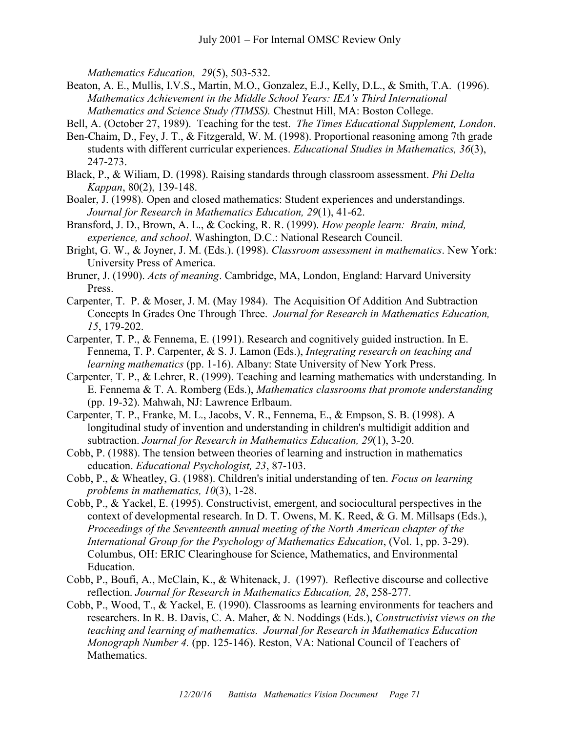*Mathematics Education, 29*(5), 503-532.

Beaton, A. E., Mullis, I.V.S., Martin, M.O., Gonzalez, E.J., Kelly, D.L., & Smith, T.A. (1996). *Mathematics Achievement in the Middle School Years: IEA's Third International Mathematics and Science Study (TIMSS).* Chestnut Hill, MA: Boston College.

Bell, A. (October 27, 1989). Teaching for the test. *The Times Educational Supplement, London*.

Ben-Chaim, D., Fey, J. T., & Fitzgerald, W. M. (1998). Proportional reasoning among 7th grade students with different curricular experiences. *Educational Studies in Mathematics, 36*(3), 247-273.

Black, P., & Wiliam, D. (1998). Raising standards through classroom assessment. *Phi Delta Kappan*, 80(2), 139-148.

Boaler, J. (1998). Open and closed mathematics: Student experiences and understandings. *Journal for Research in Mathematics Education, 29*(1), 41-62.

Bransford, J. D., Brown, A. L., & Cocking, R. R. (1999). *How people learn: Brain, mind, experience, and school*. Washington, D.C.: National Research Council.

Bright, G. W., & Joyner, J. M. (Eds.). (1998). *Classroom assessment in mathematics*. New York: University Press of America.

Bruner, J. (1990). *Acts of meaning*. Cambridge, MA, London, England: Harvard University Press.

Carpenter, T. P. & Moser, J. M. (May 1984). The Acquisition Of Addition And Subtraction Concepts In Grades One Through Three. *Journal for Research in Mathematics Education, 15*, 179-202.

Carpenter, T. P., & Fennema, E. (1991). Research and cognitively guided instruction. In E. Fennema, T. P. Carpenter, & S. J. Lamon (Eds.), *Integrating research on teaching and learning mathematics* (pp. 1-16). Albany: State University of New York Press.

Carpenter, T. P., & Lehrer, R. (1999). Teaching and learning mathematics with understanding. In E. Fennema & T. A. Romberg (Eds.), *Mathematics classrooms that promote understanding* (pp. 19-32). Mahwah, NJ: Lawrence Erlbaum.

Carpenter, T. P., Franke, M. L., Jacobs, V. R., Fennema, E., & Empson, S. B. (1998). A longitudinal study of invention and understanding in children's multidigit addition and subtraction. *Journal for Research in Mathematics Education, 29*(1), 3-20.

Cobb, P. (1988). The tension between theories of learning and instruction in mathematics education. *Educational Psychologist, 23*, 87-103.

Cobb, P., & Wheatley, G. (1988). Children's initial understanding of ten. *Focus on learning problems in mathematics, 10*(3), 1-28.

Cobb, P., & Yackel, E. (1995). Constructivist, emergent, and sociocultural perspectives in the context of developmental research. In D. T. Owens, M. K. Reed, & G. M. Millsaps (Eds.), *Proceedings of the Seventeenth annual meeting of the North American chapter of the International Group for the Psychology of Mathematics Education*, (Vol. 1, pp. 3-29). Columbus, OH: ERIC Clearinghouse for Science, Mathematics, and Environmental Education.

Cobb, P., Boufi, A., McClain, K., & Whitenack, J. (1997). Reflective discourse and collective reflection. *Journal for Research in Mathematics Education, 28*, 258-277.

Cobb, P., Wood, T., & Yackel, E. (1990). Classrooms as learning environments for teachers and researchers. In R. B. Davis, C. A. Maher, & N. Noddings (Eds.), *Constructivist views on the teaching and learning of mathematics. Journal for Research in Mathematics Education Monograph Number 4.* (pp. 125-146). Reston, VA: National Council of Teachers of Mathematics.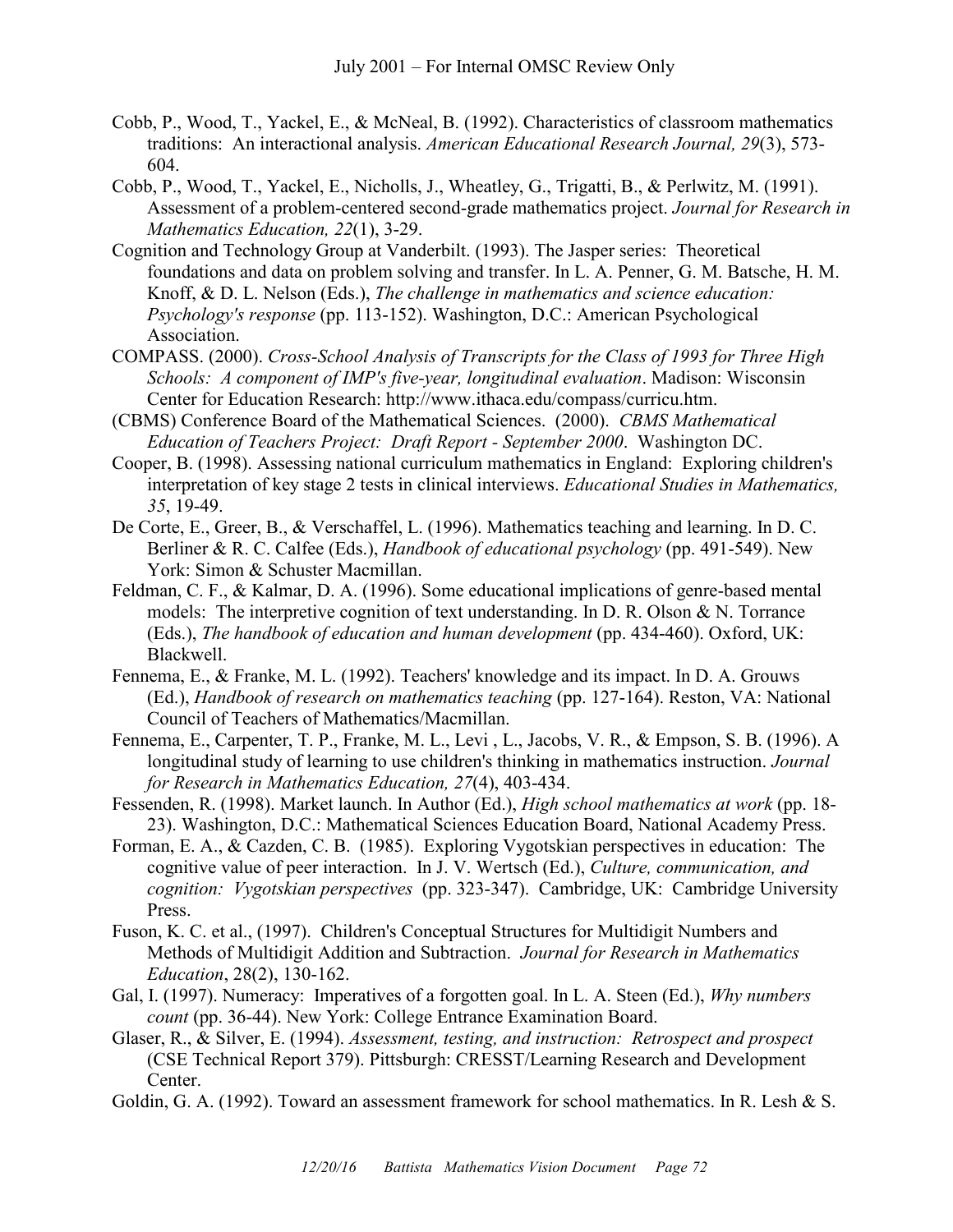Cobb, P., Wood, T., Yackel, E., & McNeal, B. (1992). Characteristics of classroom mathematics traditions: An interactional analysis. *American Educational Research Journal, 29*(3), 573-604.

Cobb, P., Wood, T., Yackel, E., Nicholls, J., Wheatley, G., Trigatti, B., & Perlwitz, M. (1991). Assessment of a problem-centered second-grade mathematics project. *Journal for Research in Mathematics Education, 22*(1), 3-29.

Cognition and Technology Group at Vanderbilt. (1993). The Jasper series: Theoretical foundations and data on problem solving and transfer. In L. A. Penner, G. M. Batsche, H. M. Knoff, & D. L. Nelson (Eds.), *The challenge in mathematics and science education: Psychology's response* (pp. 113-152). Washington, D.C.: American Psychological Association.

COMPASS. (2000). *Cross-School Analysis of Transcripts for the Class of 1993 for Three High Schools: A component of IMP's five-year, longitudinal evaluation*. Madison: Wisconsin Center for Education Research: http://www.ithaca.edu/compass/curricu.htm.

(CBMS) Conference Board of the Mathematical Sciences. (2000). *CBMS Mathematical Education of Teachers Project: Draft Report - September 2000*. Washington DC.

Cooper, B. (1998). Assessing national curriculum mathematics in England: Exploring children's interpretation of key stage 2 tests in clinical interviews. *Educational Studies in Mathematics, 35*, 19-49.

De Corte, E., Greer, B., & Verschaffel, L. (1996). Mathematics teaching and learning. In D. C. Berliner & R. C. Calfee (Eds.), *Handbook of educational psychology* (pp. 491-549). New York: Simon & Schuster Macmillan.

Feldman, C. F., & Kalmar, D. A. (1996). Some educational implications of genre-based mental models: The interpretive cognition of text understanding. In D. R. Olson & N. Torrance (Eds.), *The handbook of education and human development* (pp. 434-460). Oxford, UK: Blackwell.

Fennema, E., & Franke, M. L. (1992). Teachers' knowledge and its impact. In D. A. Grouws (Ed.), *Handbook of research on mathematics teaching* (pp. 127-164). Reston, VA: National Council of Teachers of Mathematics/Macmillan.

Fennema, E., Carpenter, T. P., Franke, M. L., Levi , L., Jacobs, V. R., & Empson, S. B. (1996). A longitudinal study of learning to use children's thinking in mathematics instruction. *Journal for Research in Mathematics Education, 27*(4), 403-434.

Fessenden, R. (1998). Market launch. In Author (Ed.), *High school mathematics at work* (pp. 18-23). Washington, D.C.: Mathematical Sciences Education Board, National Academy Press.

Forman, E. A., & Cazden, C. B. (1985). Exploring Vygotskian perspectives in education: The cognitive value of peer interaction. In J. V. Wertsch (Ed.), *Culture, communication, and cognition: Vygotskian perspectives* (pp. 323-347). Cambridge, UK: Cambridge University Press.

Fuson, K. C. et al., (1997). Children's Conceptual Structures for Multidigit Numbers and Methods of Multidigit Addition and Subtraction. *Journal for Research in Mathematics Education*, 28(2), 130-162.

Gal, I. (1997). Numeracy: Imperatives of a forgotten goal. In L. A. Steen (Ed.), *Why numbers count* (pp. 36-44). New York: College Entrance Examination Board.

Glaser, R., & Silver, E. (1994). *Assessment, testing, and instruction: Retrospect and prospect* (CSE Technical Report 379). Pittsburgh: CRESST/Learning Research and Development Center.

Goldin, G. A. (1992). Toward an assessment framework for school mathematics. In R. Lesh & S.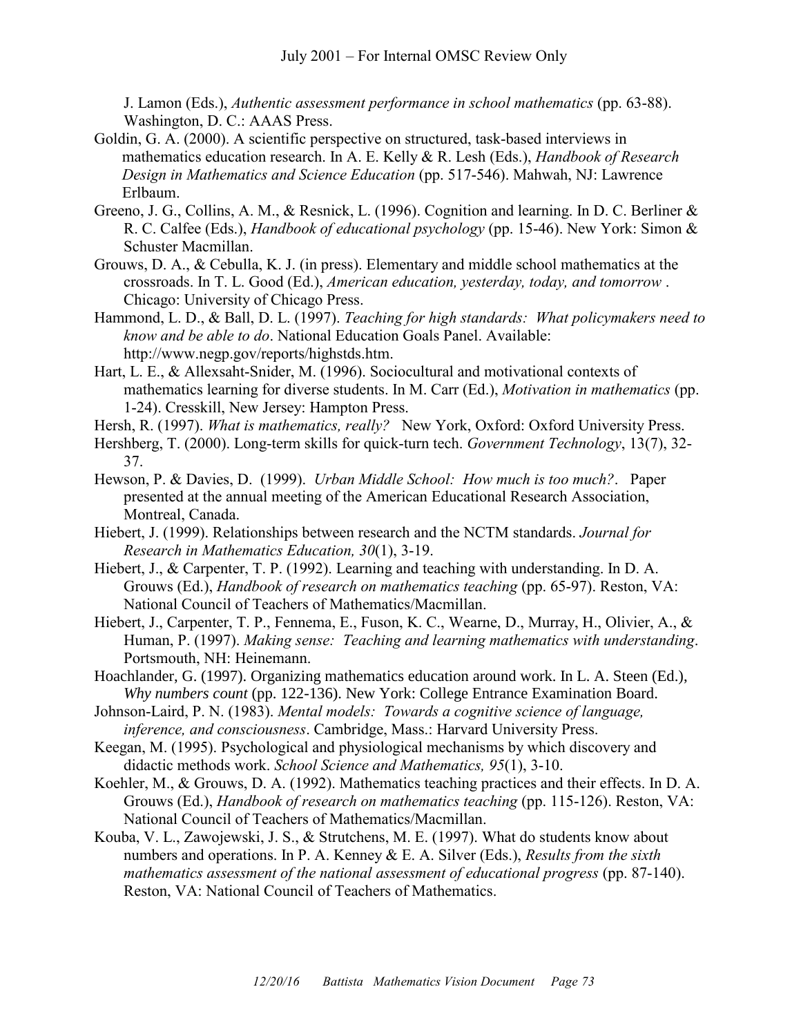J. Lamon (Eds.), *Authentic assessment performance in school mathematics* (pp. 63-88). Washington, D. C.: AAAS Press.

Goldin, G. A. (2000). A scientific perspective on structured, task-based interviews in mathematics education research. In A. E. Kelly & R. Lesh (Eds.), *Handbook of Research Design in Mathematics and Science Education* (pp. 517-546). Mahwah, NJ: Lawrence Erlbaum.

Greeno, J. G., Collins, A. M., & Resnick, L. (1996). Cognition and learning. In D. C. Berliner & R. C. Calfee (Eds.), *Handbook of educational psychology* (pp. 15-46). New York: Simon & Schuster Macmillan.

Grouws, D. A., & Cebulla, K. J. (in press). Elementary and middle school mathematics at the crossroads. In T. L. Good (Ed.), *American education, yesterday, today, and tomorrow* . Chicago: University of Chicago Press.

Hammond, L. D., & Ball, D. L. (1997). *Teaching for high standards: What policymakers need to know and be able to do*. National Education Goals Panel. Available: http://www.negp.gov/reports/highstds.htm.

Hart, L. E., & Allexsaht-Snider, M. (1996). Sociocultural and motivational contexts of mathematics learning for diverse students. In M. Carr (Ed.), *Motivation in mathematics* (pp. 1-24). Cresskill, New Jersey: Hampton Press.

Hersh, R. (1997). *What is mathematics, really?* New York, Oxford: Oxford University Press.

Hershberg, T. (2000). Long-term skills for quick-turn tech. *Government Technology*, 13(7), 32-37.

Hewson, P. & Davies, D. (1999). *Urban Middle School: How much is too much?*. Paper presented at the annual meeting of the American Educational Research Association, Montreal, Canada.

Hiebert, J. (1999). Relationships between research and the NCTM standards. *Journal for Research in Mathematics Education, 30*(1), 3-19.

Hiebert, J., & Carpenter, T. P. (1992). Learning and teaching with understanding. In D. A. Grouws (Ed.), *Handbook of research on mathematics teaching* (pp. 65-97). Reston, VA: National Council of Teachers of Mathematics/Macmillan.

Hiebert, J., Carpenter, T. P., Fennema, E., Fuson, K. C., Wearne, D., Murray, H., Olivier, A., & Human, P. (1997). *Making sense: Teaching and learning mathematics with understanding*. Portsmouth, NH: Heinemann.

Hoachlander, G. (1997). Organizing mathematics education around work. In L. A. Steen (Ed.), *Why numbers count* (pp. 122-136). New York: College Entrance Examination Board.

Johnson-Laird, P. N. (1983). *Mental models: Towards a cognitive science of language, inference, and consciousness*. Cambridge, Mass.: Harvard University Press.

Keegan, M. (1995). Psychological and physiological mechanisms by which discovery and didactic methods work. *School Science and Mathematics, 95*(1), 3-10.

Koehler, M., & Grouws, D. A. (1992). Mathematics teaching practices and their effects. In D. A. Grouws (Ed.), *Handbook of research on mathematics teaching* (pp. 115-126). Reston, VA: National Council of Teachers of Mathematics/Macmillan.

Kouba, V. L., Zawojewski, J. S., & Strutchens, M. E. (1997). What do students know about numbers and operations. In P. A. Kenney & E. A. Silver (Eds.), *Results from the sixth mathematics assessment of the national assessment of educational progress* (pp. 87-140). Reston, VA: National Council of Teachers of Mathematics.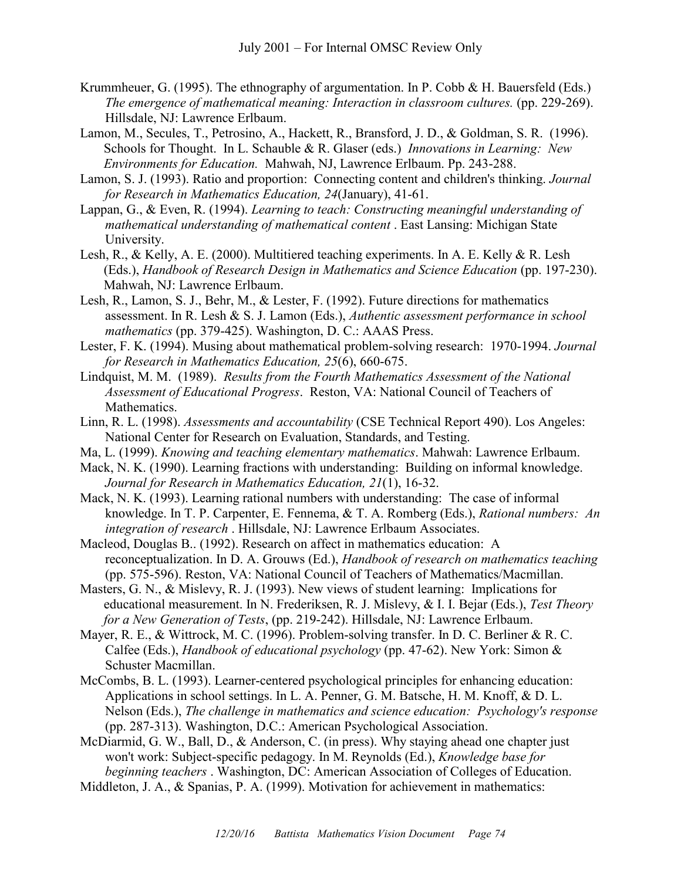Krummheuer, G. (1995). The ethnography of argumentation. In P. Cobb & H. Bauersfeld (Eds.) *The emergence of mathematical meaning: Interaction in classroom cultures.* (pp. 229-269). Hillsdale, NJ: Lawrence Erlbaum.

Lamon, M., Secules, T., Petrosino, A., Hackett, R., Bransford, J. D., & Goldman, S. R. (1996). Schools for Thought. In L. Schauble & R. Glaser (eds.) *Innovations in Learning: New Environments for Education.* Mahwah, NJ, Lawrence Erlbaum. Pp. 243-288.

Lamon, S. J. (1993). Ratio and proportion: Connecting content and children's thinking. *Journal for Research in Mathematics Education, 24*(January), 41-61.

Lappan, G., & Even, R. (1994). *Learning to teach: Constructing meaningful understanding of mathematical understanding of mathematical content* . East Lansing: Michigan State University.

Lesh, R., & Kelly, A. E. (2000). Multitiered teaching experiments. In A. E. Kelly & R. Lesh (Eds.), *Handbook of Research Design in Mathematics and Science Education* (pp. 197-230). Mahwah, NJ: Lawrence Erlbaum.

Lesh, R., Lamon, S. J., Behr, M., & Lester, F. (1992). Future directions for mathematics assessment. In R. Lesh & S. J. Lamon (Eds.), *Authentic assessment performance in school mathematics* (pp. 379-425). Washington, D. C.: AAAS Press.

Lester, F. K. (1994). Musing about mathematical problem-solving research: 1970-1994. *Journal for Research in Mathematics Education, 25*(6), 660-675.

Lindquist, M. M. (1989). *Results from the Fourth Mathematics Assessment of the National Assessment of Educational Progress*. Reston, VA: National Council of Teachers of Mathematics.

Linn, R. L. (1998). *Assessments and accountability* (CSE Technical Report 490). Los Angeles: National Center for Research on Evaluation, Standards, and Testing.

Ma, L. (1999). *Knowing and teaching elementary mathematics*. Mahwah: Lawrence Erlbaum.

Mack, N. K. (1990). Learning fractions with understanding: Building on informal knowledge. *Journal for Research in Mathematics Education, 21*(1), 16-32.

Mack, N. K. (1993). Learning rational numbers with understanding: The case of informal knowledge. In T. P. Carpenter, E. Fennema, & T. A. Romberg (Eds.), *Rational numbers: An integration of research* . Hillsdale, NJ: Lawrence Erlbaum Associates.

Macleod, Douglas B.. (1992). Research on affect in mathematics education: A reconceptualization. In D. A. Grouws (Ed.), *Handbook of research on mathematics teaching* (pp. 575-596). Reston, VA: National Council of Teachers of Mathematics/Macmillan.

Masters, G. N., & Mislevy, R. J. (1993). New views of student learning: Implications for educational measurement. In N. Frederiksen, R. J. Mislevy, & I. I. Bejar (Eds.), *Test Theory for a New Generation of Tests*, (pp. 219-242). Hillsdale, NJ: Lawrence Erlbaum.

Mayer, R. E., & Wittrock, M. C. (1996). Problem-solving transfer. In D. C. Berliner & R. C. Calfee (Eds.), *Handbook of educational psychology* (pp. 47-62). New York: Simon & Schuster Macmillan.

McCombs, B. L. (1993). Learner-centered psychological principles for enhancing education: Applications in school settings. In L. A. Penner, G. M. Batsche, H. M. Knoff, & D. L. Nelson (Eds.), *The challenge in mathematics and science education: Psychology's response* (pp. 287-313). Washington, D.C.: American Psychological Association.

McDiarmid, G. W., Ball, D., & Anderson, C. (in press). Why staying ahead one chapter just won't work: Subject-specific pedagogy. In M. Reynolds (Ed.), *Knowledge base for beginning teachers* . Washington, DC: American Association of Colleges of Education.

Middleton, J. A., & Spanias, P. A. (1999). Motivation for achievement in mathematics: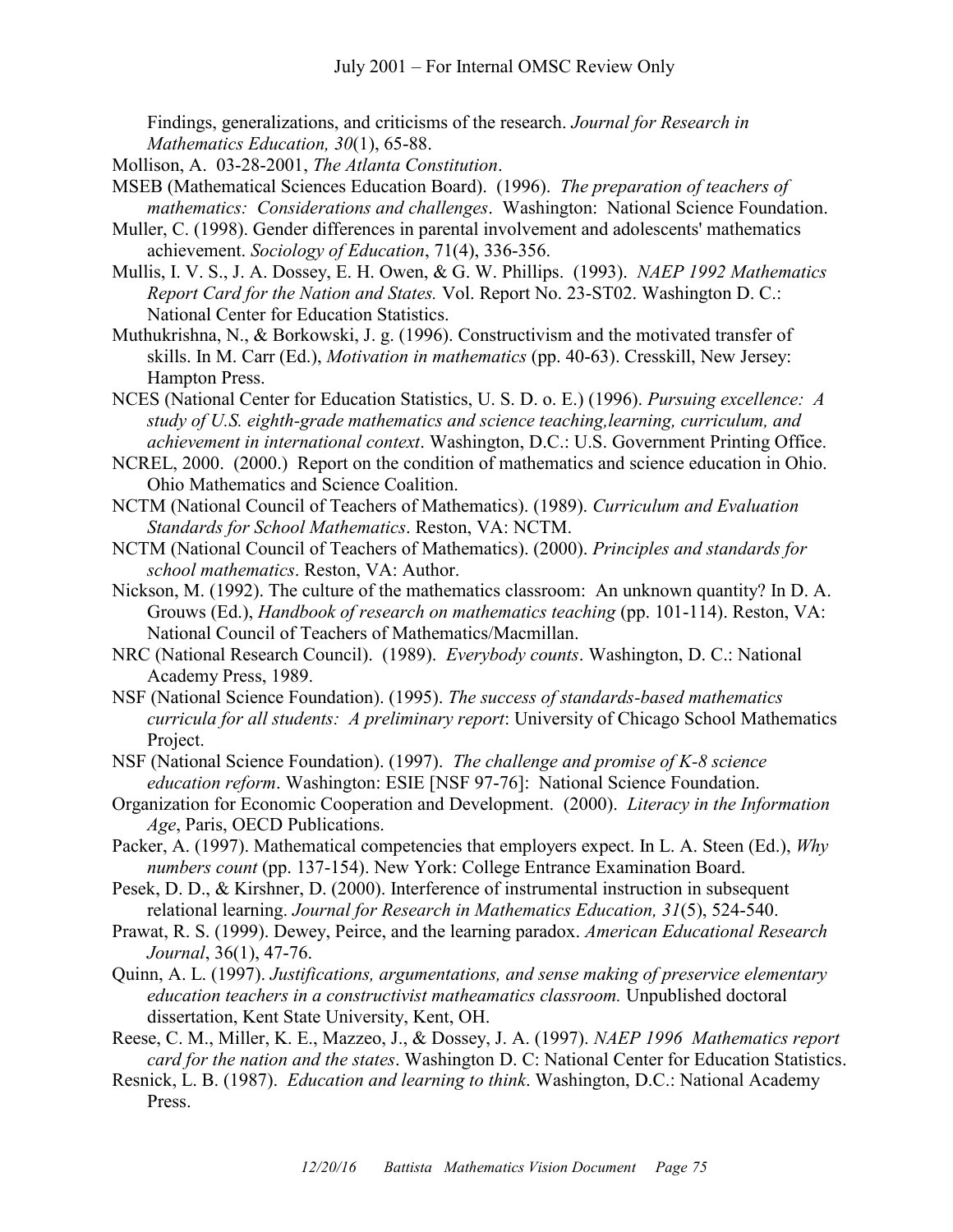Findings, generalizations, and criticisms of the research. *Journal for Research in Mathematics Education, 30*(1), 65-88.

Mollison, A. 03-28-2001, *The Atlanta Constitution*.

MSEB (Mathematical Sciences Education Board). (1996). *The preparation of teachers of mathematics: Considerations and challenges*. Washington: National Science Foundation.

Muller, C. (1998). Gender differences in parental involvement and adolescents' mathematics achievement. *Sociology of Education*, 71(4), 336-356.

Mullis, I. V. S., J. A. Dossey, E. H. Owen, & G. W. Phillips. (1993). *NAEP 1992 Mathematics Report Card for the Nation and States.* Vol. Report No. 23-ST02. Washington D. C.: National Center for Education Statistics.

Muthukrishna, N., & Borkowski, J. g. (1996). Constructivism and the motivated transfer of skills. In M. Carr (Ed.), *Motivation in mathematics* (pp. 40-63). Cresskill, New Jersey: Hampton Press.

NCES (National Center for Education Statistics, U. S. D. o. E.) (1996). *Pursuing excellence: A study of U.S. eighth-grade mathematics and science teaching,learning, curriculum, and achievement in international context*. Washington, D.C.: U.S. Government Printing Office.

NCREL, 2000. (2000.) Report on the condition of mathematics and science education in Ohio. Ohio Mathematics and Science Coalition.

NCTM (National Council of Teachers of Mathematics). (1989). *Curriculum and Evaluation Standards for School Mathematics*. Reston, VA: NCTM.

NCTM (National Council of Teachers of Mathematics). (2000). *Principles and standards for school mathematics*. Reston, VA: Author.

Nickson, M. (1992). The culture of the mathematics classroom: An unknown quantity? In D. A. Grouws (Ed.), *Handbook of research on mathematics teaching* (pp. 101-114). Reston, VA: National Council of Teachers of Mathematics/Macmillan.

NRC (National Research Council). (1989). *Everybody counts*. Washington, D. C.: National Academy Press, 1989.

NSF (National Science Foundation). (1995). *The success of standards-based mathematics curricula for all students: A preliminary report*: University of Chicago School Mathematics Project.

NSF (National Science Foundation). (1997). *The challenge and promise of K-8 science education reform*. Washington: ESIE [NSF 97-76]: National Science Foundation.

Organization for Economic Cooperation and Development. (2000). *Literacy in the Information Age*, Paris, OECD Publications.

Packer, A. (1997). Mathematical competencies that employers expect. In L. A. Steen (Ed.), *Why numbers count* (pp. 137-154). New York: College Entrance Examination Board.

Pesek, D. D., & Kirshner, D. (2000). Interference of instrumental instruction in subsequent relational learning. *Journal for Research in Mathematics Education, 31*(5), 524-540.

Prawat, R. S. (1999). Dewey, Peirce, and the learning paradox. *American Educational Research Journal*, 36(1), 47-76.

Quinn, A. L. (1997). *Justifications, argumentations, and sense making of preservice elementary education teachers in a constructivist matheamatics classroom.* Unpublished doctoral dissertation, Kent State University, Kent, OH.

Reese, C. M., Miller, K. E., Mazzeo, J., & Dossey, J. A. (1997). *NAEP 1996 Mathematics report card for the nation and the states*. Washington D. C: National Center for Education Statistics.

Resnick, L. B. (1987). *Education and learning to think*. Washington, D.C.: National Academy Press.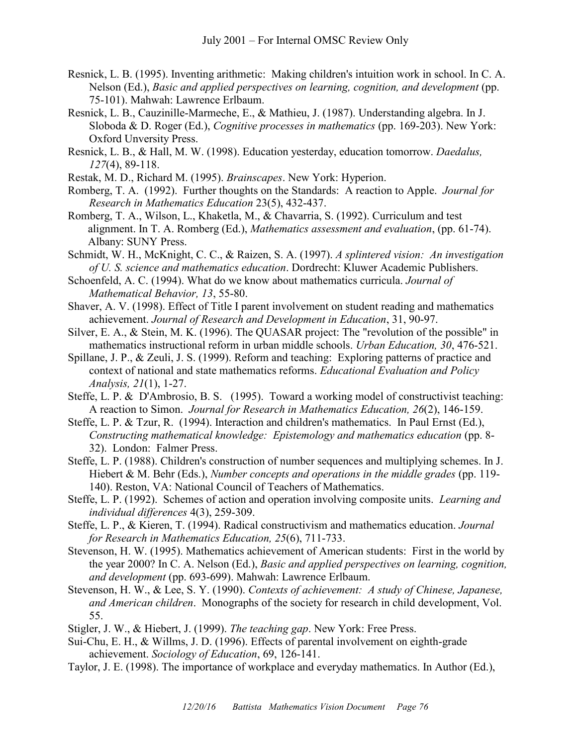Resnick, L. B. (1995). Inventing arithmetic: Making children's intuition work in school. In C. A. Nelson (Ed.), *Basic and applied perspectives on learning, cognition, and development* (pp. 75-101). Mahwah: Lawrence Erlbaum.

Resnick, L. B., Cauzinille-Marmeche, E., & Mathieu, J. (1987). Understanding algebra. In J. Sloboda & D. Roger (Ed.), *Cognitive processes in mathematics* (pp. 169-203). New York: Oxford Unversity Press.

Resnick, L. B., & Hall, M. W. (1998). Education yesterday, education tomorrow. *Daedalus, 127*(4), 89-118.

Restak, M. D., Richard M. (1995). *Brainscapes*. New York: Hyperion.

Romberg, T. A. (1992). Further thoughts on the Standards: A reaction to Apple. *Journal for Research in Mathematics Education* 23(5), 432-437.

Romberg, T. A., Wilson, L., Khaketla, M., & Chavarria, S. (1992). Curriculum and test alignment. In T. A. Romberg (Ed.), *Mathematics assessment and evaluation*, (pp. 61-74). Albany: SUNY Press.

Schmidt, W. H., McKnight, C. C., & Raizen, S. A. (1997). *A splintered vision: An investigation of U. S. science and mathematics education*. Dordrecht: Kluwer Academic Publishers.

Schoenfeld, A. C. (1994). What do we know about mathematics curricula. *Journal of Mathematical Behavior, 13*, 55-80.

Shaver, A. V. (1998). Effect of Title I parent involvement on student reading and mathematics achievement. *Journal of Research and Development in Education*, 31, 90-97.

Silver, E. A., & Stein, M. K. (1996). The QUASAR project: The "revolution of the possible" in mathematics instructional reform in urban middle schools. *Urban Education, 30*, 476-521.

Spillane, J. P., & Zeuli, J. S. (1999). Reform and teaching: Exploring patterns of practice and context of national and state mathematics reforms. *Educational Evaluation and Policy Analysis, 21*(1), 1-27.

Steffe, L. P. & D'Ambrosio, B. S. (1995). Toward a working model of constructivist teaching: A reaction to Simon. *Journal for Research in Mathematics Education, 26*(2), 146-159.

Steffe, L. P. & Tzur, R. (1994). Interaction and children's mathematics. In Paul Ernst (Ed.), *Constructing mathematical knowledge: Epistemology and mathematics education* (pp. 8-32). London: Falmer Press.

Steffe, L. P. (1988). Children's construction of number sequences and multiplying schemes. In J. Hiebert & M. Behr (Eds.), *Number concepts and operations in the middle grades* (pp. 119-140). Reston, VA: National Council of Teachers of Mathematics.

Steffe, L. P. (1992). Schemes of action and operation involving composite units. *Learning and individual differences* 4(3), 259-309.

Steffe, L. P., & Kieren, T. (1994). Radical constructivism and mathematics education. *Journal for Research in Mathematics Education, 25*(6), 711-733.

Stevenson, H. W. (1995). Mathematics achievement of American students: First in the world by the year 2000? In C. A. Nelson (Ed.), *Basic and applied perspectives on learning, cognition, and development* (pp. 693-699). Mahwah: Lawrence Erlbaum.

Stevenson, H. W., & Lee, S. Y. (1990). *Contexts of achievement: A study of Chinese, Japanese, and American children*. Monographs of the society for research in child development, Vol. 55.

Stigler, J. W., & Hiebert, J. (1999). *The teaching gap*. New York: Free Press.

Sui-Chu, E. H., & Willms, J. D. (1996). Effects of parental involvement on eighth-grade achievement. *Sociology of Education*, 69, 126-141.

Taylor, J. E. (1998). The importance of workplace and everyday mathematics. In Author (Ed.),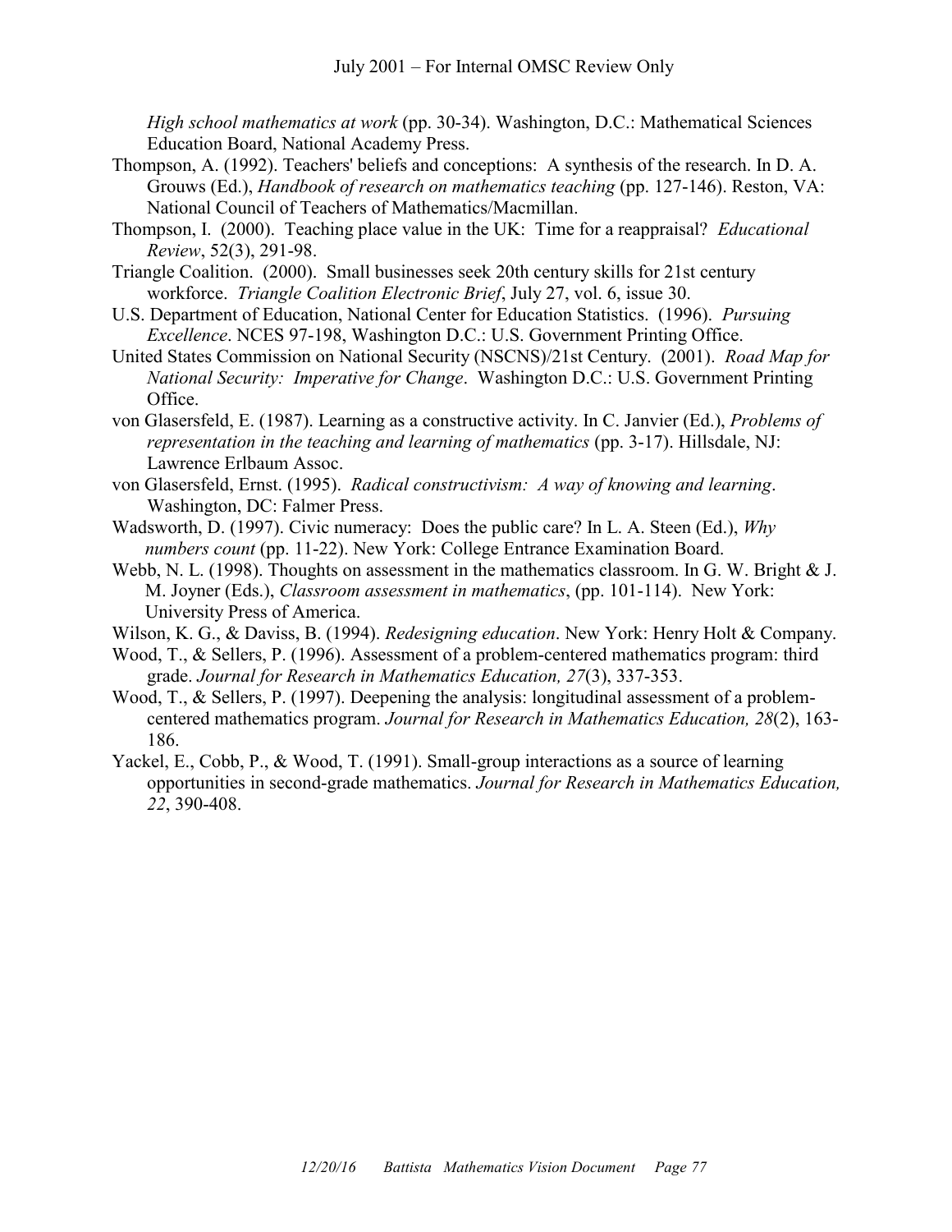*High school mathematics at work* (pp. 30-34). Washington, D.C.: Mathematical Sciences Education Board, National Academy Press.

Thompson, A. (1992). Teachers' beliefs and conceptions: A synthesis of the research. In D. A. Grouws (Ed.), *Handbook of research on mathematics teaching* (pp. 127-146). Reston, VA: National Council of Teachers of Mathematics/Macmillan.

Thompson, I. (2000). Teaching place value in the UK: Time for a reappraisal? *Educational Review*, 52(3), 291-98.

Triangle Coalition. (2000). Small businesses seek 20th century skills for 21st century workforce. *Triangle Coalition Electronic Brief*, July 27, vol. 6, issue 30.

U.S. Department of Education, National Center for Education Statistics. (1996). *Pursuing Excellence*. NCES 97-198, Washington D.C.: U.S. Government Printing Office.

United States Commission on National Security (NSCNS)/21st Century. (2001). *Road Map for National Security: Imperative for Change*. Washington D.C.: U.S. Government Printing Office.

von Glasersfeld, E. (1987). Learning as a constructive activity. In C. Janvier (Ed.), *Problems of representation in the teaching and learning of mathematics* (pp. 3-17). Hillsdale, NJ: Lawrence Erlbaum Assoc.

von Glasersfeld, Ernst. (1995). *Radical constructivism: A way of knowing and learning*. Washington, DC: Falmer Press.

Wadsworth, D. (1997). Civic numeracy: Does the public care? In L. A. Steen (Ed.), *Why numbers count* (pp. 11-22). New York: College Entrance Examination Board.

Webb, N. L. (1998). Thoughts on assessment in the mathematics classroom. In G. W. Bright & J. M. Joyner (Eds.), *Classroom assessment in mathematics*, (pp. 101-114). New York: University Press of America.

Wilson, K. G., & Daviss, B. (1994). *Redesigning education*. New York: Henry Holt & Company.

Wood, T., & Sellers, P. (1996). Assessment of a problem-centered mathematics program: third grade. *Journal for Research in Mathematics Education, 27*(3), 337-353.

Wood, T., & Sellers, P. (1997). Deepening the analysis: longitudinal assessment of a problem-centered mathematics program. *Journal for Research in Mathematics Education, 28*(2), 163-186.

Yackel, E., Cobb, P., & Wood, T. (1991). Small-group interactions as a source of learning opportunities in second-grade mathematics. *Journal for Research in Mathematics Education, 22*, 390-408.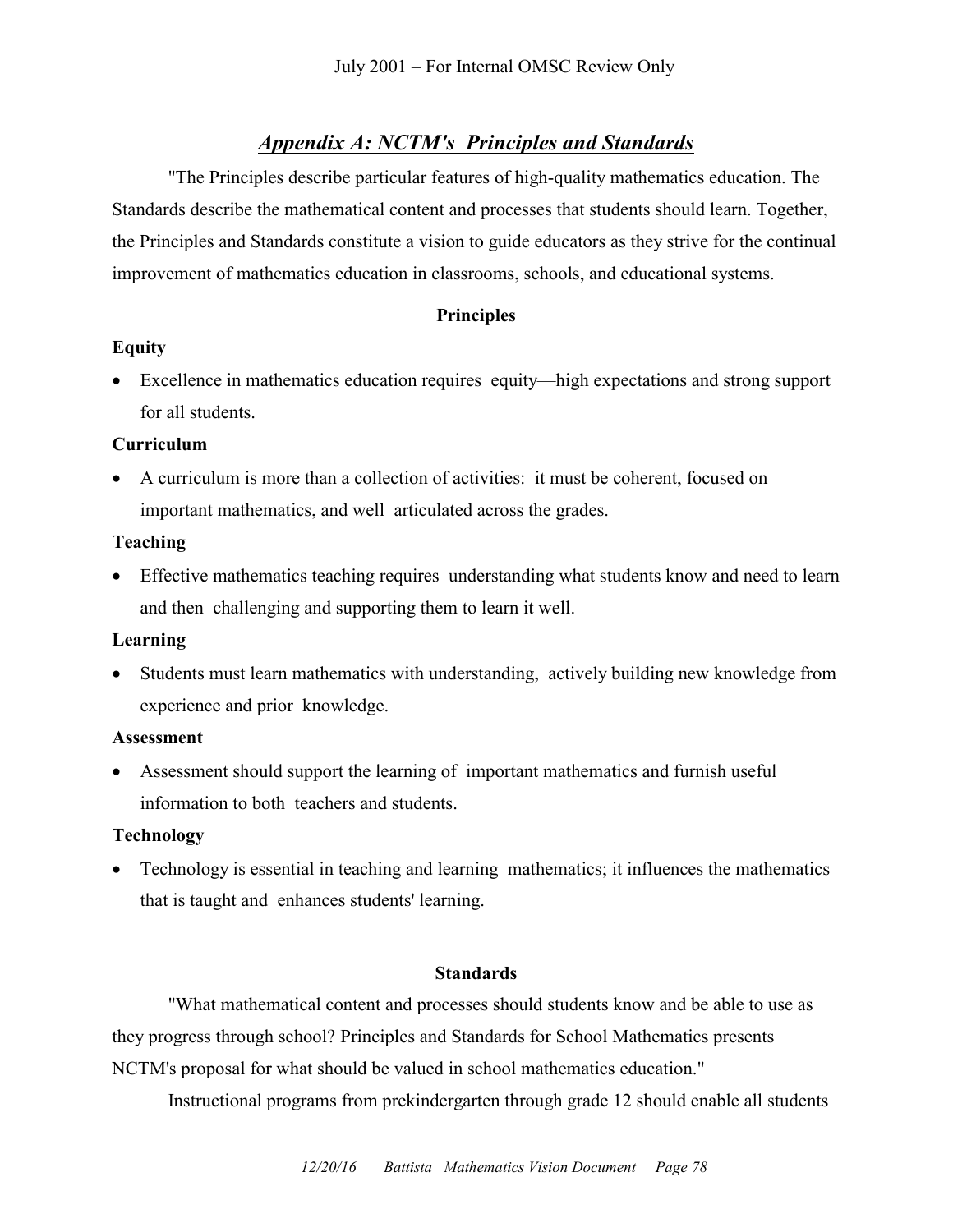## *Appendix A: NCTM's Principles and Standards*

"The Principles describe particular features of high-quality mathematics education. The Standards describe the mathematical content and processes that students should learn. Together, the Principles and Standards constitute a vision to guide educators as they strive for the continual improvement of mathematics education in classrooms, schools, and educational systems.

### Principles

**Equity**

- Excellence in mathematics education requires equity—high expectations and strong support for all students.

**Curriculum**

- A curriculum is more than a collection of activities: it must be coherent, focused on important mathematics, and well articulated across the grades.

**Teaching**

- Effective mathematics teaching requires understanding what students know and need to learn and then challenging and supporting them to learn it well.

**Learning**

- Students must learn mathematics with understanding, actively building new knowledge from experience and prior knowledge.

**Assessment**

- Assessment should support the learning of important mathematics and furnish useful information to both teachers and students.

**Technology**

- Technology is essential in teaching and learning mathematics; it influences the mathematics that is taught and enhances students' learning.

### Standards

"What mathematical content and processes should students know and be able to use as they progress through school? Principles and Standards for School Mathematics presents NCTM's proposal for what should be valued in school mathematics education."

Instructional programs from prekindergarten through grade 12 should enable all students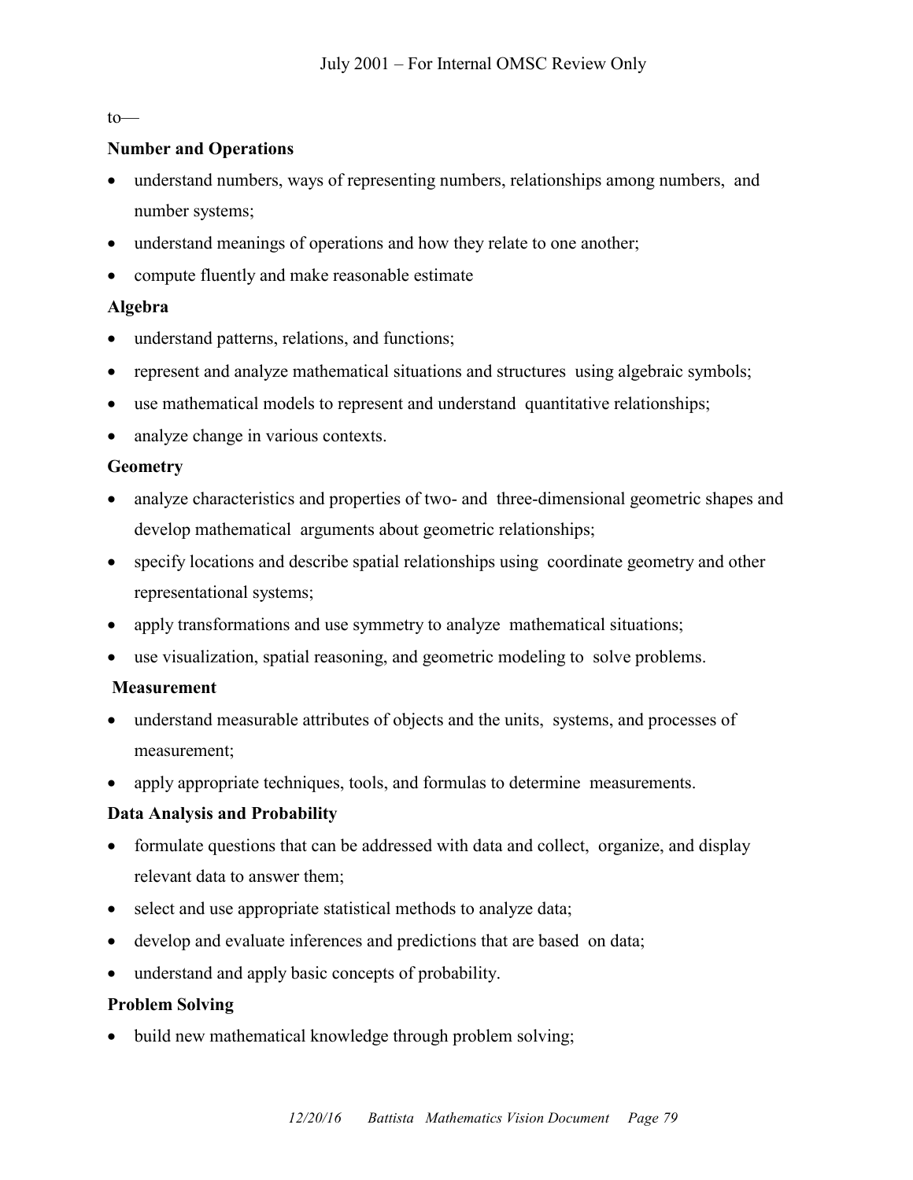to—

**Number and Operations**

- understand numbers, ways of representing numbers, relationships among numbers, and number systems;
- understand meanings of operations and how they relate to one another;
- compute fluently and make reasonable estimate

**Algebra**

- understand patterns, relations, and functions;
- represent and analyze mathematical situations and structures using algebraic symbols;
- use mathematical models to represent and understand quantitative relationships;
- analyze change in various contexts.

**Geometry**

- analyze characteristics and properties of two- and three-dimensional geometric shapes and develop mathematical arguments about geometric relationships;
- specify locations and describe spatial relationships using coordinate geometry and other representational systems;
- apply transformations and use symmetry to analyze mathematical situations;
- use visualization, spatial reasoning, and geometric modeling to solve problems.

**Measurement**

- understand measurable attributes of objects and the units, systems, and processes of measurement;
- apply appropriate techniques, tools, and formulas to determine measurements.

**Data Analysis and Probability**

- formulate questions that can be addressed with data and collect, organize, and display relevant data to answer them;
- select and use appropriate statistical methods to analyze data;
- develop and evaluate inferences and predictions that are based on data;
- understand and apply basic concepts of probability.

**Problem Solving**

- build new mathematical knowledge through problem solving;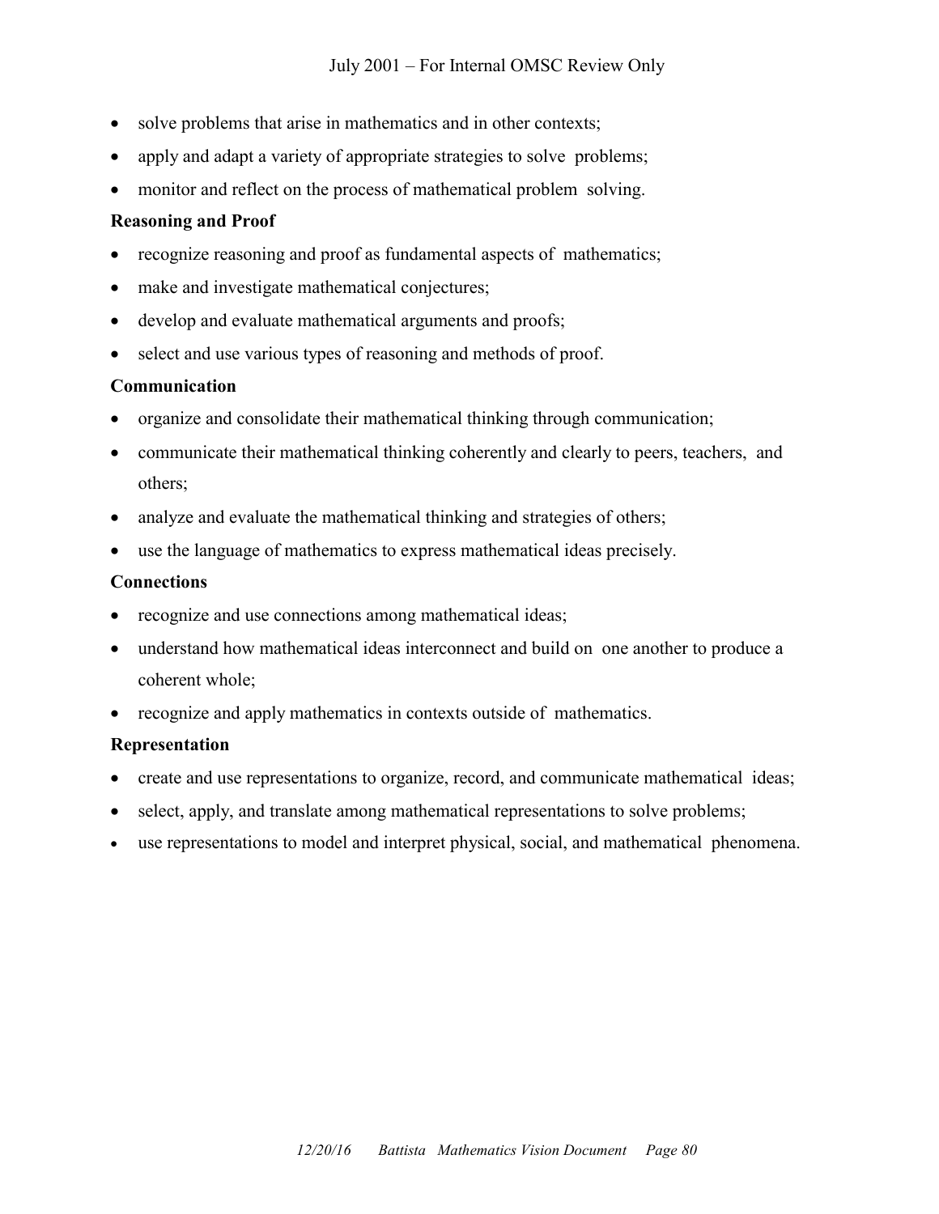- solve problems that arise in mathematics and in other contexts;
- apply and adapt a variety of appropriate strategies to solve problems;
- monitor and reflect on the process of mathematical problem solving.

**Reasoning and Proof**

- recognize reasoning and proof as fundamental aspects of mathematics;
- make and investigate mathematical conjectures;
- develop and evaluate mathematical arguments and proofs;
- select and use various types of reasoning and methods of proof.

**Communication**

- organize and consolidate their mathematical thinking through communication;
- communicate their mathematical thinking coherently and clearly to peers, teachers, and others;
- analyze and evaluate the mathematical thinking and strategies of others;
- use the language of mathematics to express mathematical ideas precisely.

**Connections**

- recognize and use connections among mathematical ideas;
- understand how mathematical ideas interconnect and build on one another to produce a coherent whole;
- recognize and apply mathematics in contexts outside of mathematics.

**Representation**

- create and use representations to organize, record, and communicate mathematical ideas;
- select, apply, and translate among mathematical representations to solve problems;
- use representations to model and interpret physical, social, and mathematical phenomena.